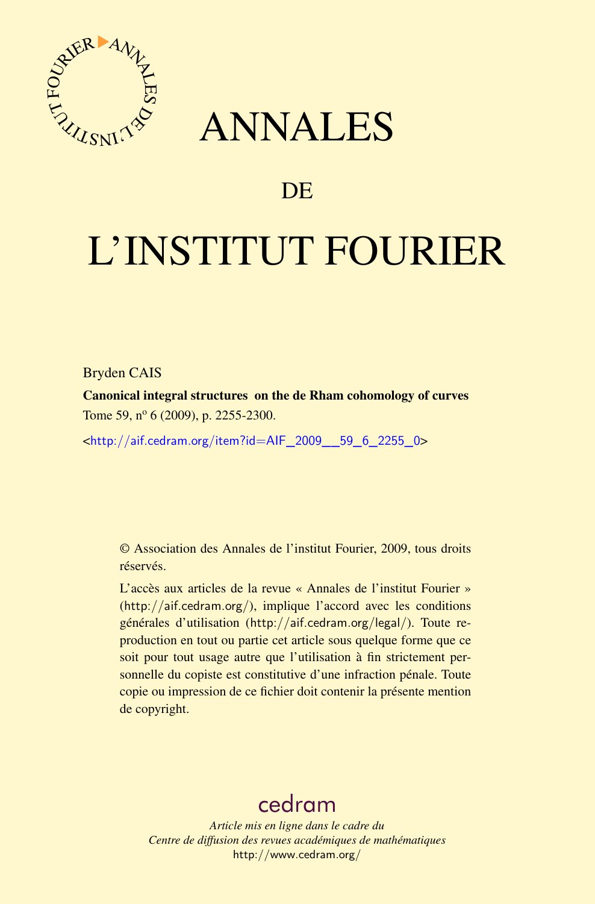# ANNALES

## DE

# L'INSTITUT FOURIER

Bryden CAIS

**Canonical integral structures on the de Rham cohomology of curves**

Tome 59, n$^{o}$ 6 (2009), p. 2255-2300.

<http://aif.cedram.org/item?id=AIF_2009__59_6_2255_0>

© Association des Annales de l'institut Fourier, 2009, tous droits réservés.

L'accès aux articles de la revue « Annales de l'institut Fourier » (http://aif.cedram.org/), implique l'accord avec les conditions générales d'utilisation (http://aif.cedram.org/legal/). Toute reproduction en tout ou partie cet article sous quelque forme que ce soit pour tout usage autre que l'utilisation à fin strictement personnelle du copiste est constitutive d'une infraction pénale. Toute copie ou impression de ce fichier doit contenir la présente mention de copyright.

cedram

*Article mis en ligne dans le cadre du*
*Centre de diffusion des revues académiques de mathématiques*
http://www.cedram.org/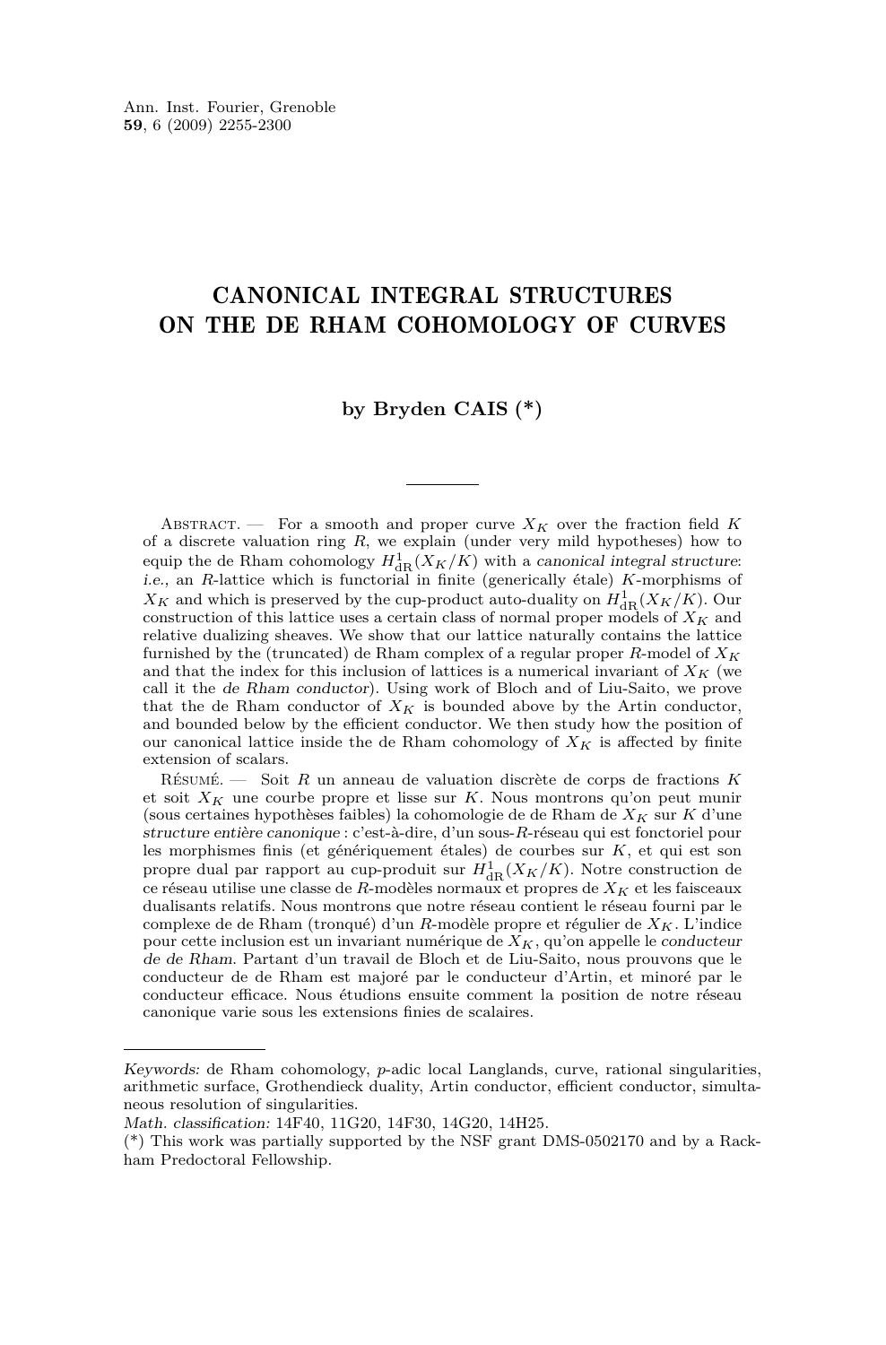# CANONICAL INTEGRAL STRUCTURES ON THE DE RHAM COHOMOLOGY OF CURVES

**by Bryden CAIS (*)**

---

Abstract. — For a smooth and proper curve $X_K$ over the fraction field $K$ of a discrete valuation ring $R$, we explain (under very mild hypotheses) how to equip the de Rham cohomology $H^1_{\mathrm{dR}}(X_K/K)$ with a *canonical integral structure*: *i.e.,* an $R$-lattice which is functorial in finite (generically étale) $K$-morphisms of $X_K$ and which is preserved by the cup-product auto-duality on $H^1_{\mathrm{dR}}(X_K/K)$. Our construction of this lattice uses a certain class of normal proper models of $X_K$ and relative dualizing sheaves. We show that our lattice naturally contains the lattice furnished by the (truncated) de Rham complex of a regular proper $R$-model of $X_K$ and that the index for this inclusion of lattices is a numerical invariant of $X_K$ (we call it the *de Rham conductor*). Using work of Bloch and of Liu-Saito, we prove that the de Rham conductor of $X_K$ is bounded above by the Artin conductor, and bounded below by the efficient conductor. We then study how the position of our canonical lattice inside the de Rham cohomology of $X_K$ is affected by finite extension of scalars.

Résumé. — Soit $R$ un anneau de valuation discrète de corps de fractions $K$ et soit $X_K$ une courbe propre et lisse sur $K$. Nous montrons qu'on peut munir (sous certaines hypothèses faibles) la cohomologie de de Rham de $X_K$ sur $K$ d'une *structure entière canonique* : c'est-à-dire, d'un sous-$R$-réseau qui est fonctoriel pour les morphismes finis (et génériquement étales) de courbes sur $K$, et qui est son propre dual par rapport au cup-produit sur $H^1_{\mathrm{dR}}(X_K/K)$. Notre construction de ce réseau utilise une classe de $R$-modèles normaux et propres de $X_K$ et les faisceaux dualisants relatifs. Nous montrons que notre réseau contient le réseau fourni par le complexe de de Rham (tronqué) d'un $R$-modèle propre et régulier de $X_K$. L'indice pour cette inclusion est un invariant numérique de $X_K$, qu'on appelle le *conducteur de de Rham*. Partant d'un travail de Bloch et de Liu-Saito, nous prouvons que le conducteur de de Rham est majoré par le conducteur d'Artin, et minoré par le conducteur efficace. Nous étudions ensuite comment la position de notre réseau canonique varie sous les extensions finies de scalaires.

---

*Keywords:* de Rham cohomology, $p$-adic local Langlands, curve, rational singularities, arithmetic surface, Grothendieck duality, Artin conductor, efficient conductor, simultaneous resolution of singularities.

*Math. classification:* 14F40, 11G20, 14F30, 14G20, 14H25.

(*) This work was partially supported by the NSF grant DMS-0502170 and by a Rackham Predoctoral Fellowship.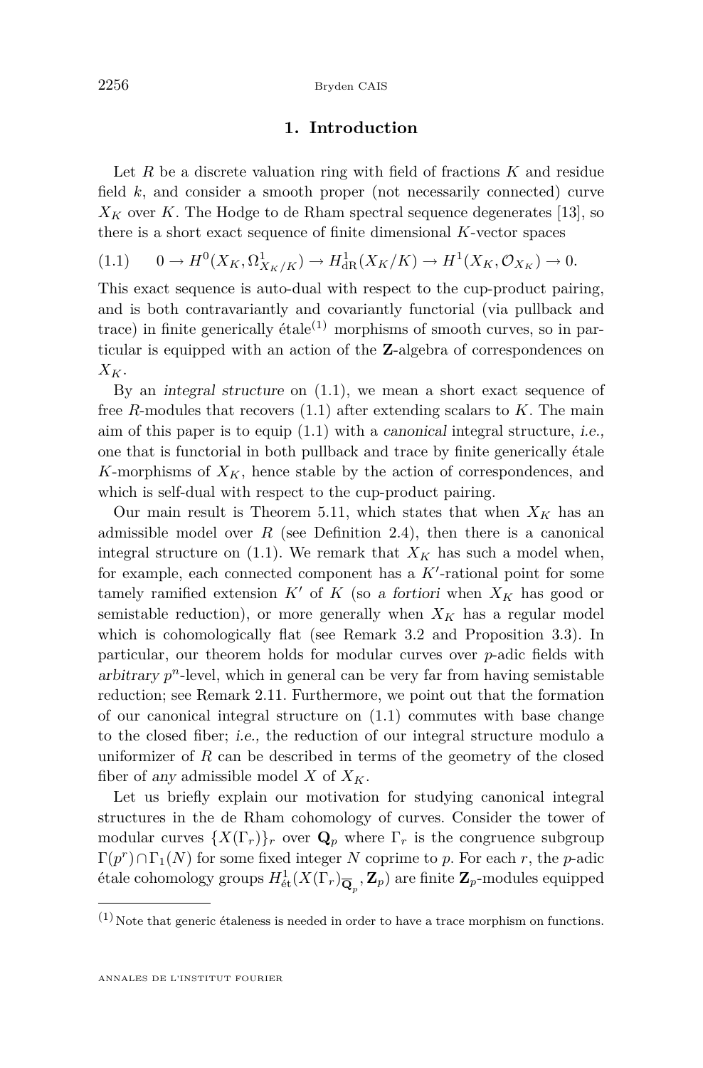## 1. Introduction

Let $R$ be a discrete valuation ring with field of fractions $K$ and residue field $k$, and consider a smooth proper (not necessarily connected) curve $X_K$ over $K$. The Hodge to de Rham spectral sequence degenerates [13], so there is a short exact sequence of finite dimensional $K$-vector spaces

$$0 \to H^0(X_K, \Omega^1_{X_K/K}) \to H^1_{\mathrm{dR}}(X_K/K) \to H^1(X_K, \mathcal{O}_{X_K}) \to 0. \tag{1.1}$$

This exact sequence is auto-dual with respect to the cup-product pairing, and is both contravariantly and covariantly functorial (via pullback and trace) in finite generically étale[(1)] morphisms of smooth curves, so in particular is equipped with an action of the $\mathbf{Z}$-algebra of correspondences on $X_K$.

By an *integral structure* on (1.1), we mean a short exact sequence of free $R$-modules that recovers (1.1) after extending scalars to $K$. The main aim of this paper is to equip (1.1) with a *canonical* integral structure, *i.e.*, one that is functorial in both pullback and trace by finite generically étale $K$-morphisms of $X_K$, hence stable by the action of correspondences, and which is self-dual with respect to the cup-product pairing.

Our main result is Theorem 5.11, which states that when $X_K$ has an admissible model over $R$ (see Definition 2.4), then there is a canonical integral structure on (1.1). We remark that $X_K$ has such a model when, for example, each connected component has a $K'$-rational point for some tamely ramified extension $K'$ of $K$ (so *a fortiori* when $X_K$ has good or semistable reduction), or more generally when $X_K$ has a regular model which is cohomologically flat (see Remark 3.2 and Proposition 3.3). In particular, our theorem holds for modular curves over $p$-adic fields with *arbitrary* $p^n$-level, which in general can be very far from having semistable reduction; see Remark 2.11. Furthermore, we point out that the formation of our canonical integral structure on (1.1) commutes with base change to the closed fiber; *i.e.*, the reduction of our integral structure modulo a uniformizer of $R$ can be described in terms of the geometry of the closed fiber of *any* admissible model $X$ of $X_K$.

Let us briefly explain our motivation for studying canonical integral structures in the de Rham cohomology of curves. Consider the tower of modular curves $\{X(\Gamma_r)\}_r$ over $\mathbf{Q}_p$ where $\Gamma_r$ is the congruence subgroup $\Gamma(p^r) \cap \Gamma_1(N)$ for some fixed integer $N$ coprime to $p$. For each $r$, the $p$-adic étale cohomology groups $H^1_{\text{ét}}(X(\Gamma_r)_{\overline{\mathbf{Q}}_p}, \mathbf{Z}_p)$ are finite $\mathbf{Z}_p$-modules equipped

---

[(1)] Note that generic étaleness is needed in order to have a trace morphism on functions.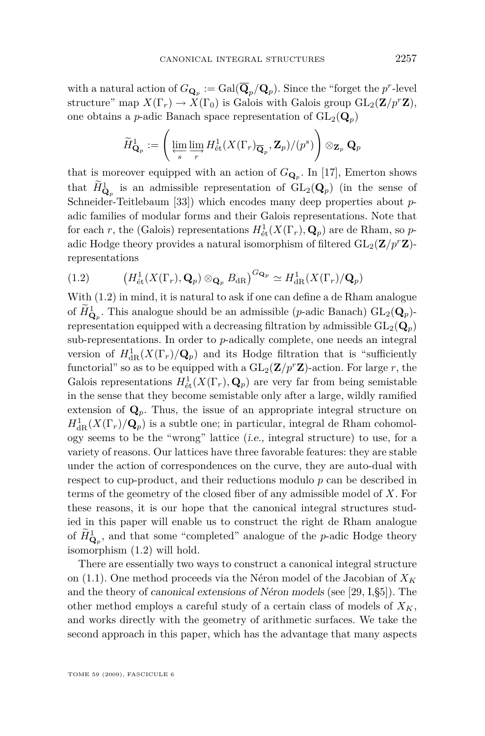with a natural action of $G_{\mathbf{Q}_p} := \mathrm{Gal}(\overline{\mathbf{Q}}_p/\mathbf{Q}_p)$. Since the "forget the $p^r$-level structure" map $X(\Gamma_r) \to X(\Gamma_0)$ is Galois with Galois group $\mathrm{GL}_2(\mathbf{Z}/p^r\mathbf{Z})$, one obtains a $p$-adic Banach space representation of $\mathrm{GL}_2(\mathbf{Q}_p)$

$$\widetilde{H}^1_{\mathbf{Q}_p} := \left( \varprojlim_s \varinjlim_r H^1_{\text{ét}}(X(\Gamma_r)_{\overline{\mathbf{Q}}_p}, \mathbf{Z}_p)/(p^s) \right) \otimes_{\mathbf{Z}_p} \mathbf{Q}_p$$

that is moreover equipped with an action of $G_{\mathbf{Q}_p}$. In [17], Emerton shows that $\widetilde{H}^1_{\mathbf{Q}_p}$ is an admissible representation of $\mathrm{GL}_2(\mathbf{Q}_p)$ (in the sense of Schneider-Teitlebaum [33]) which encodes many deep properties about $p$-adic families of modular forms and their Galois representations. Note that for each $r$, the (Galois) representations $H^1_{\text{ét}}(X(\Gamma_r), \mathbf{Q}_p)$ are de Rham, so $p$-adic Hodge theory provides a natural isomorphism of filtered $\mathrm{GL}_2(\mathbf{Z}/p^r\mathbf{Z})$-representations

$$(1.2) \qquad \left(H^1_{\text{ét}}(X(\Gamma_r), \mathbf{Q}_p) \otimes_{\mathbf{Q}_p} B_{\mathrm{dR}}\right)^{G_{\mathbf{Q}_p}} \simeq H^1_{\mathrm{dR}}(X(\Gamma_r)/\mathbf{Q}_p)$$

With (1.2) in mind, it is natural to ask if one can define a de Rham analogue of $\widetilde{H}^1_{\mathbf{Q}_p}$. This analogue should be an admissible ($p$-adic Banach) $\mathrm{GL}_2(\mathbf{Q}_p)$-representation equipped with a decreasing filtration by admissible $\mathrm{GL}_2(\mathbf{Q}_p)$ sub-representations. In order to $p$-adically complete, one needs an integral version of $H^1_{\mathrm{dR}}(X(\Gamma_r)/\mathbf{Q}_p)$ and its Hodge filtration that is "sufficiently functorial" so as to be equipped with a $\mathrm{GL}_2(\mathbf{Z}/p^r\mathbf{Z})$-action. For large $r$, the Galois representations $H^1_{\text{ét}}(X(\Gamma_r), \mathbf{Q}_p)$ are very far from being semistable in the sense that they become semistable only after a large, wildly ramified extension of $\mathbf{Q}_p$. Thus, the issue of an appropriate integral structure on $H^1_{\mathrm{dR}}(X(\Gamma_r)/\mathbf{Q}_p)$ is a subtle one; in particular, integral de Rham cohomology seems to be the "wrong" lattice (*i.e.,* integral structure) to use, for a variety of reasons. Our lattices have three favorable features: they are stable under the action of correspondences on the curve, they are auto-dual with respect to cup-product, and their reductions modulo $p$ can be described in terms of the geometry of the closed fiber of any admissible model of $X$. For these reasons, it is our hope that the canonical integral structures studied in this paper will enable us to construct the right de Rham analogue of $\widetilde{H}^1_{\mathbf{Q}_p}$, and that some "completed" analogue of the $p$-adic Hodge theory isomorphism (1.2) will hold.

There are essentially two ways to construct a canonical integral structure on (1.1). One method proceeds via the Néron model of the Jacobian of $X_K$ and the theory of *canonical extensions of Néron models* (see [29, I,§5]). The other method employs a careful study of a certain class of models of $X_K$, and works directly with the geometry of arithmetic surfaces. We take the second approach in this paper, which has the advantage that many aspects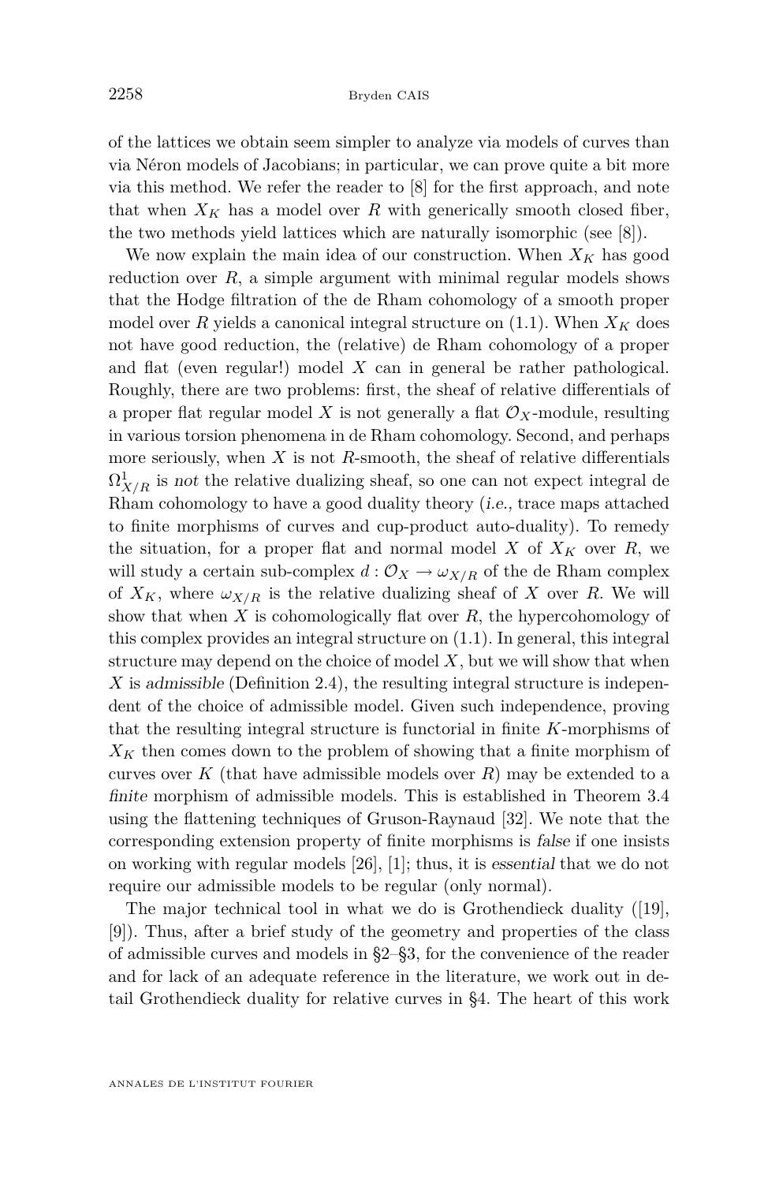of the lattices we obtain seem simpler to analyze via models of curves than via Néron models of Jacobians; in particular, we can prove quite a bit more via this method. We refer the reader to [8] for the first approach, and note that when $X_K$ has a model over $R$ with generically smooth closed fiber, the two methods yield lattices which are naturally isomorphic (see [8]).

We now explain the main idea of our construction. When $X_K$ has good reduction over $R$, a simple argument with minimal regular models shows that the Hodge filtration of the de Rham cohomology of a smooth proper model over $R$ yields a canonical integral structure on (1.1). When $X_K$ does not have good reduction, the (relative) de Rham cohomology of a proper and flat (even regular!) model $X$ can in general be rather pathological. Roughly, there are two problems: first, the sheaf of relative differentials of a proper flat regular model $X$ is not generally a flat $\mathcal{O}_X$-module, resulting in various torsion phenomena in de Rham cohomology. Second, and perhaps more seriously, when $X$ is not $R$-smooth, the sheaf of relative differentials $\Omega^1_{X/R}$ is *not* the relative dualizing sheaf, so one can not expect integral de Rham cohomology to have a good duality theory (*i.e.*, trace maps attached to finite morphisms of curves and cup-product auto-duality). To remedy the situation, for a proper flat and normal model $X$ of $X_K$ over $R$, we will study a certain sub-complex $d : \mathcal{O}_X \to \omega_{X/R}$ of the de Rham complex of $X_K$, where $\omega_{X/R}$ is the relative dualizing sheaf of $X$ over $R$. We will show that when $X$ is cohomologically flat over $R$, the hypercohomology of this complex provides an integral structure on (1.1). In general, this integral structure may depend on the choice of model $X$, but we will show that when $X$ is *admissible* (Definition 2.4), the resulting integral structure is independent of the choice of admissible model. Given such independence, proving that the resulting integral structure is functorial in finite $K$-morphisms of $X_K$ then comes down to the problem of showing that a finite morphism of curves over $K$ (that have admissible models over $R$) may be extended to a *finite* morphism of admissible models. This is established in Theorem 3.4 using the flattening techniques of Gruson-Raynaud [32]. We note that the corresponding extension property of finite morphisms is *false* if one insists on working with regular models [26], [1]; thus, it is *essential* that we do not require our admissible models to be regular (only normal).

The major technical tool in what we do is Grothendieck duality ([19], [9]). Thus, after a brief study of the geometry and properties of the class of admissible curves and models in §2–§3, for the convenience of the reader and for lack of an adequate reference in the literature, we work out in detail Grothendieck duality for relative curves in §4. The heart of this work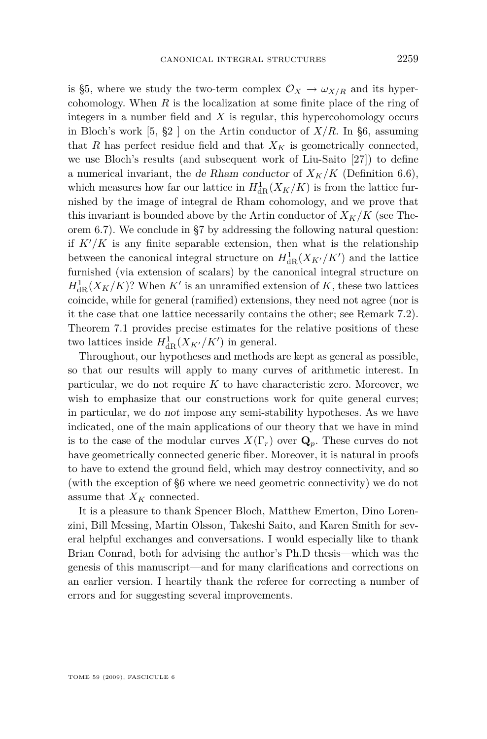is §5, where we study the two-term complex $\mathcal{O}_X \to \omega_{X/R}$ and its hypercohomology. When $R$ is the localization at some finite place of the ring of integers in a number field and $X$ is regular, this hypercohomology occurs in Bloch's work [5, §2 ] on the Artin conductor of $X/R$. In §6, assuming that $R$ has perfect residue field and that $X_K$ is geometrically connected, we use Bloch's results (and subsequent work of Liu-Saito [27]) to define a numerical invariant, the *de Rham conductor* of $X_K/K$ (Definition 6.6), which measures how far our lattice in $H^1_{\mathrm{dR}}(X_K/K)$ is from the lattice furnished by the image of integral de Rham cohomology, and we prove that this invariant is bounded above by the Artin conductor of $X_K/K$ (see Theorem 6.7). We conclude in §7 by addressing the following natural question: if $K'/K$ is any finite separable extension, then what is the relationship between the canonical integral structure on $H^1_{\mathrm{dR}}(X_{K'}/K')$ and the lattice furnished (via extension of scalars) by the canonical integral structure on $H^1_{\mathrm{dR}}(X_K/K)$? When $K'$ is an unramified extension of $K$, these two lattices coincide, while for general (ramified) extensions, they need not agree (nor is it the case that one lattice necessarily contains the other; see Remark 7.2). Theorem 7.1 provides precise estimates for the relative positions of these two lattices inside $H^1_{\mathrm{dR}}(X_{K'}/K')$ in general.

Throughout, our hypotheses and methods are kept as general as possible, so that our results will apply to many curves of arithmetic interest. In particular, we do not require $K$ to have characteristic zero. Moreover, we wish to emphasize that our constructions work for quite general curves; in particular, we do *not* impose any semi-stability hypotheses. As we have indicated, one of the main applications of our theory that we have in mind is to the case of the modular curves $X(\Gamma_r)$ over $\mathbf{Q}_p$. These curves do not have geometrically connected generic fiber. Moreover, it is natural in proofs to have to extend the ground field, which may destroy connectivity, and so (with the exception of §6 where we need geometric connectivity) we do not assume that $X_K$ connected.

It is a pleasure to thank Spencer Bloch, Matthew Emerton, Dino Lorenzini, Bill Messing, Martin Olsson, Takeshi Saito, and Karen Smith for several helpful exchanges and conversations. I would especially like to thank Brian Conrad, both for advising the author's Ph.D thesis—which was the genesis of this manuscript—and for many clarifications and corrections on an earlier version. I heartily thank the referee for correcting a number of errors and for suggesting several improvements.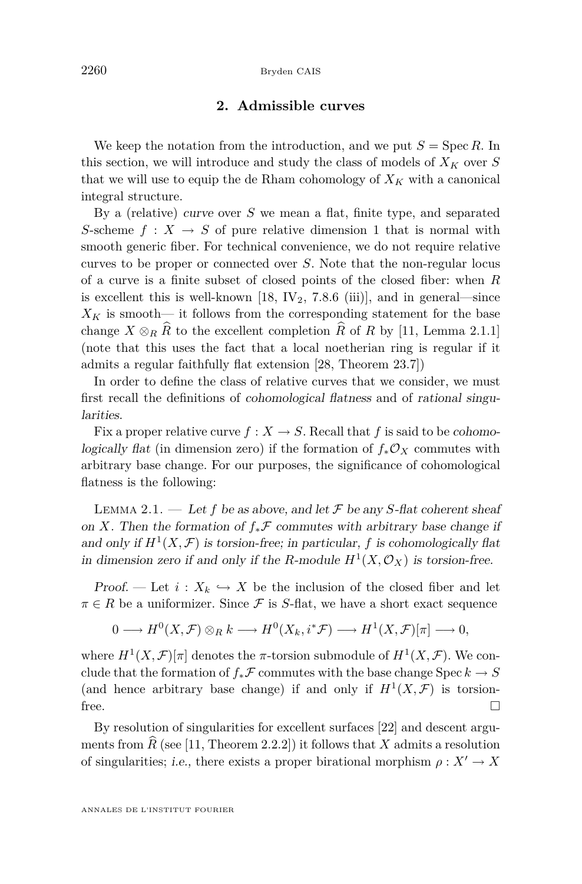## 2. Admissible curves

We keep the notation from the introduction, and we put $S = \operatorname{Spec} R$. In this section, we will introduce and study the class of models of $X_K$ over $S$ that we will use to equip the de Rham cohomology of $X_K$ with a canonical integral structure.

By a (relative) *curve* over $S$ we mean a flat, finite type, and separated $S$-scheme $f : X \to S$ of pure relative dimension 1 that is normal with smooth generic fiber. For technical convenience, we do not require relative curves to be proper or connected over $S$. Note that the non-regular locus of a curve is a finite subset of closed points of the closed fiber: when $R$ is excellent this is well-known [18, $\mathrm{IV}_2$, 7.8.6 (iii)], and in general—since $X_K$ is smooth— it follows from the corresponding statement for the base change $X \otimes_R \widehat{R}$ to the excellent completion $\widehat{R}$ of $R$ by [11, Lemma 2.1.1] (note that this uses the fact that a local noetherian ring is regular if it admits a regular faithfully flat extension [28, Theorem 23.7])

In order to define the class of relative curves that we consider, we must first recall the definitions of *cohomological flatness* and of *rational singularities*.

Fix a proper relative curve $f : X \to S$. Recall that $f$ is said to be *cohomologically flat* (in dimension zero) if the formation of $f_*\mathcal{O}_X$ commutes with arbitrary base change. For our purposes, the significance of cohomological flatness is the following:

Lemma 2.1. — *Let $f$ be as above, and let $\mathcal{F}$ be any $S$-flat coherent sheaf on $X$. Then the formation of $f_*\mathcal{F}$ commutes with arbitrary base change if and only if $H^1(X, \mathcal{F})$ is torsion-free; in particular, $f$ is cohomologically flat in dimension zero if and only if the $R$-module $H^1(X, \mathcal{O}_X)$ is torsion-free.*

*Proof.* — Let $i : X_k \hookrightarrow X$ be the inclusion of the closed fiber and let $\pi \in R$ be a uniformizer. Since $\mathcal{F}$ is $S$-flat, we have a short exact sequence

$$0 \longrightarrow H^0(X, \mathcal{F}) \otimes_R k \longrightarrow H^0(X_k, i^*\mathcal{F}) \longrightarrow H^1(X, \mathcal{F})[\pi] \longrightarrow 0,$$

where $H^1(X, \mathcal{F})[\pi]$ denotes the $\pi$-torsion submodule of $H^1(X, \mathcal{F})$. We conclude that the formation of $f_*\mathcal{F}$ commutes with the base change $\operatorname{Spec} k \to S$ (and hence arbitrary base change) if and only if $H^1(X, \mathcal{F})$ is torsion-free. $\square$

By resolution of singularities for excellent surfaces [22] and descent arguments from $\widehat{R}$ (see [11, Theorem 2.2.2]) it follows that $X$ admits a resolution of singularities; *i.e.,* there exists a proper birational morphism $\rho : X' \to X$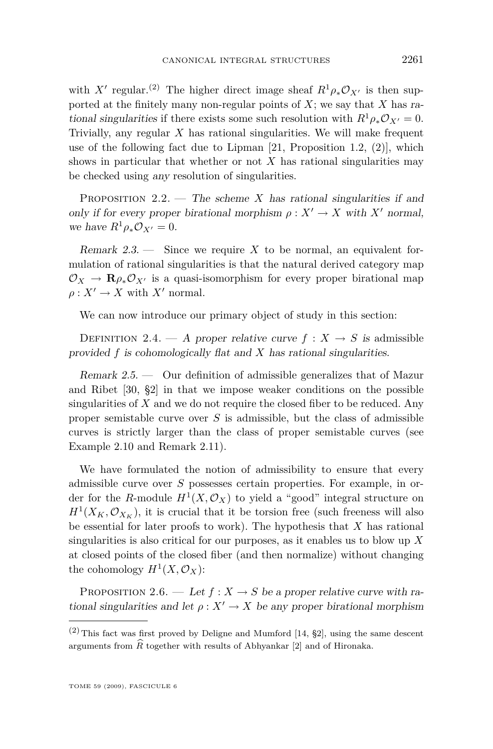with $X'$ regular.[2] The higher direct image sheaf $R^1\rho_*\mathcal{O}_{X'}$ is then supported at the finitely many non-regular points of $X$; we say that $X$ has *rational singularities* if there exists some such resolution with $R^1\rho_*\mathcal{O}_{X'} = 0$. Trivially, any regular $X$ has rational singularities. We will make frequent use of the following fact due to Lipman [21, Proposition 1.2, (2)], which shows in particular that whether or not $X$ has rational singularities may be checked using *any* resolution of singularities.

Proposition 2.2. — *The scheme $X$ has rational singularities if and only if for every proper birational morphism $\rho : X' \to X$ with $X'$ normal, we have $R^1\rho_*\mathcal{O}_{X'} = 0$.*

*Remark 2.3.* — Since we require $X$ to be normal, an equivalent formulation of rational singularities is that the natural derived category map $\mathcal{O}_X \to \mathbf{R}\rho_*\mathcal{O}_{X'}$ is a quasi-isomorphism for every proper birational map $\rho : X' \to X$ with $X'$ normal.

We can now introduce our primary object of study in this section:

Definition 2.4. — *A proper relative curve $f : X \to S$ is* admissible *provided $f$ is cohomologically flat and $X$ has rational singularities.*

*Remark 2.5.* — Our definition of admissible generalizes that of Mazur and Ribet [30, §2] in that we impose weaker conditions on the possible singularities of $X$ and we do not require the closed fiber to be reduced. Any proper semistable curve over $S$ is admissible, but the class of admissible curves is strictly larger than the class of proper semistable curves (see Example 2.10 and Remark 2.11).

We have formulated the notion of admissibility to ensure that every admissible curve over $S$ possesses certain properties. For example, in order for the $R$-module $H^1(X, \mathcal{O}_X)$ to yield a "good" integral structure on $H^1(X_K, \mathcal{O}_{X_K})$, it is crucial that it be torsion free (such freeness will also be essential for later proofs to work). The hypothesis that $X$ has rational singularities is also critical for our purposes, as it enables us to blow up $X$ at closed points of the closed fiber (and then normalize) without changing the cohomology $H^1(X, \mathcal{O}_X)$:

Proposition 2.6. — *Let $f : X \to S$ be a proper relative curve with rational singularities and let $\rho : X' \to X$ be any proper birational morphism*

[2] This fact was first proved by Deligne and Mumford [14, §2], using the same descent arguments from $\widehat{R}$ together with results of Abhyankar [2] and of Hironaka.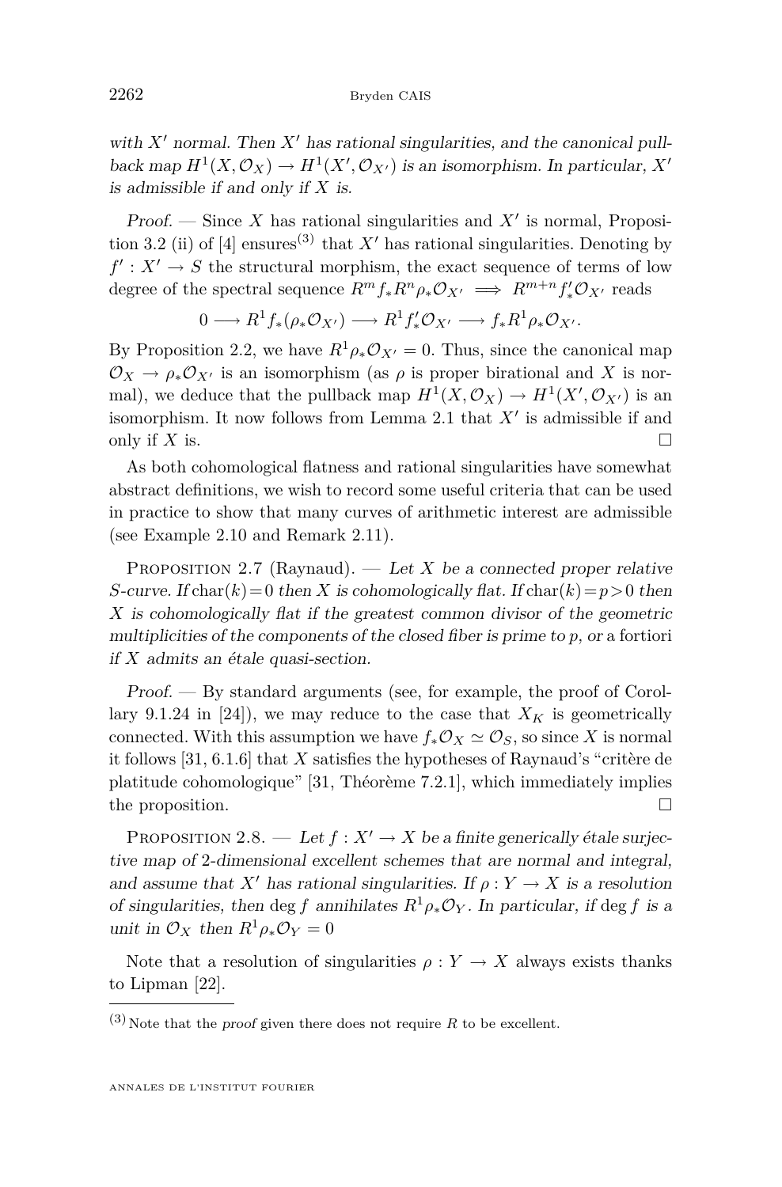*with $X'$ normal. Then $X'$ has rational singularities, and the canonical pullback map $H^1(X, \mathcal{O}_X) \to H^1(X', \mathcal{O}_{X'})$ is an isomorphism. In particular, $X'$ is admissible if and only if $X$ is.*

*Proof.* — Since $X$ has rational singularities and $X'$ is normal, Proposition 3.2 (ii) of [4] ensures[3] that $X'$ has rational singularities. Denoting by $f' : X' \to S$ the structural morphism, the exact sequence of terms of low degree of the spectral sequence $R^m f_* R^n \rho_* \mathcal{O}_{X'} \implies R^{m+n} f'_* \mathcal{O}_{X'}$ reads

$$0 \longrightarrow R^1 f_*(\rho_* \mathcal{O}_{X'}) \longrightarrow R^1 f'_* \mathcal{O}_{X'} \longrightarrow f_* R^1 \rho_* \mathcal{O}_{X'}.$$

By Proposition 2.2, we have $R^1 \rho_* \mathcal{O}_{X'} = 0$. Thus, since the canonical map $\mathcal{O}_X \to \rho_* \mathcal{O}_{X'}$ is an isomorphism (as $\rho$ is proper birational and $X$ is normal), we deduce that the pullback map $H^1(X, \mathcal{O}_X) \to H^1(X', \mathcal{O}_{X'})$ is an isomorphism. It now follows from Lemma 2.1 that $X'$ is admissible if and only if $X$ is. □

As both cohomological flatness and rational singularities have somewhat abstract definitions, we wish to record some useful criteria that can be used in practice to show that many curves of arithmetic interest are admissible (see Example 2.10 and Remark 2.11).

Proposition 2.7 (Raynaud). — *Let $X$ be a connected proper relative $S$-curve. If $\mathrm{char}(k) = 0$ then $X$ is cohomologically flat. If $\mathrm{char}(k) = p > 0$ then $X$ is cohomologically flat if the greatest common divisor of the geometric multiplicities of the components of the closed fiber is prime to $p$, or* a fortiori *if $X$ admits an étale quasi-section.*

*Proof.* — By standard arguments (see, for example, the proof of Corollary 9.1.24 in [24]), we may reduce to the case that $X_K$ is geometrically connected. With this assumption we have $f_* \mathcal{O}_X \simeq \mathcal{O}_S$, so since $X$ is normal it follows [31, 6.1.6] that $X$ satisfies the hypotheses of Raynaud's "critère de platitude cohomologique" [31, Théorème 7.2.1], which immediately implies the proposition. □

Proposition 2.8. — *Let $f : X' \to X$ be a finite generically étale surjective map of 2-dimensional excellent schemes that are normal and integral, and assume that $X'$ has rational singularities. If $\rho : Y \to X$ is a resolution of singularities, then $\deg f$ annihilates $R^1 \rho_* \mathcal{O}_Y$. In particular, if $\deg f$ is a unit in $\mathcal{O}_X$ then $R^1 \rho_* \mathcal{O}_Y = 0$*

Note that a resolution of singularities $\rho : Y \to X$ always exists thanks to Lipman [22].

---

[3] Note that the *proof* given there does not require $R$ to be excellent.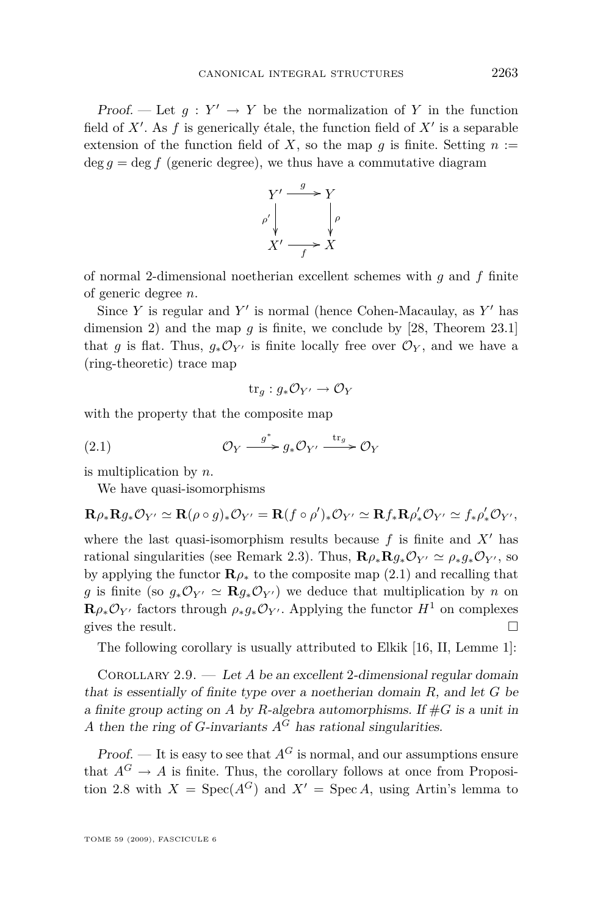*Proof.* — Let $g : Y' \to Y$ be the normalization of $Y$ in the function field of $X'$. As $f$ is generically étale, the function field of $X'$ is a separable extension of the function field of $X$, so the map $g$ is finite. Setting $n := \deg g = \deg f$ (generic degree), we thus have a commutative diagram

$$\begin{array}{ccc} Y' & \xrightarrow{g} & Y \\ {\scriptstyle \rho'}\downarrow & & \downarrow{\scriptstyle \rho} \\ X' & \xrightarrow[f]{} & X \end{array}$$

of normal 2-dimensional noetherian excellent schemes with $g$ and $f$ finite of generic degree $n$.

Since $Y$ is regular and $Y'$ is normal (hence Cohen-Macaulay, as $Y'$ has dimension 2) and the map $g$ is finite, we conclude by [28, Theorem 23.1] that $g$ is flat. Thus, $g_*\mathcal{O}_{Y'}$ is finite locally free over $\mathcal{O}_Y$, and we have a (ring-theoretic) trace map

$$\mathrm{tr}_g : g_*\mathcal{O}_{Y'} \to \mathcal{O}_Y$$

with the property that the composite map

$$\mathcal{O}_Y \xrightarrow{g^*} g_*\mathcal{O}_{Y'} \xrightarrow{\mathrm{tr}_g} \mathcal{O}_Y \tag{2.1}$$

is multiplication by $n$.

We have quasi-isomorphisms

$$\mathbf{R}\rho_*\mathbf{R}g_*\mathcal{O}_{Y'} \simeq \mathbf{R}(\rho\circ g)_*\mathcal{O}_{Y'} = \mathbf{R}(f\circ\rho')_*\mathcal{O}_{Y'} \simeq \mathbf{R}f_*\mathbf{R}\rho'_*\mathcal{O}_{Y'} \simeq f_*\rho'_*\mathcal{O}_{Y'},$$

where the last quasi-isomorphism results because $f$ is finite and $X'$ has rational singularities (see Remark 2.3). Thus, $\mathbf{R}\rho_*\mathbf{R}g_*\mathcal{O}_{Y'} \simeq \rho_*g_*\mathcal{O}_{Y'}$, so by applying the functor $\mathbf{R}\rho_*$ to the composite map (2.1) and recalling that $g$ is finite (so $g_*\mathcal{O}_{Y'} \simeq \mathbf{R}g_*\mathcal{O}_{Y'}$) we deduce that multiplication by $n$ on $\mathbf{R}\rho_*\mathcal{O}_{Y'}$ factors through $\rho_*g_*\mathcal{O}_{Y'}$. Applying the functor $H^1$ on complexes gives the result. □

The following corollary is usually attributed to Elkik [16, II, Lemme 1]:

Corollary 2.9. — *Let $A$ be an excellent 2-dimensional regular domain that is essentially of finite type over a noetherian domain $R$, and let $G$ be a finite group acting on $A$ by $R$-algebra automorphisms. If $\#G$ is a unit in $A$ then the ring of $G$-invariants $A^G$ has rational singularities.*

*Proof.* — It is easy to see that $A^G$ is normal, and our assumptions ensure that $A^G \to A$ is finite. Thus, the corollary follows at once from Proposition 2.8 with $X = \mathrm{Spec}(A^G)$ and $X' = \mathrm{Spec}\,A$, using Artin's lemma to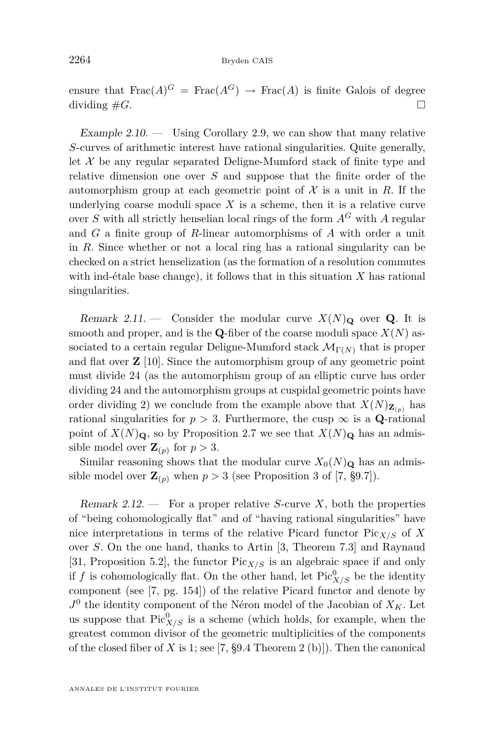ensure that $\mathrm{Frac}(A)^G = \mathrm{Frac}(A^G) \to \mathrm{Frac}(A)$ is finite Galois of degree dividing $\#G$. $\square$

*Example 2.10.* — Using Corollary 2.9, we can show that many relative $S$-curves of arithmetic interest have rational singularities. Quite generally, let $\mathcal{X}$ be any regular separated Deligne-Mumford stack of finite type and relative dimension one over $S$ and suppose that the finite order of the automorphism group at each geometric point of $\mathcal{X}$ is a unit in $R$. If the underlying coarse moduli space $X$ is a scheme, then it is a relative curve over $S$ with all strictly henselian local rings of the form $A^G$ with $A$ regular and $G$ a finite group of $R$-linear automorphisms of $A$ with order a unit in $R$. Since whether or not a local ring has a rational singularity can be checked on a strict henselization (as the formation of a resolution commutes with ind-étale base change), it follows that in this situation $X$ has rational singularities.

*Remark 2.11.* — Consider the modular curve $X(N)_{\mathbf{Q}}$ over $\mathbf{Q}$. It is smooth and proper, and is the $\mathbf{Q}$-fiber of the coarse moduli space $X(N)$ associated to a certain regular Deligne-Mumford stack $\mathcal{M}_{\Gamma(N)}$ that is proper and flat over $\mathbf{Z}$ [10]. Since the automorphism group of any geometric point must divide 24 (as the automorphism group of an elliptic curve has order dividing 24 and the automorphism groups at cuspidal geometric points have order dividing 2) we conclude from the example above that $X(N)_{\mathbf{Z}_{(p)}}$ has rational singularities for $p > 3$. Furthermore, the cusp $\infty$ is a $\mathbf{Q}$-rational point of $X(N)_{\mathbf{Q}}$, so by Proposition 2.7 we see that $X(N)_{\mathbf{Q}}$ has an admissible model over $\mathbf{Z}_{(p)}$ for $p > 3$.

Similar reasoning shows that the modular curve $X_0(N)_{\mathbf{Q}}$ has an admissible model over $\mathbf{Z}_{(p)}$ when $p > 3$ (see Proposition 3 of [7, §9.7]).

*Remark 2.12.* — For a proper relative $S$-curve $X$, both the properties of "being cohomologically flat" and of "having rational singularities" have nice interpretations in terms of the relative Picard functor $\mathrm{Pic}_{X/S}$ of $X$ over $S$. On the one hand, thanks to Artin [3, Theorem 7.3] and Raynaud [31, Proposition 5.2], the functor $\mathrm{Pic}_{X/S}$ is an algebraic space if and only if $f$ is cohomologically flat. On the other hand, let $\mathrm{Pic}^0_{X/S}$ be the identity component (see [7, pg. 154]) of the relative Picard functor and denote by $J^0$ the identity component of the Néron model of the Jacobian of $X_K$. Let us suppose that $\mathrm{Pic}^0_{X/S}$ is a scheme (which holds, for example, when the greatest common divisor of the geometric multiplicities of the components of the closed fiber of $X$ is 1; see [7, §9.4 Theorem 2 (b)]). Then the canonical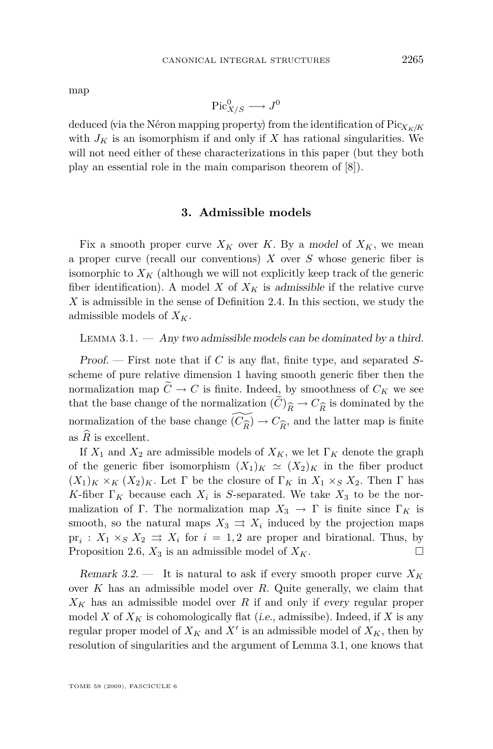map

$$\mathrm{Pic}^0_{X/S} \longrightarrow J^0$$

deduced (via the Néron mapping property) from the identification of $\mathrm{Pic}_{X_K/K}$ with $J_K$ is an isomorphism if and only if $X$ has rational singularities. We will not need either of these characterizations in this paper (but they both play an essential role in the main comparison theorem of [8]).

## 3. Admissible models

Fix a smooth proper curve $X_K$ over $K$. By a *model* of $X_K$, we mean a proper curve (recall our conventions) $X$ over $S$ whose generic fiber is isomorphic to $X_K$ (although we will not explicitly keep track of the generic fiber identification). A model $X$ of $X_K$ is *admissible* if the relative curve $X$ is admissible in the sense of Definition 2.4. In this section, we study the admissible models of $X_K$.

Lemma 3.1. — *Any two admissible models can be dominated by a third.*

*Proof.* — First note that if $C$ is any flat, finite type, and separated $S$-scheme of pure relative dimension 1 having smooth generic fiber then the normalization map $\widetilde{C} \to C$ is finite. Indeed, by smoothness of $C_K$ we see that the base change of the normalization $(\widetilde{C})_{\widehat{R}} \to C_{\widehat{R}}$ is dominated by the normalization of the base change $\widetilde{(C_{\widehat{R}})} \to C_{\widehat{R}}$, and the latter map is finite as $\widehat{R}$ is excellent.

If $X_1$ and $X_2$ are admissible models of $X_K$, we let $\Gamma_K$ denote the graph of the generic fiber isomorphism $(X_1)_K \simeq (X_2)_K$ in the fiber product $(X_1)_K \times_K (X_2)_K$. Let $\Gamma$ be the closure of $\Gamma_K$ in $X_1 \times_S X_2$. Then $\Gamma$ has $K$-fiber $\Gamma_K$ because each $X_i$ is $S$-separated. We take $X_3$ to be the normalization of $\Gamma$. The normalization map $X_3 \to \Gamma$ is finite since $\Gamma_K$ is smooth, so the natural maps $X_3 \rightrightarrows X_i$ induced by the projection maps $\mathrm{pr}_i : X_1 \times_S X_2 \rightrightarrows X_i$ for $i = 1, 2$ are proper and birational. Thus, by Proposition 2.6, $X_3$ is an admissible model of $X_K$. □

*Remark 3.2.* — It is natural to ask if every smooth proper curve $X_K$ over $K$ has an admissible model over $R$. Quite generally, we claim that $X_K$ has an admissible model over $R$ if and only if *every* regular proper model $X$ of $X_K$ is cohomologically flat (*i.e.*, admissibe). Indeed, if $X$ is any regular proper model of $X_K$ and $X'$ is an admissible model of $X_K$, then by resolution of singularities and the argument of Lemma 3.1, one knows that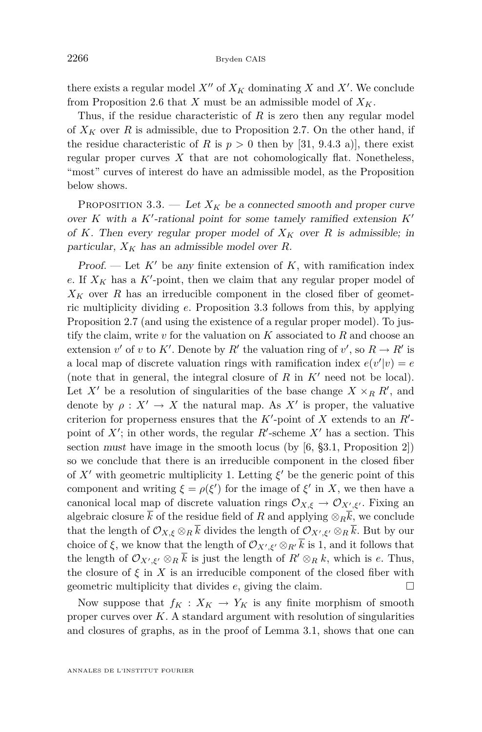there exists a regular model $X''$ of $X_K$ dominating $X$ and $X'$. We conclude from Proposition 2.6 that $X$ must be an admissible model of $X_K$.

Thus, if the residue characteristic of $R$ is zero then any regular model of $X_K$ over $R$ is admissible, due to Proposition 2.7. On the other hand, if the residue characteristic of $R$ is $p > 0$ then by [31, 9.4.3 a)], there exist regular proper curves $X$ that are not cohomologically flat. Nonetheless, "most" curves of interest do have an admissible model, as the Proposition below shows.

Proposition 3.3. — *Let $X_K$ be a connected smooth and proper curve over $K$ with a $K'$-rational point for some tamely ramified extension $K'$ of $K$. Then every regular proper model of $X_K$ over $R$ is admissible; in particular, $X_K$ has an admissible model over $R$.*

*Proof.* — Let $K'$ be *any* finite extension of $K$, with ramification index $e$. If $X_K$ has a $K'$-point, then we claim that any regular proper model of $X_K$ over $R$ has an irreducible component in the closed fiber of geometric multiplicity dividing $e$. Proposition 3.3 follows from this, by applying Proposition 2.7 (and using the existence of a regular proper model). To justify the claim, write $v$ for the valuation on $K$ associated to $R$ and choose an extension $v'$ of $v$ to $K'$. Denote by $R'$ the valuation ring of $v'$, so $R \to R'$ is a local map of discrete valuation rings with ramification index $e(v'|v) = e$ (note that in general, the integral closure of $R$ in $K'$ need not be local). Let $X'$ be a resolution of singularities of the base change $X \times_R R'$, and denote by $\rho : X' \to X$ the natural map. As $X'$ is proper, the valuative criterion for properness ensures that the $K'$-point of $X$ extends to an $R'$-point of $X'$; in other words, the regular $R'$-scheme $X'$ has a section. This section *must* have image in the smooth locus (by [6, §3.1, Proposition 2]) so we conclude that there is an irreducible component in the closed fiber of $X'$ with geometric multiplicity 1. Letting $\xi'$ be the generic point of this component and writing $\xi = \rho(\xi')$ for the image of $\xi'$ in $X$, we then have a canonical local map of discrete valuation rings $\mathcal{O}_{X,\xi} \to \mathcal{O}_{X',\xi'}$. Fixing an algebraic closure $\overline{k}$ of the residue field of $R$ and applying $\otimes_R \overline{k}$, we conclude that the length of $\mathcal{O}_{X,\xi} \otimes_R \overline{k}$ divides the length of $\mathcal{O}_{X',\xi'} \otimes_R \overline{k}$. But by our choice of $\xi$, we know that the length of $\mathcal{O}_{X',\xi'} \otimes_{R'} \overline{k}$ is 1, and it follows that the length of $\mathcal{O}_{X',\xi'} \otimes_R \overline{k}$ is just the length of $R' \otimes_R k$, which is $e$. Thus, the closure of $\xi$ in $X$ is an irreducible component of the closed fiber with geometric multiplicity that divides $e$, giving the claim. $\square$

Now suppose that $f_K : X_K \to Y_K$ is any finite morphism of smooth proper curves over $K$. A standard argument with resolution of singularities and closures of graphs, as in the proof of Lemma 3.1, shows that one can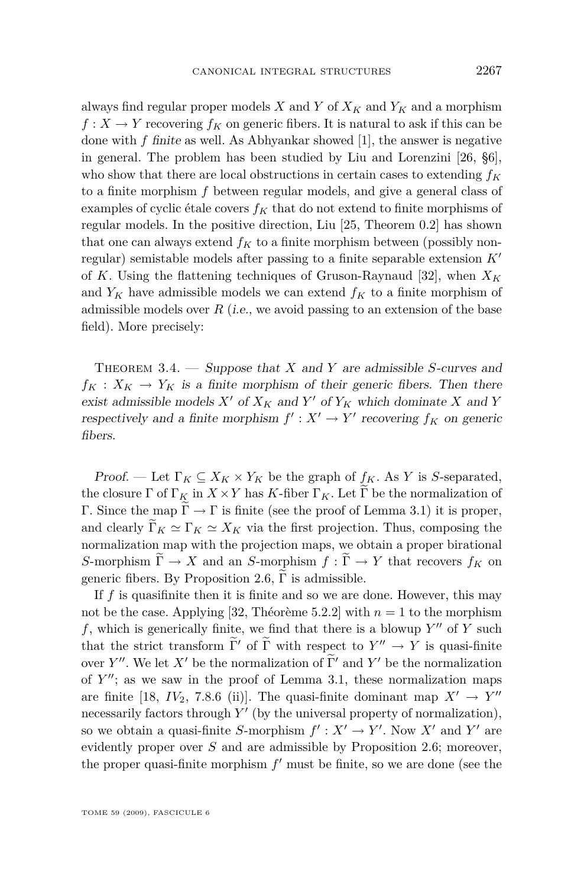always find regular proper models $X$ and $Y$ of $X_K$ and $Y_K$ and a morphism $f : X \to Y$ recovering $f_K$ on generic fibers. It is natural to ask if this can be done with $f$ *finite* as well. As Abhyankar showed [1], the answer is negative in general. The problem has been studied by Liu and Lorenzini [26, §6], who show that there are local obstructions in certain cases to extending $f_K$ to a finite morphism $f$ between regular models, and give a general class of examples of cyclic étale covers $f_K$ that do not extend to finite morphisms of regular models. In the positive direction, Liu [25, Theorem 0.2] has shown that one can always extend $f_K$ to a finite morphism between (possibly non-regular) semistable models after passing to a finite separable extension $K'$ of $K$. Using the flattening techniques of Gruson-Raynaud [32], when $X_K$ and $Y_K$ have admissible models we can extend $f_K$ to a finite morphism of admissible models over $R$ (*i.e.*, we avoid passing to an extension of the base field). More precisely:

Theorem 3.4. — *Suppose that $X$ and $Y$ are admissible $S$-curves and $f_K : X_K \to Y_K$ is a finite morphism of their generic fibers. Then there exist admissible models $X'$ of $X_K$ and $Y'$ of $Y_K$ which dominate $X$ and $Y$ respectively and a finite morphism $f' : X' \to Y'$ recovering $f_K$ on generic fibers.*

*Proof.* — Let $\Gamma_K \subseteq X_K \times Y_K$ be the graph of $f_K$. As $Y$ is $S$-separated, the closure $\Gamma$ of $\Gamma_K$ in $X \times Y$ has $K$-fiber $\Gamma_K$. Let $\widetilde{\Gamma}$ be the normalization of $\Gamma$. Since the map $\widetilde{\Gamma} \to \Gamma$ is finite (see the proof of Lemma 3.1) it is proper, and clearly $\widetilde{\Gamma}_K \simeq \Gamma_K \simeq X_K$ via the first projection. Thus, composing the normalization map with the projection maps, we obtain a proper birational $S$-morphism $\widetilde{\Gamma} \to X$ and an $S$-morphism $f : \widetilde{\Gamma} \to Y$ that recovers $f_K$ on generic fibers. By Proposition 2.6, $\widetilde{\Gamma}$ is admissible.

If $f$ is quasifinite then it is finite and so we are done. However, this may not be the case. Applying [32, Théorème 5.2.2] with $n = 1$ to the morphism $f$, which is generically finite, we find that there is a blowup $Y''$ of $Y$ such that the strict transform $\widetilde{\Gamma}'$ of $\widetilde{\Gamma}$ with respect to $Y'' \to Y$ is quasi-finite over $Y''$. We let $X'$ be the normalization of $\widetilde{\Gamma}'$ and $Y'$ be the normalization of $Y''$; as we saw in the proof of Lemma 3.1, these normalization maps are finite [18, $IV_2$, 7.8.6 (ii)]. The quasi-finite dominant map $X' \to Y''$ necessarily factors through $Y'$ (by the universal property of normalization), so we obtain a quasi-finite $S$-morphism $f' : X' \to Y'$. Now $X'$ and $Y'$ are evidently proper over $S$ and are admissible by Proposition 2.6; moreover, the proper quasi-finite morphism $f'$ must be finite, so we are done (see the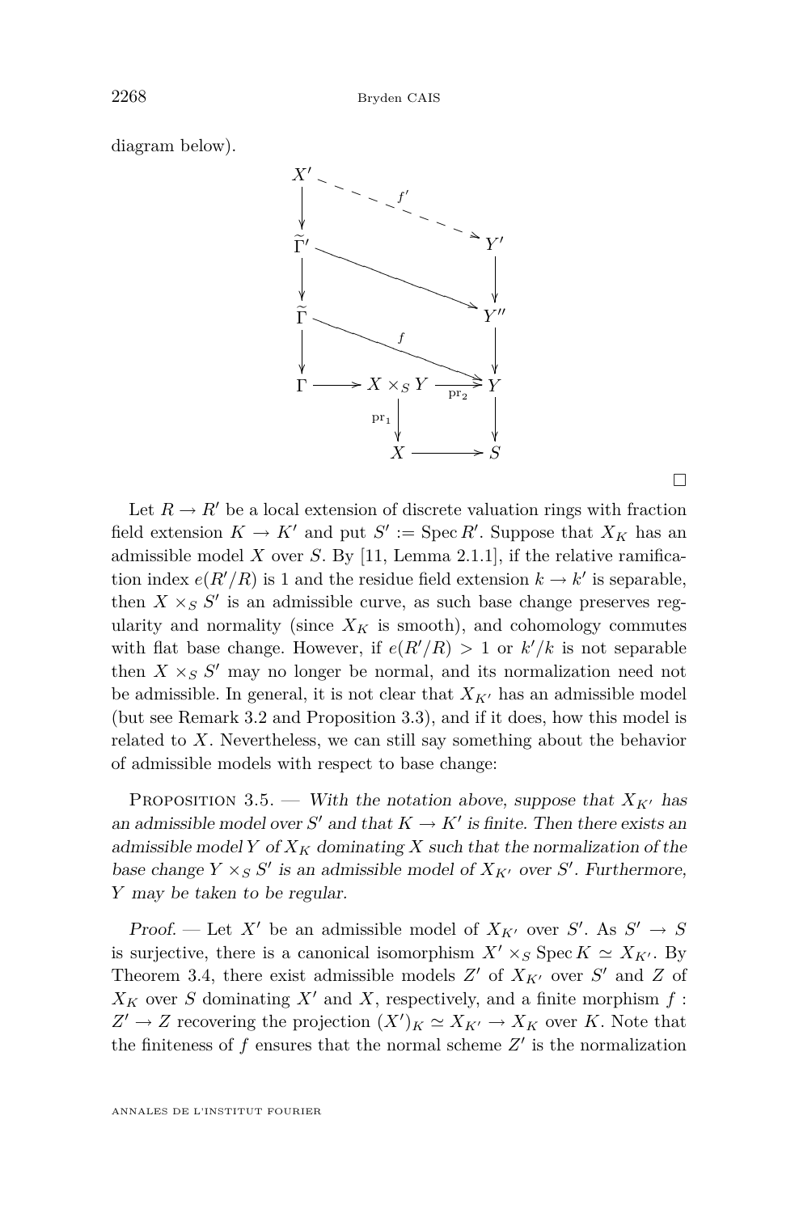diagram below).

$$
\begin{array}{ccccc}
X' & & \overset{f'}{\dashrightarrow} & & Y' \\
\downarrow & & & & \downarrow \\
\widetilde{\Gamma}' & & \longrightarrow & & Y'' \\
\downarrow & & & & \downarrow \\
\widetilde{\Gamma} & & \overset{f}{\longrightarrow} & & Y \\
\downarrow & & & & \\
\Gamma & \longrightarrow & X \times_S Y & \xrightarrow{\mathrm{pr}_2} & Y \\
 & & \downarrow \mathrm{pr}_1 & & \downarrow \\
 & & X & \longrightarrow & S
\end{array}
$$

□

Let $R \to R'$ be a local extension of discrete valuation rings with fraction field extension $K \to K'$ and put $S' := \operatorname{Spec} R'$. Suppose that $X_K$ has an admissible model $X$ over $S$. By [11, Lemma 2.1.1], if the relative ramification index $e(R'/R)$ is 1 and the residue field extension $k \to k'$ is separable, then $X \times_S S'$ is an admissible curve, as such base change preserves regularity and normality (since $X_K$ is smooth), and cohomology commutes with flat base change. However, if $e(R'/R) > 1$ or $k'/k$ is not separable then $X \times_S S'$ may no longer be normal, and its normalization need not be admissible. In general, it is not clear that $X_{K'}$ has an admissible model (but see Remark 3.2 and Proposition 3.3), and if it does, how this model is related to $X$. Nevertheless, we can still say something about the behavior of admissible models with respect to base change:

Proposition 3.5. — *With the notation above, suppose that $X_{K'}$ has an admissible model over $S'$ and that $K \to K'$ is finite. Then there exists an admissible model $Y$ of $X_K$ dominating $X$ such that the normalization of the base change $Y \times_S S'$ is an admissible model of $X_{K'}$ over $S'$. Furthermore, $Y$ may be taken to be regular.*

*Proof.* — Let $X'$ be an admissible model of $X_{K'}$ over $S'$. As $S' \to S$ is surjective, there is a canonical isomorphism $X' \times_S \operatorname{Spec} K \simeq X_{K'}$. By Theorem 3.4, there exist admissible models $Z'$ of $X_{K'}$ over $S'$ and $Z$ of $X_K$ over $S$ dominating $X'$ and $X$, respectively, and a finite morphism $f : Z' \to Z$ recovering the projection $(X')_K \simeq X_{K'} \to X_K$ over $K$. Note that the finiteness of $f$ ensures that the normal scheme $Z'$ is the normalization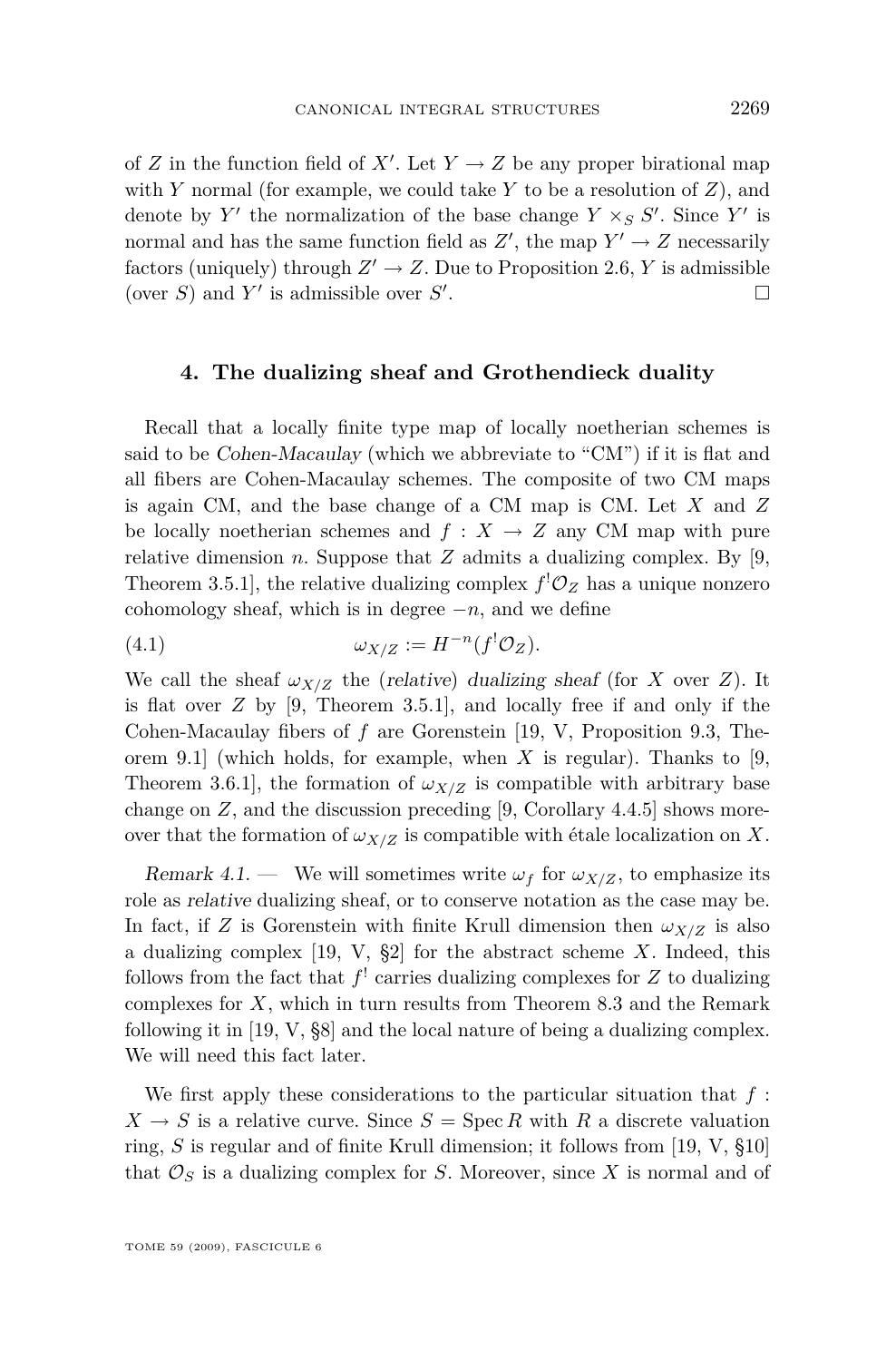of $Z$ in the function field of $X'$. Let $Y \to Z$ be any proper birational map with $Y$ normal (for example, we could take $Y$ to be a resolution of $Z$), and denote by $Y'$ the normalization of the base change $Y \times_S S'$. Since $Y'$ is normal and has the same function field as $Z'$, the map $Y' \to Z$ necessarily factors (uniquely) through $Z' \to Z$. Due to Proposition 2.6, $Y$ is admissible (over $S$) and $Y'$ is admissible over $S'$. □

## 4. The dualizing sheaf and Grothendieck duality

Recall that a locally finite type map of locally noetherian schemes is said to be *Cohen-Macaulay* (which we abbreviate to "CM") if it is flat and all fibers are Cohen-Macaulay schemes. The composite of two CM maps is again CM, and the base change of a CM map is CM. Let $X$ and $Z$ be locally noetherian schemes and $f : X \to Z$ any CM map with pure relative dimension $n$. Suppose that $Z$ admits a dualizing complex. By [9, Theorem 3.5.1], the relative dualizing complex $f^!\mathcal{O}_Z$ has a unique nonzero cohomology sheaf, which is in degree $-n$, and we define

$$\omega_{X/Z} := H^{-n}(f^!\mathcal{O}_Z). \tag{4.1}$$

We call the sheaf $\omega_{X/Z}$ the (*relative*) *dualizing sheaf* (for $X$ over $Z$). It is flat over $Z$ by [9, Theorem 3.5.1], and locally free if and only if the Cohen-Macaulay fibers of $f$ are Gorenstein [19, V, Proposition 9.3, Theorem 9.1] (which holds, for example, when $X$ is regular). Thanks to [9, Theorem 3.6.1], the formation of $\omega_{X/Z}$ is compatible with arbitrary base change on $Z$, and the discussion preceding [9, Corollary 4.4.5] shows moreover that the formation of $\omega_{X/Z}$ is compatible with étale localization on $X$.

*Remark 4.1.* — We will sometimes write $\omega_f$ for $\omega_{X/Z}$, to emphasize its role as *relative* dualizing sheaf, or to conserve notation as the case may be. In fact, if $Z$ is Gorenstein with finite Krull dimension then $\omega_{X/Z}$ is also a dualizing complex [19, V, §2] for the abstract scheme $X$. Indeed, this follows from the fact that $f^!$ carries dualizing complexes for $Z$ to dualizing complexes for $X$, which in turn results from Theorem 8.3 and the Remark following it in [19, V, §8] and the local nature of being a dualizing complex. We will need this fact later.

We first apply these considerations to the particular situation that $f : X \to S$ is a relative curve. Since $S = \operatorname{Spec} R$ with $R$ a discrete valuation ring, $S$ is regular and of finite Krull dimension; it follows from [19, V, §10] that $\mathcal{O}_S$ is a dualizing complex for $S$. Moreover, since $X$ is normal and of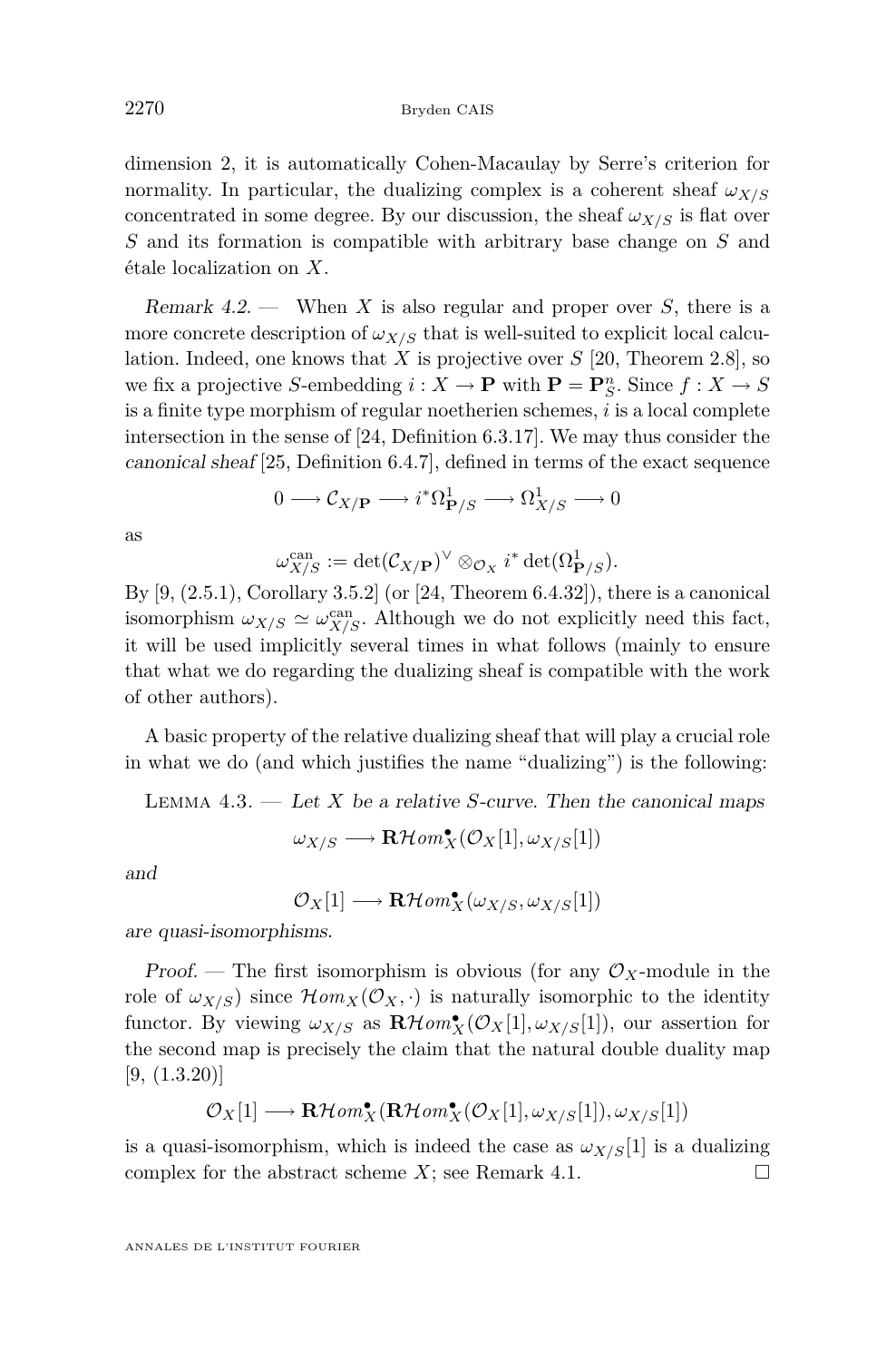dimension 2, it is automatically Cohen-Macaulay by Serre's criterion for normality. In particular, the dualizing complex is a coherent sheaf $\omega_{X/S}$ concentrated in some degree. By our discussion, the sheaf $\omega_{X/S}$ is flat over $S$ and its formation is compatible with arbitrary base change on $S$ and étale localization on $X$.

*Remark 4.2.* — When $X$ is also regular and proper over $S$, there is a more concrete description of $\omega_{X/S}$ that is well-suited to explicit local calculation. Indeed, one knows that $X$ is projective over $S$ [20, Theorem 2.8], so we fix a projective $S$-embedding $i : X \to \mathbf{P}$ with $\mathbf{P} = \mathbf{P}^n_S$. Since $f : X \to S$ is a finite type morphism of regular noetherien schemes, $i$ is a local complete intersection in the sense of [24, Definition 6.3.17]. We may thus consider the *canonical sheaf* [25, Definition 6.4.7], defined in terms of the exact sequence

$$0 \longrightarrow \mathcal{C}_{X/\mathbf{P}} \longrightarrow i^*\Omega^1_{\mathbf{P}/S} \longrightarrow \Omega^1_{X/S} \longrightarrow 0$$

as

$$\omega^{\mathrm{can}}_{X/S} := \det(\mathcal{C}_{X/\mathbf{P}})^\vee \otimes_{\mathcal{O}_X} i^* \det(\Omega^1_{\mathbf{P}/S}).$$

By [9, (2.5.1), Corollary 3.5.2] (or [24, Theorem 6.4.32]), there is a canonical isomorphism $\omega_{X/S} \simeq \omega^{\mathrm{can}}_{X/S}$. Although we do not explicitly need this fact, it will be used implicitly several times in what follows (mainly to ensure that what we do regarding the dualizing sheaf is compatible with the work of other authors).

A basic property of the relative dualizing sheaf that will play a crucial role in what we do (and which justifies the name "dualizing") is the following:

Lemma 4.3. — *Let $X$ be a relative $S$-curve. Then the canonical maps*

$$\omega_{X/S} \longrightarrow \mathbf{R}\mathcal{H}om^\bullet_X(\mathcal{O}_X[1], \omega_{X/S}[1])$$

*and*

$$\mathcal{O}_X[1] \longrightarrow \mathbf{R}\mathcal{H}om^\bullet_X(\omega_{X/S}, \omega_{X/S}[1])$$

*are quasi-isomorphisms.*

*Proof.* — The first isomorphism is obvious (for any $\mathcal{O}_X$-module in the role of $\omega_{X/S}$) since $\mathcal{H}om_X(\mathcal{O}_X, \cdot)$ is naturally isomorphic to the identity functor. By viewing $\omega_{X/S}$ as $\mathbf{R}\mathcal{H}om^\bullet_X(\mathcal{O}_X[1], \omega_{X/S}[1])$, our assertion for the second map is precisely the claim that the natural double duality map [9, (1.3.20)]

$$\mathcal{O}_X[1] \longrightarrow \mathbf{R}\mathcal{H}om^\bullet_X(\mathbf{R}\mathcal{H}om^\bullet_X(\mathcal{O}_X[1], \omega_{X/S}[1]), \omega_{X/S}[1])$$

is a quasi-isomorphism, which is indeed the case as $\omega_{X/S}[1]$ is a dualizing complex for the abstract scheme $X$; see Remark 4.1. $\square$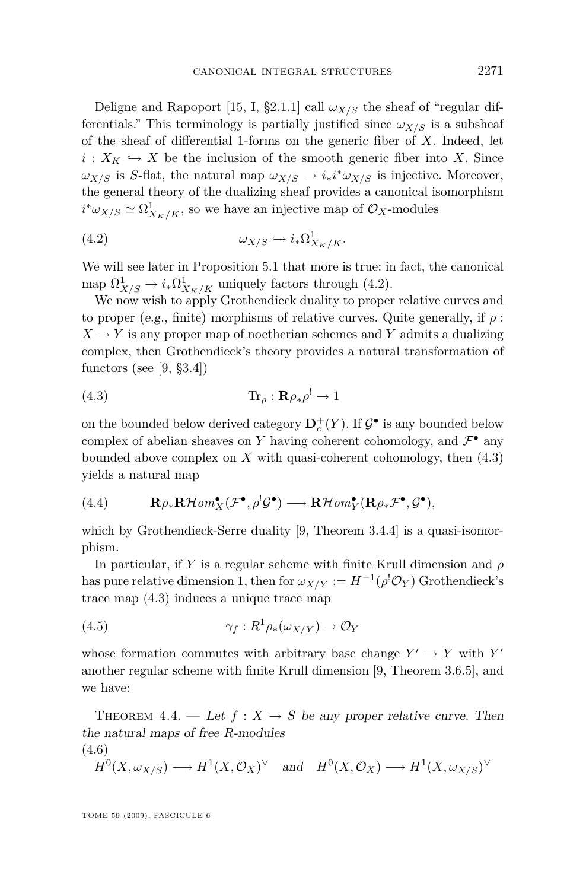Deligne and Rapoport [15, I, §2.1.1] call $\omega_{X/S}$ the sheaf of "regular differentials." This terminology is partially justified since $\omega_{X/S}$ is a subsheaf of the sheaf of differential 1-forms on the generic fiber of $X$. Indeed, let $i : X_K \hookrightarrow X$ be the inclusion of the smooth generic fiber into $X$. Since $\omega_{X/S}$ is $S$-flat, the natural map $\omega_{X/S} \to i_* i^* \omega_{X/S}$ is injective. Moreover, the general theory of the dualizing sheaf provides a canonical isomorphism $i^*\omega_{X/S} \simeq \Omega^1_{X_K/K}$, so we have an injective map of $\mathcal{O}_X$-modules

$$\omega_{X/S} \hookrightarrow i_*\Omega^1_{X_K/K}. \tag{4.2}$$

We will see later in Proposition 5.1 that more is true: in fact, the canonical map $\Omega^1_{X/S} \to i_*\Omega^1_{X_K/K}$ uniquely factors through (4.2).

We now wish to apply Grothendieck duality to proper relative curves and to proper (*e.g.*, finite) morphisms of relative curves. Quite generally, if $\rho : X \to Y$ is any proper map of noetherian schemes and $Y$ admits a dualizing complex, then Grothendieck's theory provides a natural transformation of functors (see [9, §3.4])

$$\mathrm{Tr}_\rho : \mathbf{R}\rho_*\rho^! \to 1 \tag{4.3}$$

on the bounded below derived category $\mathbf{D}^+_c(Y)$. If $\mathcal{G}^\bullet$ is any bounded below complex of abelian sheaves on $Y$ having coherent cohomology, and $\mathcal{F}^\bullet$ any bounded above complex on $X$ with quasi-coherent cohomology, then (4.3) yields a natural map

$$\mathbf{R}\rho_*\mathbf{R}\mathcal{H}om^\bullet_X(\mathcal{F}^\bullet, \rho^!\mathcal{G}^\bullet) \longrightarrow \mathbf{R}\mathcal{H}om^\bullet_Y(\mathbf{R}\rho_*\mathcal{F}^\bullet, \mathcal{G}^\bullet), \tag{4.4}$$

which by Grothendieck-Serre duality [9, Theorem 3.4.4] is a quasi-isomorphism.

In particular, if $Y$ is a regular scheme with finite Krull dimension and $\rho$ has pure relative dimension 1, then for $\omega_{X/Y} := H^{-1}(\rho^!\mathcal{O}_Y)$ Grothendieck's trace map (4.3) induces a unique trace map

$$\gamma_f : R^1\rho_*(\omega_{X/Y}) \to \mathcal{O}_Y \tag{4.5}$$

whose formation commutes with arbitrary base change $Y' \to Y$ with $Y'$ another regular scheme with finite Krull dimension [9, Theorem 3.6.5], and we have:

Theorem 4.4. — *Let $f : X \to S$ be any proper relative curve. Then the natural maps of free $R$-modules*

$$H^0(X, \omega_{X/S}) \longrightarrow H^1(X, \mathcal{O}_X)^\vee \quad \text{and} \quad H^0(X, \mathcal{O}_X) \longrightarrow H^1(X, \omega_{X/S})^\vee \tag{4.6}$$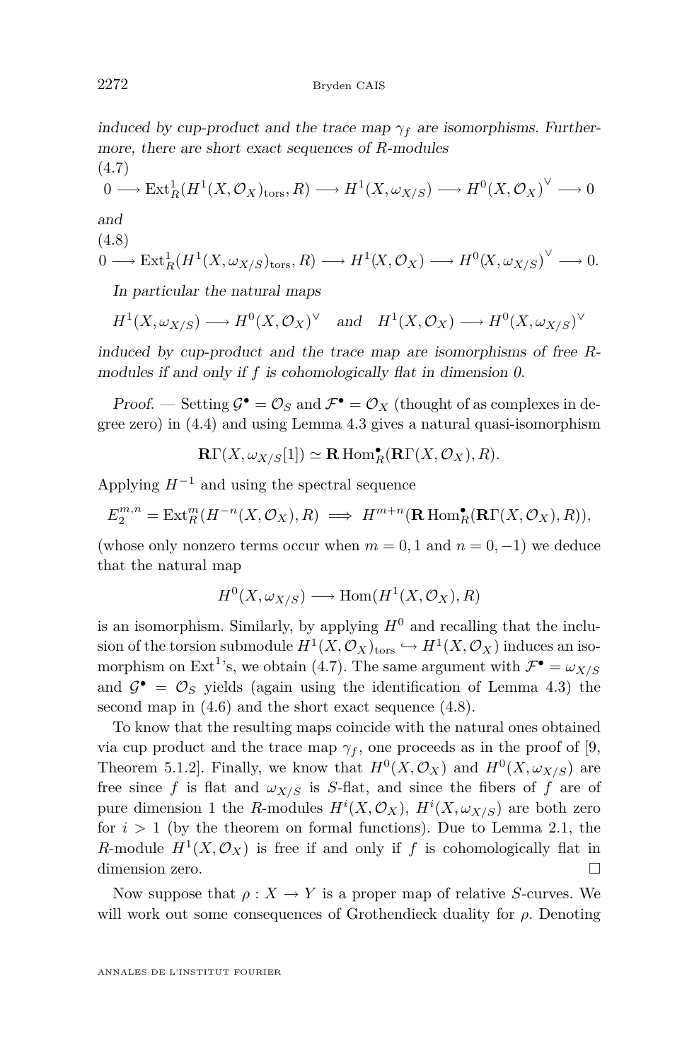*induced by cup-product and the trace map $\gamma_f$ are isomorphisms. Furthermore, there are short exact sequences of $R$-modules*

(4.7)
$$0 \longrightarrow \mathrm{Ext}^1_R(H^1(X,\mathcal{O}_X)_{\mathrm{tors}},R) \longrightarrow H^1(X,\omega_{X/S}) \longrightarrow H^0(X,\mathcal{O}_X)^\vee \longrightarrow 0$$

*and*

(4.8)
$$0 \longrightarrow \mathrm{Ext}^1_R(H^1(X,\omega_{X/S})_{\mathrm{tors}},R) \longrightarrow H^1(X,\mathcal{O}_X) \longrightarrow H^0(X,\omega_{X/S})^\vee \longrightarrow 0.$$

*In particular the natural maps*

$$H^1(X,\omega_{X/S}) \longrightarrow H^0(X,\mathcal{O}_X)^\vee \quad \text{and} \quad H^1(X,\mathcal{O}_X) \longrightarrow H^0(X,\omega_{X/S})^\vee$$

*induced by cup-product and the trace map are isomorphisms of free $R$-modules if and only if $f$ is cohomologically flat in dimension 0.*

*Proof.* — Setting $\mathcal{G}^\bullet = \mathcal{O}_S$ and $\mathcal{F}^\bullet = \mathcal{O}_X$ (thought of as complexes in degree zero) in (4.4) and using Lemma 4.3 gives a natural quasi-isomorphism

$$\mathbf{R}\Gamma(X,\omega_{X/S}[1]) \simeq \mathbf{R}\operatorname{Hom}^\bullet_R(\mathbf{R}\Gamma(X,\mathcal{O}_X),R).$$

Applying $H^{-1}$ and using the spectral sequence

$$E_2^{m,n} = \mathrm{Ext}^m_R(H^{-n}(X,\mathcal{O}_X),R) \implies H^{m+n}(\mathbf{R}\operatorname{Hom}^\bullet_R(\mathbf{R}\Gamma(X,\mathcal{O}_X),R)),$$

(whose only nonzero terms occur when $m=0,1$ and $n=0,-1$) we deduce that the natural map

$$H^0(X,\omega_{X/S}) \longrightarrow \operatorname{Hom}(H^1(X,\mathcal{O}_X),R)$$

is an isomorphism. Similarly, by applying $H^0$ and recalling that the inclusion of the torsion submodule $H^1(X,\mathcal{O}_X)_{\mathrm{tors}} \hookrightarrow H^1(X,\mathcal{O}_X)$ induces an isomorphism on $\mathrm{Ext}^1$'s, we obtain (4.7). The same argument with $\mathcal{F}^\bullet = \omega_{X/S}$ and $\mathcal{G}^\bullet = \mathcal{O}_S$ yields (again using the identification of Lemma 4.3) the second map in (4.6) and the short exact sequence (4.8).

To know that the resulting maps coincide with the natural ones obtained via cup product and the trace map $\gamma_f$, one proceeds as in the proof of [9, Theorem 5.1.2]. Finally, we know that $H^0(X,\mathcal{O}_X)$ and $H^0(X,\omega_{X/S})$ are free since $f$ is flat and $\omega_{X/S}$ is $S$-flat, and since the fibers of $f$ are of pure dimension 1 the $R$-modules $H^i(X,\mathcal{O}_X)$, $H^i(X,\omega_{X/S})$ are both zero for $i>1$ (by the theorem on formal functions). Due to Lemma 2.1, the $R$-module $H^1(X,\mathcal{O}_X)$ is free if and only if $f$ is cohomologically flat in dimension zero. $\square$

Now suppose that $\rho : X \to Y$ is a proper map of relative $S$-curves. We will work out some consequences of Grothendieck duality for $\rho$. Denoting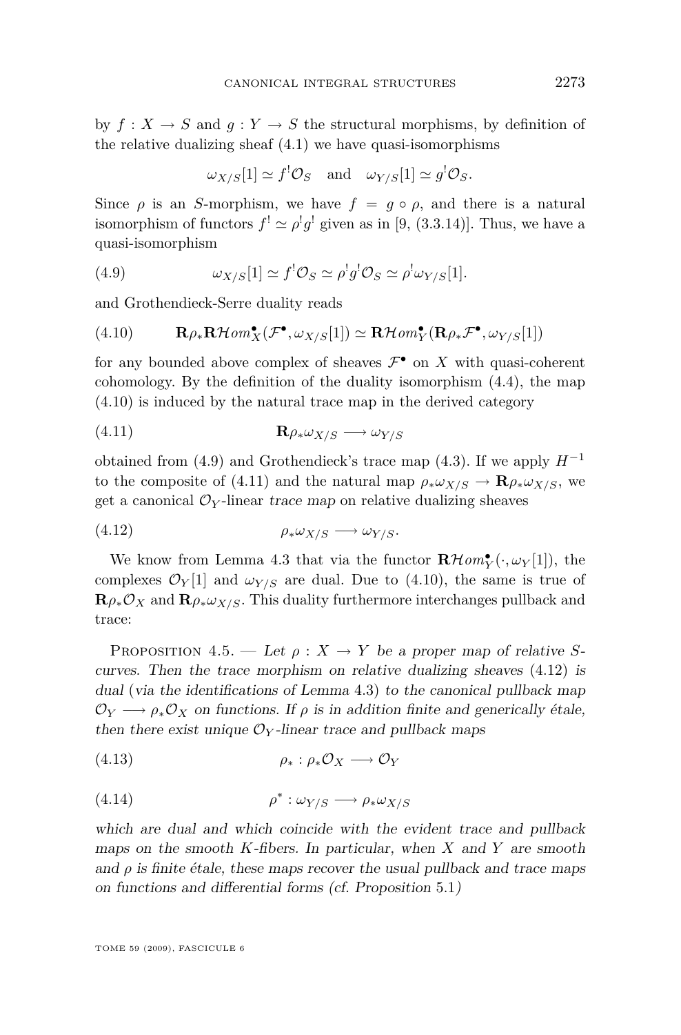by $f : X \to S$ and $g : Y \to S$ the structural morphisms, by definition of the relative dualizing sheaf (4.1) we have quasi-isomorphisms

$$\omega_{X/S}[1] \simeq f^!\mathcal{O}_S \quad \text{and} \quad \omega_{Y/S}[1] \simeq g^!\mathcal{O}_S.$$

Since $\rho$ is an $S$-morphism, we have $f = g \circ \rho$, and there is a natural isomorphism of functors $f^! \simeq \rho^! g^!$ given as in [9, (3.3.14)]. Thus, we have a quasi-isomorphism

$$\omega_{X/S}[1] \simeq f^!\mathcal{O}_S \simeq \rho^! g^! \mathcal{O}_S \simeq \rho^! \omega_{Y/S}[1]. \tag{4.9}$$

and Grothendieck-Serre duality reads

$$\mathbf{R}\rho_* \mathbf{R}\mathcal{H}om^\bullet_X(\mathcal{F}^\bullet, \omega_{X/S}[1]) \simeq \mathbf{R}\mathcal{H}om^\bullet_Y(\mathbf{R}\rho_*\mathcal{F}^\bullet, \omega_{Y/S}[1]) \tag{4.10}$$

for any bounded above complex of sheaves $\mathcal{F}^\bullet$ on $X$ with quasi-coherent cohomology. By the definition of the duality isomorphism (4.4), the map (4.10) is induced by the natural trace map in the derived category

$$\mathbf{R}\rho_*\omega_{X/S} \longrightarrow \omega_{Y/S} \tag{4.11}$$

obtained from (4.9) and Grothendieck's trace map (4.3). If we apply $H^{-1}$ to the composite of (4.11) and the natural map $\rho_*\omega_{X/S} \to \mathbf{R}\rho_*\omega_{X/S}$, we get a canonical $\mathcal{O}_Y$-linear *trace map* on relative dualizing sheaves

$$\rho_*\omega_{X/S} \longrightarrow \omega_{Y/S}. \tag{4.12}$$

We know from Lemma 4.3 that via the functor $\mathbf{R}\mathcal{H}om^\bullet_Y(\cdot, \omega_Y[1])$, the complexes $\mathcal{O}_Y[1]$ and $\omega_{Y/S}$ are dual. Due to (4.10), the same is true of $\mathbf{R}\rho_*\mathcal{O}_X$ and $\mathbf{R}\rho_*\omega_{X/S}$. This duality furthermore interchanges pullback and trace:

Proposition 4.5. — *Let $\rho : X \to Y$ be a proper map of relative $S$-curves. Then the trace morphism on relative dualizing sheaves* (4.12) *is dual* (*via the identifications of Lemma* 4.3) *to the canonical pullback map $\mathcal{O}_Y \longrightarrow \rho_*\mathcal{O}_X$ on functions. If $\rho$ is in addition finite and generically étale, then there exist unique $\mathcal{O}_Y$-linear trace and pullback maps*

$$\rho_* : \rho_*\mathcal{O}_X \longrightarrow \mathcal{O}_Y \tag{4.13}$$

$$\rho^* : \omega_{Y/S} \longrightarrow \rho_*\omega_{X/S} \tag{4.14}$$

*which are dual and which coincide with the evident trace and pullback maps on the smooth $K$-fibers. In particular, when $X$ and $Y$ are smooth and $\rho$ is finite étale, these maps recover the usual pullback and trace maps on functions and differential forms (cf. Proposition 5.1)*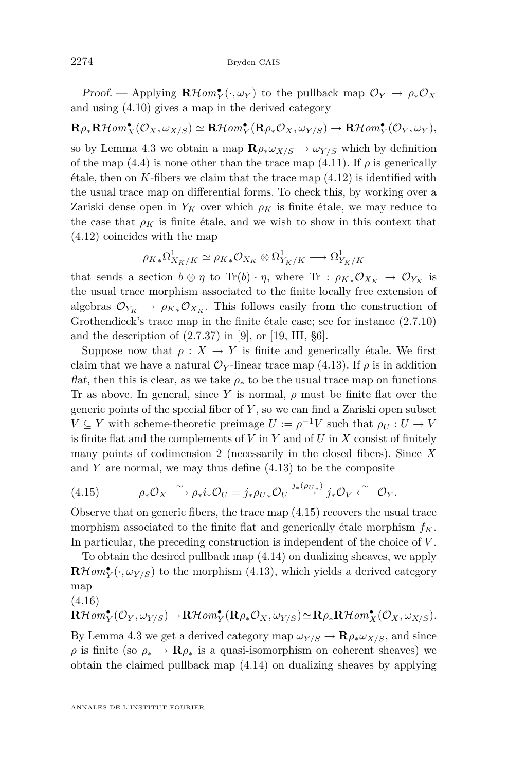*Proof.* — Applying $\mathbf{R}\mathcal{H}om^\bullet_Y(\cdot,\omega_Y)$ to the pullback map $\mathcal{O}_Y \to \rho_*\mathcal{O}_X$ and using (4.10) gives a map in the derived category

$$\mathbf{R}\rho_*\mathbf{R}\mathcal{H}om^\bullet_X(\mathcal{O}_X,\omega_{X/S}) \simeq \mathbf{R}\mathcal{H}om^\bullet_Y(\mathbf{R}\rho_*\mathcal{O}_X,\omega_{Y/S}) \to \mathbf{R}\mathcal{H}om^\bullet_Y(\mathcal{O}_Y,\omega_Y),$$

so by Lemma 4.3 we obtain a map $\mathbf{R}\rho_*\omega_{X/S} \to \omega_{Y/S}$ which by definition of the map (4.4) is none other than the trace map (4.11). If $\rho$ is generically étale, then on $K$-fibers we claim that the trace map (4.12) is identified with the usual trace map on differential forms. To check this, by working over a Zariski dense open in $Y_K$ over which $\rho_K$ is finite étale, we may reduce to the case that $\rho_K$ is finite étale, and we wish to show in this context that (4.12) coincides with the map

$$\rho_{K*}\Omega^1_{X_K/K} \simeq \rho_{K*}\mathcal{O}_{X_K} \otimes \Omega^1_{Y_K/K} \longrightarrow \Omega^1_{Y_K/K}$$

that sends a section $b\otimes\eta$ to $\mathrm{Tr}(b)\cdot\eta$, where $\mathrm{Tr} : \rho_{K*}\mathcal{O}_{X_K} \to \mathcal{O}_{Y_K}$ is the usual trace morphism associated to the finite locally free extension of algebras $\mathcal{O}_{Y_K} \to \rho_{K*}\mathcal{O}_{X_K}$. This follows easily from the construction of Grothendieck's trace map in the finite étale case; see for instance (2.7.10) and the description of (2.7.37) in [9], or [19, III, §6].

Suppose now that $\rho : X \to Y$ is finite and generically étale. We first claim that we have a natural $\mathcal{O}_Y$-linear trace map (4.13). If $\rho$ is in addition *flat*, then this is clear, as we take $\rho_*$ to be the usual trace map on functions Tr as above. In general, since $Y$ is normal, $\rho$ must be finite flat over the generic points of the special fiber of $Y$, so we can find a Zariski open subset $V \subseteq Y$ with scheme-theoretic preimage $U := \rho^{-1}V$ such that $\rho_U : U \to V$ is finite flat and the complements of $V$ in $Y$ and of $U$ in $X$ consist of finitely many points of codimension 2 (necessarily in the closed fibers). Since $X$ and $Y$ are normal, we may thus define (4.13) to be the composite

$$\rho_*\mathcal{O}_X \xrightarrow{\simeq} \rho_*i_*\mathcal{O}_U = j_*\rho_{U*}\mathcal{O}_U \xrightarrow{j_*(\rho_{U*})} j_*\mathcal{O}_V \xleftarrow{\simeq} \mathcal{O}_Y. \tag{4.15}$$

Observe that on generic fibers, the trace map (4.15) recovers the usual trace morphism associated to the finite flat and generically étale morphism $f_K$. In particular, the preceding construction is independent of the choice of $V$.

To obtain the desired pullback map (4.14) on dualizing sheaves, we apply $\mathbf{R}\mathcal{H}om^\bullet_Y(\cdot,\omega_{Y/S})$ to the morphism (4.13), which yields a derived category map

$$\mathbf{R}\mathcal{H}om^\bullet_Y(\mathcal{O}_Y,\omega_{Y/S}) \to \mathbf{R}\mathcal{H}om^\bullet_Y(\mathbf{R}\rho_*\mathcal{O}_X,\omega_{Y/S}) \simeq \mathbf{R}\rho_*\mathbf{R}\mathcal{H}om^\bullet_X(\mathcal{O}_X,\omega_{X/S}). \tag{4.16}$$

By Lemma 4.3 we get a derived category map $\omega_{Y/S} \to \mathbf{R}\rho_*\omega_{X/S}$, and since $\rho$ is finite (so $\rho_* \to \mathbf{R}\rho_*$ is a quasi-isomorphism on coherent sheaves) we obtain the claimed pullback map (4.14) on dualizing sheaves by applying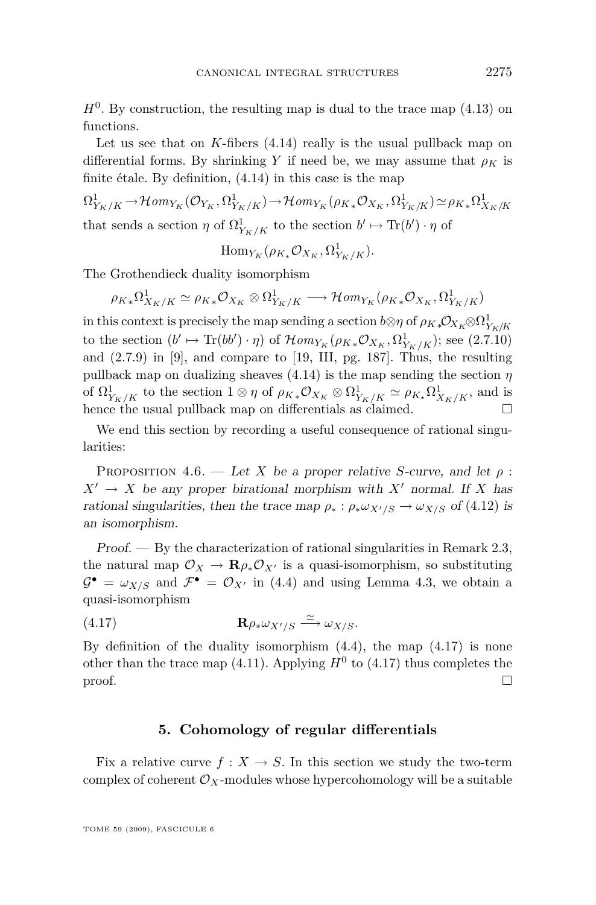$H^0$. By construction, the resulting map is dual to the trace map (4.13) on functions.

Let us see that on $K$-fibers (4.14) really is the usual pullback map on differential forms. By shrinking $Y$ if need be, we may assume that $\rho_K$ is finite étale. By definition, (4.14) in this case is the map

$$\Omega^1_{Y_K/K} \to \mathcal{H}om_{Y_K}(\mathcal{O}_{Y_K}, \Omega^1_{Y_K/K}) \to \mathcal{H}om_{Y_K}(\rho_{K*}\mathcal{O}_{X_K}, \Omega^1_{Y_K/K}) \simeq \rho_{K*}\Omega^1_{X_K/K}$$

that sends a section $\eta$ of $\Omega^1_{Y_K/K}$ to the section $b' \mapsto \mathrm{Tr}(b') \cdot \eta$ of

$$\mathrm{Hom}_{Y_K}(\rho_{K*}\mathcal{O}_{X_K}, \Omega^1_{Y_K/K}).$$

The Grothendieck duality isomorphism

$$\rho_{K*}\Omega^1_{X_K/K} \simeq \rho_{K*}\mathcal{O}_{X_K} \otimes \Omega^1_{Y_K/K} \longrightarrow \mathcal{H}om_{Y_K}(\rho_{K*}\mathcal{O}_{X_K}, \Omega^1_{Y_K/K})$$

in this context is precisely the map sending a section $b \otimes \eta$ of $\rho_{K*}\mathcal{O}_{X_K} \otimes \Omega^1_{Y_K/K}$ to the section $(b' \mapsto \mathrm{Tr}(bb') \cdot \eta)$ of $\mathcal{H}om_{Y_K}(\rho_{K*}\mathcal{O}_{X_K}, \Omega^1_{Y_K/K})$; see (2.7.10) and (2.7.9) in [9], and compare to [19, III, pg. 187]. Thus, the resulting pullback map on dualizing sheaves (4.14) is the map sending the section $\eta$ of $\Omega^1_{Y_K/K}$ to the section $1 \otimes \eta$ of $\rho_{K*}\mathcal{O}_{X_K} \otimes \Omega^1_{Y_K/K} \simeq \rho_{K*}\Omega^1_{X_K/K}$, and is hence the usual pullback map on differentials as claimed. □

We end this section by recording a useful consequence of rational singularities:

Proposition 4.6. — *Let $X$ be a proper relative $S$-curve, and let $\rho : X' \to X$ be any proper birational morphism with $X'$ normal. If $X$ has rational singularities, then the trace map $\rho_* : \rho_*\omega_{X'/S} \to \omega_{X/S}$ of (4.12) is an isomorphism.*

*Proof.* — By the characterization of rational singularities in Remark 2.3, the natural map $\mathcal{O}_X \to \mathbf{R}\rho_*\mathcal{O}_{X'}$ is a quasi-isomorphism, so substituting $\mathcal{G}^\bullet = \omega_{X/S}$ and $\mathcal{F}^\bullet = \mathcal{O}_{X'}$ in (4.4) and using Lemma 4.3, we obtain a quasi-isomorphism

$$\mathbf{R}\rho_*\omega_{X'/S} \xrightarrow{\simeq} \omega_{X/S}. \tag{4.17}$$

By definition of the duality isomorphism (4.4), the map (4.17) is none other than the trace map (4.11). Applying $H^0$ to (4.17) thus completes the proof. □

## 5. Cohomology of regular differentials

Fix a relative curve $f : X \to S$. In this section we study the two-term complex of coherent $\mathcal{O}_X$-modules whose hypercohomology will be a suitable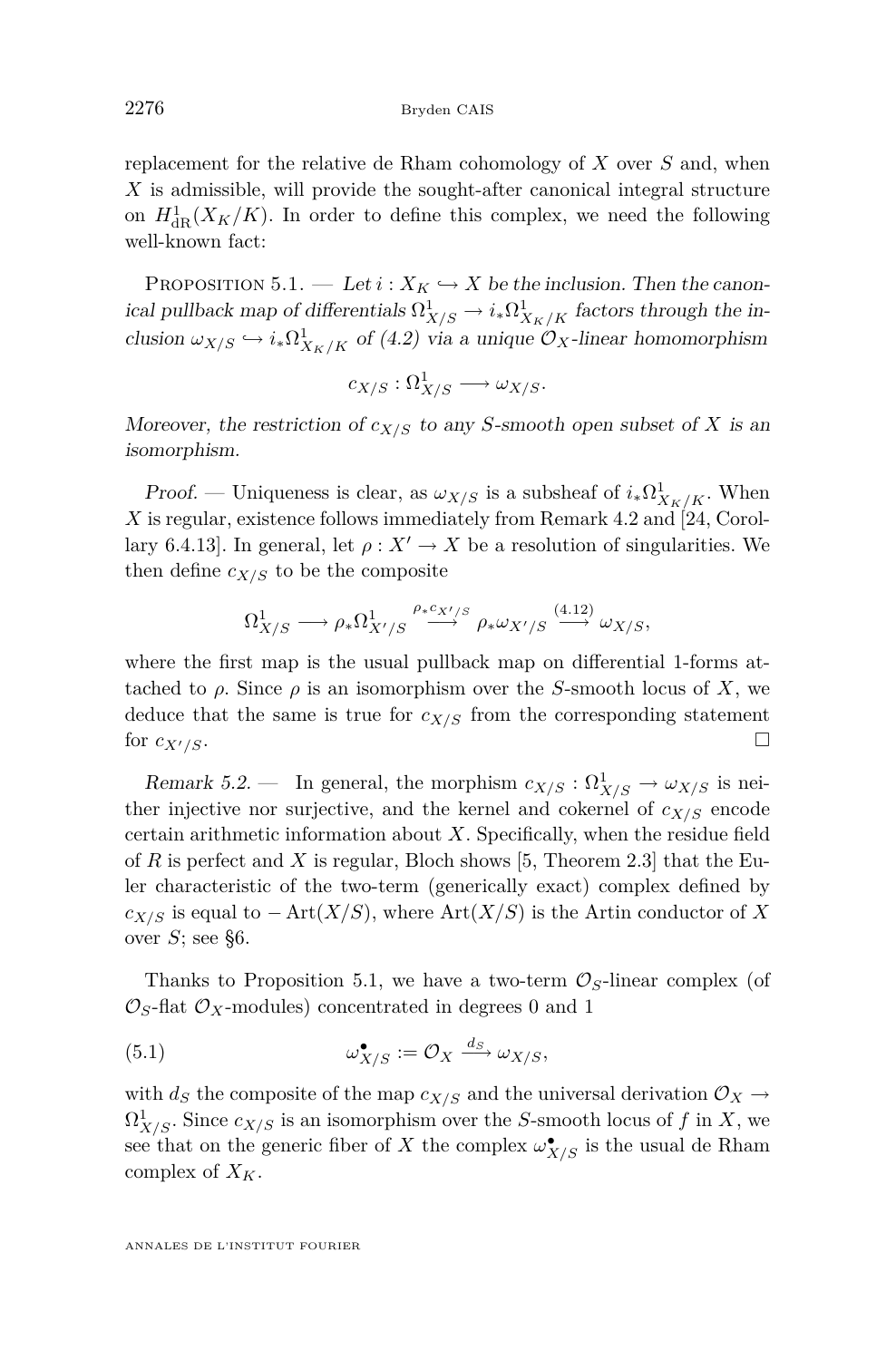replacement for the relative de Rham cohomology of $X$ over $S$ and, when $X$ is admissible, will provide the sought-after canonical integral structure on $H^1_{\mathrm{dR}}(X_K/K)$. In order to define this complex, we need the following well-known fact:

Proposition 5.1. — *Let $i : X_K \hookrightarrow X$ be the inclusion. Then the canonical pullback map of differentials $\Omega^1_{X/S} \to i_*\Omega^1_{X_K/K}$ factors through the inclusion $\omega_{X/S} \hookrightarrow i_*\Omega^1_{X_K/K}$ of (4.2) via a unique $\mathcal{O}_X$-linear homomorphism*

$$c_{X/S} : \Omega^1_{X/S} \longrightarrow \omega_{X/S}.$$

*Moreover, the restriction of $c_{X/S}$ to any $S$-smooth open subset of $X$ is an isomorphism.*

*Proof.* — Uniqueness is clear, as $\omega_{X/S}$ is a subsheaf of $i_*\Omega^1_{X_K/K}$. When $X$ is regular, existence follows immediately from Remark 4.2 and [24, Corollary 6.4.13]. In general, let $\rho : X' \to X$ be a resolution of singularities. We then define $c_{X/S}$ to be the composite

$$\Omega^1_{X/S} \longrightarrow \rho_*\Omega^1_{X'/S} \xrightarrow{\rho_* c_{X'/S}} \rho_*\omega_{X'/S} \xrightarrow{(4.12)} \omega_{X/S},$$

where the first map is the usual pullback map on differential 1-forms attached to $\rho$. Since $\rho$ is an isomorphism over the $S$-smooth locus of $X$, we deduce that the same is true for $c_{X/S}$ from the corresponding statement for $c_{X'/S}$. □

*Remark 5.2.* — In general, the morphism $c_{X/S} : \Omega^1_{X/S} \to \omega_{X/S}$ is neither injective nor surjective, and the kernel and cokernel of $c_{X/S}$ encode certain arithmetic information about $X$. Specifically, when the residue field of $R$ is perfect and $X$ is regular, Bloch shows [5, Theorem 2.3] that the Euler characteristic of the two-term (generically exact) complex defined by $c_{X/S}$ is equal to $-\operatorname{Art}(X/S)$, where $\operatorname{Art}(X/S)$ is the Artin conductor of $X$ over $S$; see §6.

Thanks to Proposition 5.1, we have a two-term $\mathcal{O}_S$-linear complex (of $\mathcal{O}_S$-flat $\mathcal{O}_X$-modules) concentrated in degrees 0 and 1

$$\omega^\bullet_{X/S} := \mathcal{O}_X \xrightarrow{d_S} \omega_{X/S}, \tag{5.1}$$

with $d_S$ the composite of the map $c_{X/S}$ and the universal derivation $\mathcal{O}_X \to \Omega^1_{X/S}$. Since $c_{X/S}$ is an isomorphism over the $S$-smooth locus of $f$ in $X$, we see that on the generic fiber of $X$ the complex $\omega^\bullet_{X/S}$ is the usual de Rham complex of $X_K$.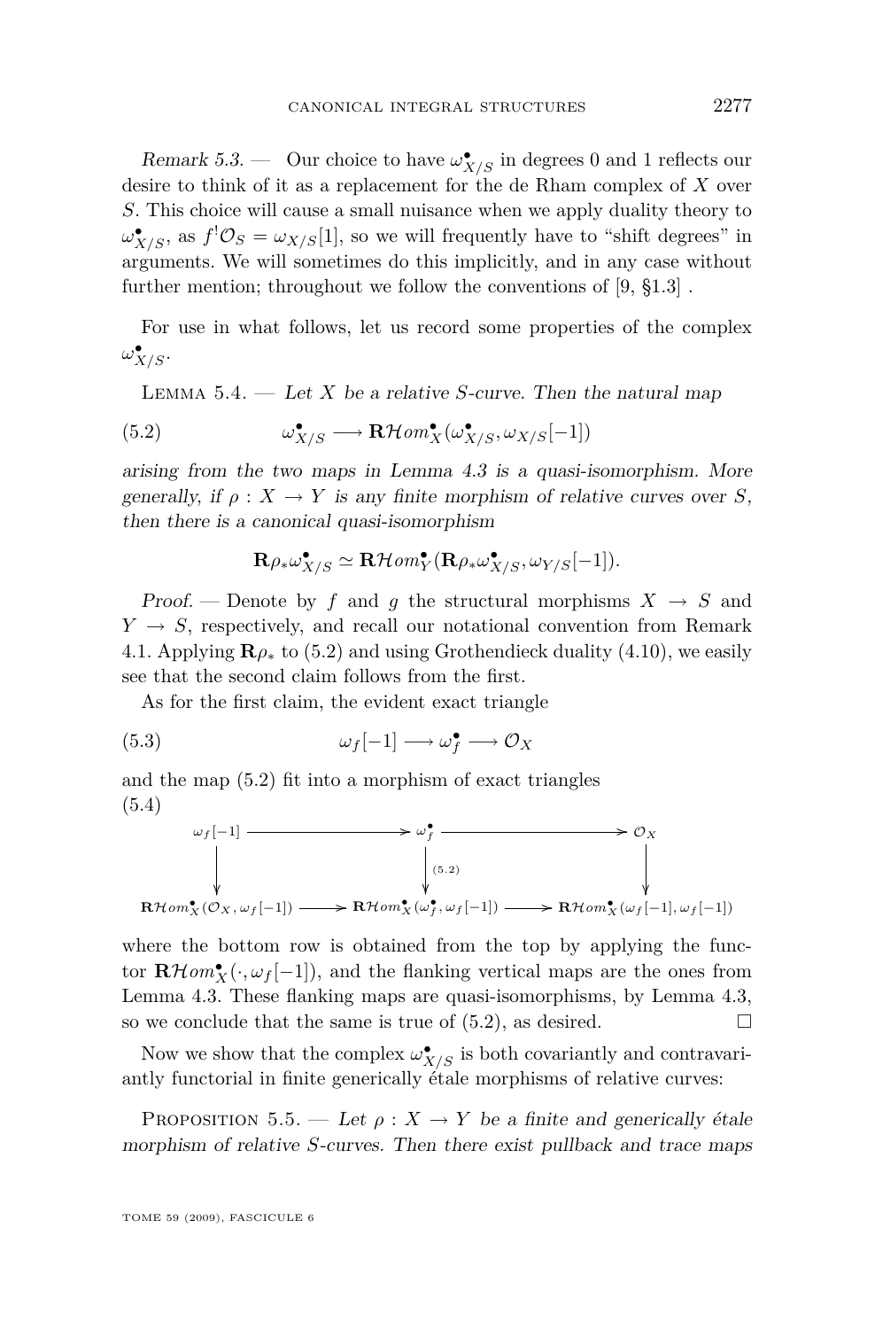*Remark 5.3.* — Our choice to have $\omega^\bullet_{X/S}$ in degrees 0 and 1 reflects our desire to think of it as a replacement for the de Rham complex of $X$ over $S$. This choice will cause a small nuisance when we apply duality theory to $\omega^\bullet_{X/S}$, as $f^!\mathcal{O}_S = \omega_{X/S}[1]$, so we will frequently have to "shift degrees" in arguments. We will sometimes do this implicitly, and in any case without further mention; throughout we follow the conventions of [9, §1.3] .

For use in what follows, let us record some properties of the complex $\omega^\bullet_{X/S}$.

Lemma 5.4. — *Let $X$ be a relative $S$-curve. Then the natural map*

$$\omega^\bullet_{X/S} \longrightarrow \mathbf{R}\mathcal{H}om^\bullet_X(\omega^\bullet_{X/S}, \omega_{X/S}[-1]) \tag{5.2}$$

*arising from the two maps in Lemma 4.3 is a quasi-isomorphism. More generally, if $\rho : X \to Y$ is any finite morphism of relative curves over $S$, then there is a canonical quasi-isomorphism*

$$\mathbf{R}\rho_*\omega^\bullet_{X/S} \simeq \mathbf{R}\mathcal{H}om^\bullet_Y(\mathbf{R}\rho_*\omega^\bullet_{X/S}, \omega_{Y/S}[-1]).$$

*Proof.* — Denote by $f$ and $g$ the structural morphisms $X \to S$ and $Y \to S$, respectively, and recall our notational convention from Remark 4.1. Applying $\mathbf{R}\rho_*$ to (5.2) and using Grothendieck duality (4.10), we easily see that the second claim follows from the first.

As for the first claim, the evident exact triangle

$$\omega_f[-1] \longrightarrow \omega^\bullet_f \longrightarrow \mathcal{O}_X \tag{5.3}$$

and the map (5.2) fit into a morphism of exact triangles

$$\begin{array}{ccccc}
\omega_f[-1] & \longrightarrow & \omega^\bullet_f & \longrightarrow & \mathcal{O}_X \\
\downarrow & & \downarrow {\scriptstyle (5.2)} & & \downarrow \\
\mathbf{R}\mathcal{H}om^\bullet_X(\mathcal{O}_X, \omega_f[-1]) & \longrightarrow & \mathbf{R}\mathcal{H}om^\bullet_X(\omega^\bullet_f, \omega_f[-1]) & \longrightarrow & \mathbf{R}\mathcal{H}om^\bullet_X(\omega_f[-1], \omega_f[-1])
\end{array} \tag{5.4}$$

where the bottom row is obtained from the top by applying the functor $\mathbf{R}\mathcal{H}om^\bullet_X(\cdot, \omega_f[-1])$, and the flanking vertical maps are the ones from Lemma 4.3. These flanking maps are quasi-isomorphisms, by Lemma 4.3, so we conclude that the same is true of (5.2), as desired. $\square$

Now we show that the complex $\omega^\bullet_{X/S}$ is both covariantly and contravariantly functorial in finite generically étale morphisms of relative curves:

Proposition 5.5. — *Let $\rho : X \to Y$ be a finite and generically étale morphism of relative $S$-curves. Then there exist pullback and trace maps*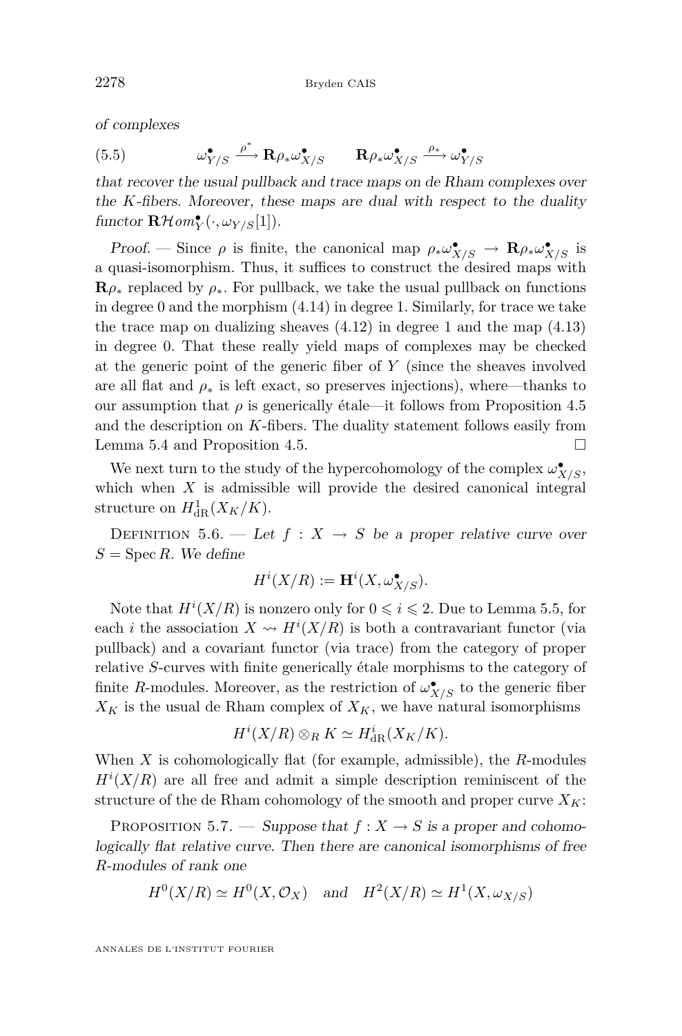*of complexes*

$$\omega^\bullet_{Y/S} \xrightarrow{\rho^*} \mathbf{R}\rho_*\omega^\bullet_{X/S} \qquad \mathbf{R}\rho_*\omega^\bullet_{X/S} \xrightarrow{\rho_*} \omega^\bullet_{Y/S} \tag{5.5}$$

*that recover the usual pullback and trace maps on de Rham complexes over the $K$-fibers. Moreover, these maps are dual with respect to the duality functor $\mathbf{R}\mathcal{H}om^\bullet_Y(\cdot, \omega_{Y/S}[1])$.*

*Proof.* — Since $\rho$ is finite, the canonical map $\rho_*\omega^\bullet_{X/S} \to \mathbf{R}\rho_*\omega^\bullet_{X/S}$ is a quasi-isomorphism. Thus, it suffices to construct the desired maps with $\mathbf{R}\rho_*$ replaced by $\rho_*$. For pullback, we take the usual pullback on functions in degree 0 and the morphism (4.14) in degree 1. Similarly, for trace we take the trace map on dualizing sheaves (4.12) in degree 1 and the map (4.13) in degree 0. That these really yield maps of complexes may be checked at the generic point of the generic fiber of $Y$ (since the sheaves involved are all flat and $\rho_*$ is left exact, so preserves injections), where—thanks to our assumption that $\rho$ is generically étale—it follows from Proposition 4.5 and the description on $K$-fibers. The duality statement follows easily from Lemma 5.4 and Proposition 4.5. □

We next turn to the study of the hypercohomology of the complex $\omega^\bullet_{X/S}$, which when $X$ is admissible will provide the desired canonical integral structure on $H^1_{\mathrm{dR}}(X_K/K)$.

Definition 5.6. — *Let $f : X \to S$ be a proper relative curve over $S = \operatorname{Spec} R$. We define*

$$H^i(X/R) := \mathbf{H}^i(X, \omega^\bullet_{X/S}).$$

Note that $H^i(X/R)$ is nonzero only for $0 \leqslant i \leqslant 2$. Due to Lemma 5.5, for each $i$ the association $X \rightsquigarrow H^i(X/R)$ is both a contravariant functor (via pullback) and a covariant functor (via trace) from the category of proper relative $S$-curves with finite generically étale morphisms to the category of finite $R$-modules. Moreover, as the restriction of $\omega^\bullet_{X/S}$ to the generic fiber $X_K$ is the usual de Rham complex of $X_K$, we have natural isomorphisms

$$H^i(X/R) \otimes_R K \simeq H^i_{\mathrm{dR}}(X_K/K).$$

When $X$ is cohomologically flat (for example, admissible), the $R$-modules $H^i(X/R)$ are all free and admit a simple description reminiscent of the structure of the de Rham cohomology of the smooth and proper curve $X_K$:

Proposition 5.7. — *Suppose that $f : X \to S$ is a proper and cohomologically flat relative curve. Then there are canonical isomorphisms of free $R$-modules of rank one*

$$H^0(X/R) \simeq H^0(X, \mathcal{O}_X) \quad \text{and} \quad H^2(X/R) \simeq H^1(X, \omega_{X/S})$$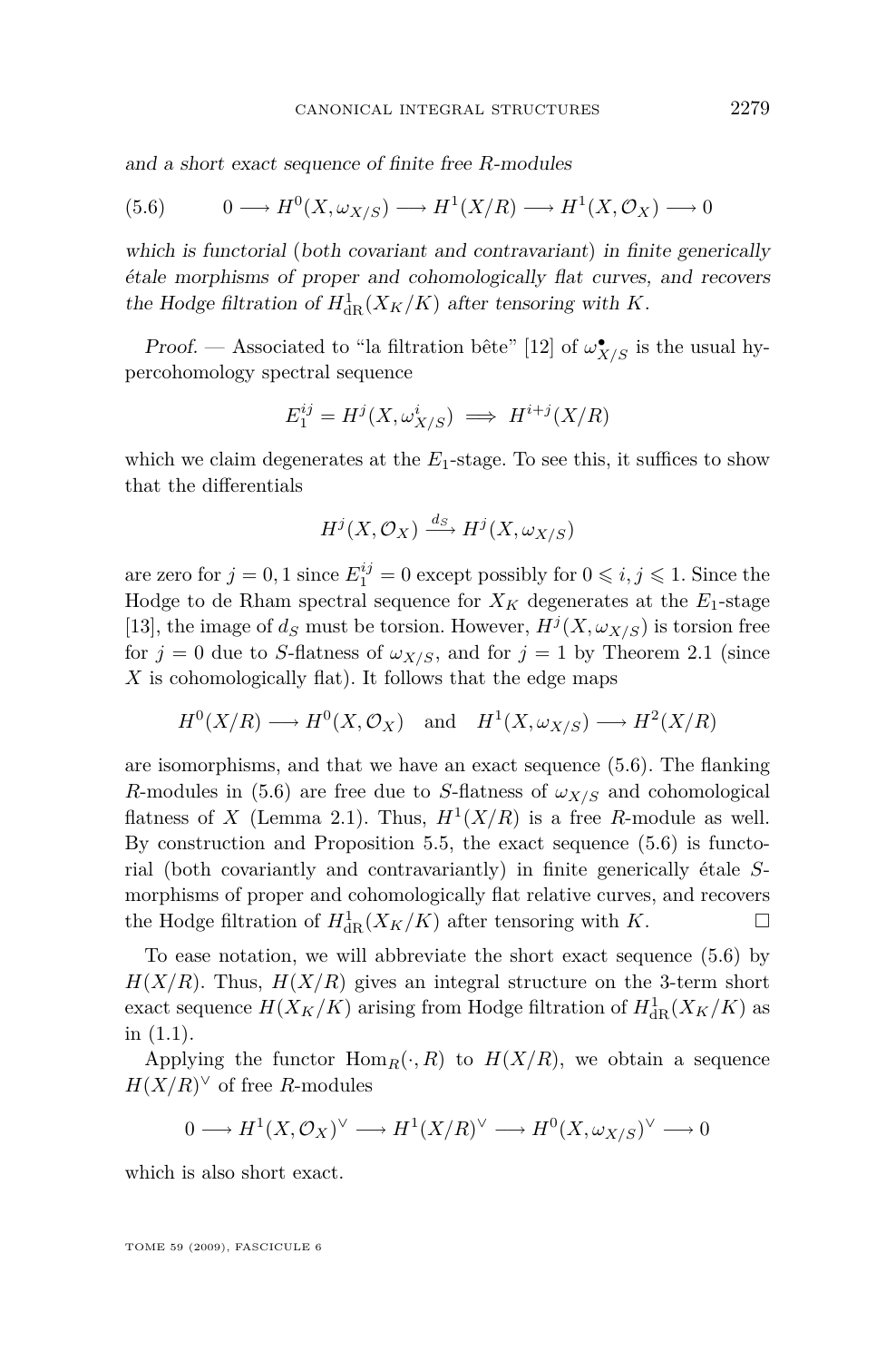*and a short exact sequence of finite free R-modules*

$$(5.6)\qquad 0 \longrightarrow H^0(X, \omega_{X/S}) \longrightarrow H^1(X/R) \longrightarrow H^1(X, \mathcal{O}_X) \longrightarrow 0$$

*which is functorial (both covariant and contravariant) in finite generically étale morphisms of proper and cohomologically flat curves, and recovers the Hodge filtration of $H^1_{\mathrm{dR}}(X_K/K)$ after tensoring with $K$.*

*Proof.* — Associated to "la filtration bête" [12] of $\omega^\bullet_{X/S}$ is the usual hypercohomology spectral sequence

$$E_1^{ij} = H^j(X, \omega^i_{X/S}) \implies H^{i+j}(X/R)$$

which we claim degenerates at the $E_1$-stage. To see this, it suffices to show that the differentials

$$H^j(X, \mathcal{O}_X) \xrightarrow{d_S} H^j(X, \omega_{X/S})$$

are zero for $j = 0, 1$ since $E_1^{ij} = 0$ except possibly for $0 \leqslant i, j \leqslant 1$. Since the Hodge to de Rham spectral sequence for $X_K$ degenerates at the $E_1$-stage [13], the image of $d_S$ must be torsion. However, $H^j(X, \omega_{X/S})$ is torsion free for $j = 0$ due to $S$-flatness of $\omega_{X/S}$, and for $j = 1$ by Theorem 2.1 (since $X$ is cohomologically flat). It follows that the edge maps

$$H^0(X/R) \longrightarrow H^0(X, \mathcal{O}_X) \quad \text{and} \quad H^1(X, \omega_{X/S}) \longrightarrow H^2(X/R)$$

are isomorphisms, and that we have an exact sequence (5.6). The flanking $R$-modules in (5.6) are free due to $S$-flatness of $\omega_{X/S}$ and cohomological flatness of $X$ (Lemma 2.1). Thus, $H^1(X/R)$ is a free $R$-module as well. By construction and Proposition 5.5, the exact sequence (5.6) is functorial (both covariantly and contravariantly) in finite generically étale $S$-morphisms of proper and cohomologically flat relative curves, and recovers the Hodge filtration of $H^1_{\mathrm{dR}}(X_K/K)$ after tensoring with $K$. □

To ease notation, we will abbreviate the short exact sequence (5.6) by $H(X/R)$. Thus, $H(X/R)$ gives an integral structure on the 3-term short exact sequence $H(X_K/K)$ arising from Hodge filtration of $H^1_{\mathrm{dR}}(X_K/K)$ as in (1.1).

Applying the functor $\mathrm{Hom}_R(\cdot, R)$ to $H(X/R)$, we obtain a sequence $H(X/R)^\vee$ of free $R$-modules

$$0 \longrightarrow H^1(X, \mathcal{O}_X)^\vee \longrightarrow H^1(X/R)^\vee \longrightarrow H^0(X, \omega_{X/S})^\vee \longrightarrow 0$$

which is also short exact.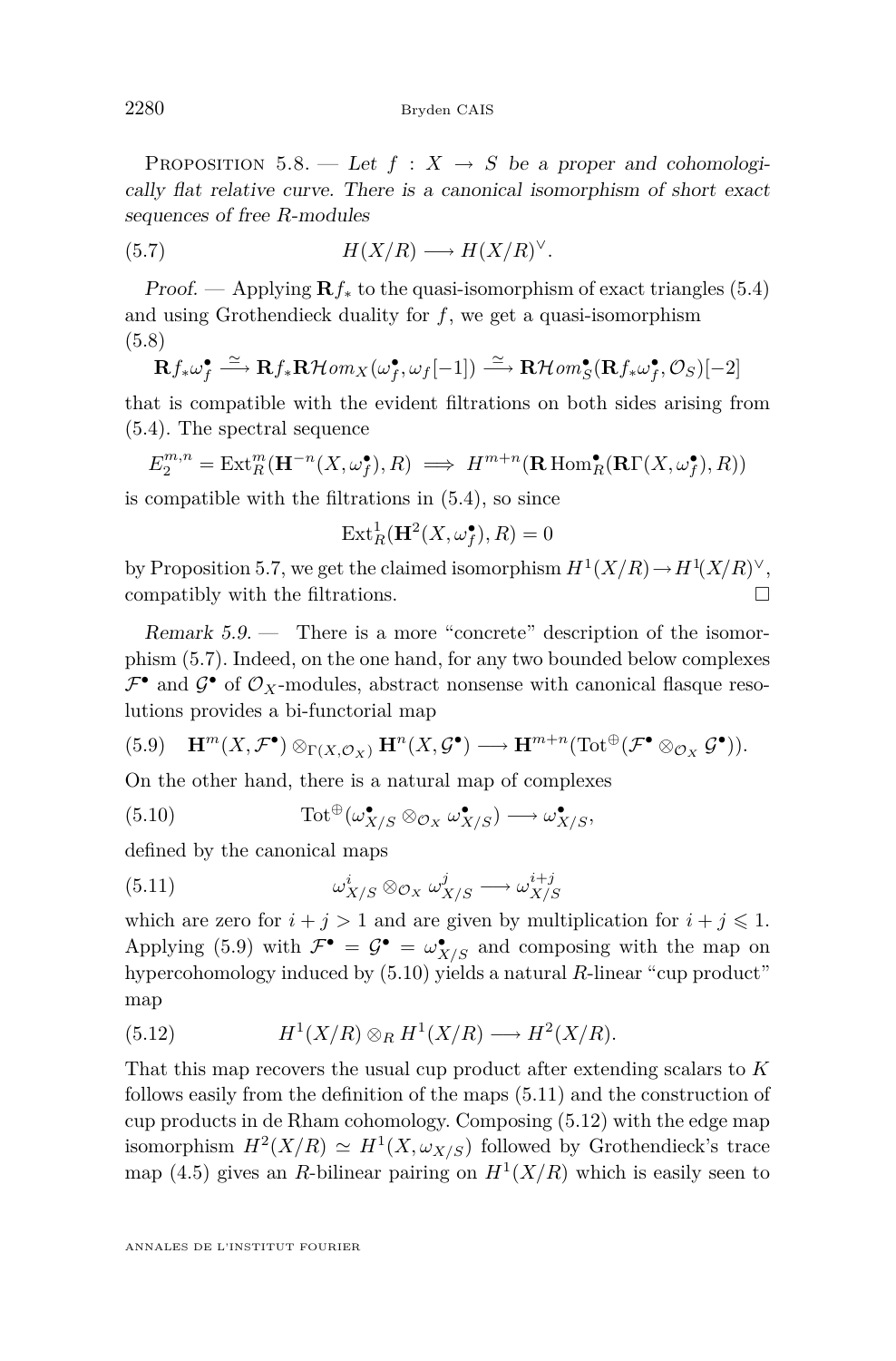Proposition 5.8. — *Let $f : X \to S$ be a proper and cohomologically flat relative curve. There is a canonical isomorphism of short exact sequences of free $R$-modules*

$$H(X/R) \longrightarrow H(X/R)^{\vee}. \tag{5.7}$$

*Proof.* — Applying $\mathbf{R}f_*$ to the quasi-isomorphism of exact triangles (5.4) and using Grothendieck duality for $f$, we get a quasi-isomorphism

$$\mathbf{R}f_*\omega_f^\bullet \xrightarrow{\simeq} \mathbf{R}f_*\mathbf{R}\mathcal{H}om_X(\omega_f^\bullet, \omega_f[-1]) \xrightarrow{\simeq} \mathbf{R}\mathcal{H}om_S^\bullet(\mathbf{R}f_*\omega_f^\bullet, \mathcal{O}_S)[-2] \tag{5.8}$$

that is compatible with the evident filtrations on both sides arising from (5.4). The spectral sequence

$$E_2^{m,n} = \operatorname{Ext}_R^m(\mathbf{H}^{-n}(X, \omega_f^\bullet), R) \implies H^{m+n}(\mathbf{R}\operatorname{Hom}_R^\bullet(\mathbf{R}\Gamma(X, \omega_f^\bullet), R))$$

is compatible with the filtrations in (5.4), so since

$$\operatorname{Ext}_R^1(\mathbf{H}^2(X, \omega_f^\bullet), R) = 0$$

by Proposition 5.7, we get the claimed isomorphism $H^1(X/R) \to H^1(X/R)^\vee$, compatibly with the filtrations. $\square$

*Remark 5.9.* — There is a more "concrete" description of the isomorphism (5.7). Indeed, on the one hand, for any two bounded below complexes $\mathcal{F}^\bullet$ and $\mathcal{G}^\bullet$ of $\mathcal{O}_X$-modules, abstract nonsense with canonical flasque resolutions provides a bi-functorial map

$$\mathbf{H}^m(X, \mathcal{F}^\bullet) \otimes_{\Gamma(X, \mathcal{O}_X)} \mathbf{H}^n(X, \mathcal{G}^\bullet) \longrightarrow \mathbf{H}^{m+n}(\operatorname{Tot}^\oplus(\mathcal{F}^\bullet \otimes_{\mathcal{O}_X} \mathcal{G}^\bullet)). \tag{5.9}$$

On the other hand, there is a natural map of complexes

$$\operatorname{Tot}^\oplus(\omega_{X/S}^\bullet \otimes_{\mathcal{O}_X} \omega_{X/S}^\bullet) \longrightarrow \omega_{X/S}^\bullet, \tag{5.10}$$

defined by the canonical maps

$$\omega_{X/S}^i \otimes_{\mathcal{O}_X} \omega_{X/S}^j \longrightarrow \omega_{X/S}^{i+j} \tag{5.11}$$

which are zero for $i + j > 1$ and are given by multiplication for $i + j \leqslant 1$. Applying (5.9) with $\mathcal{F}^\bullet = \mathcal{G}^\bullet = \omega_{X/S}^\bullet$ and composing with the map on hypercohomology induced by (5.10) yields a natural $R$-linear "cup product" map

$$H^1(X/R) \otimes_R H^1(X/R) \longrightarrow H^2(X/R). \tag{5.12}$$

That this map recovers the usual cup product after extending scalars to $K$ follows easily from the definition of the maps (5.11) and the construction of cup products in de Rham cohomology. Composing (5.12) with the edge map isomorphism $H^2(X/R) \simeq H^1(X, \omega_{X/S})$ followed by Grothendieck's trace map (4.5) gives an $R$-bilinear pairing on $H^1(X/R)$ which is easily seen to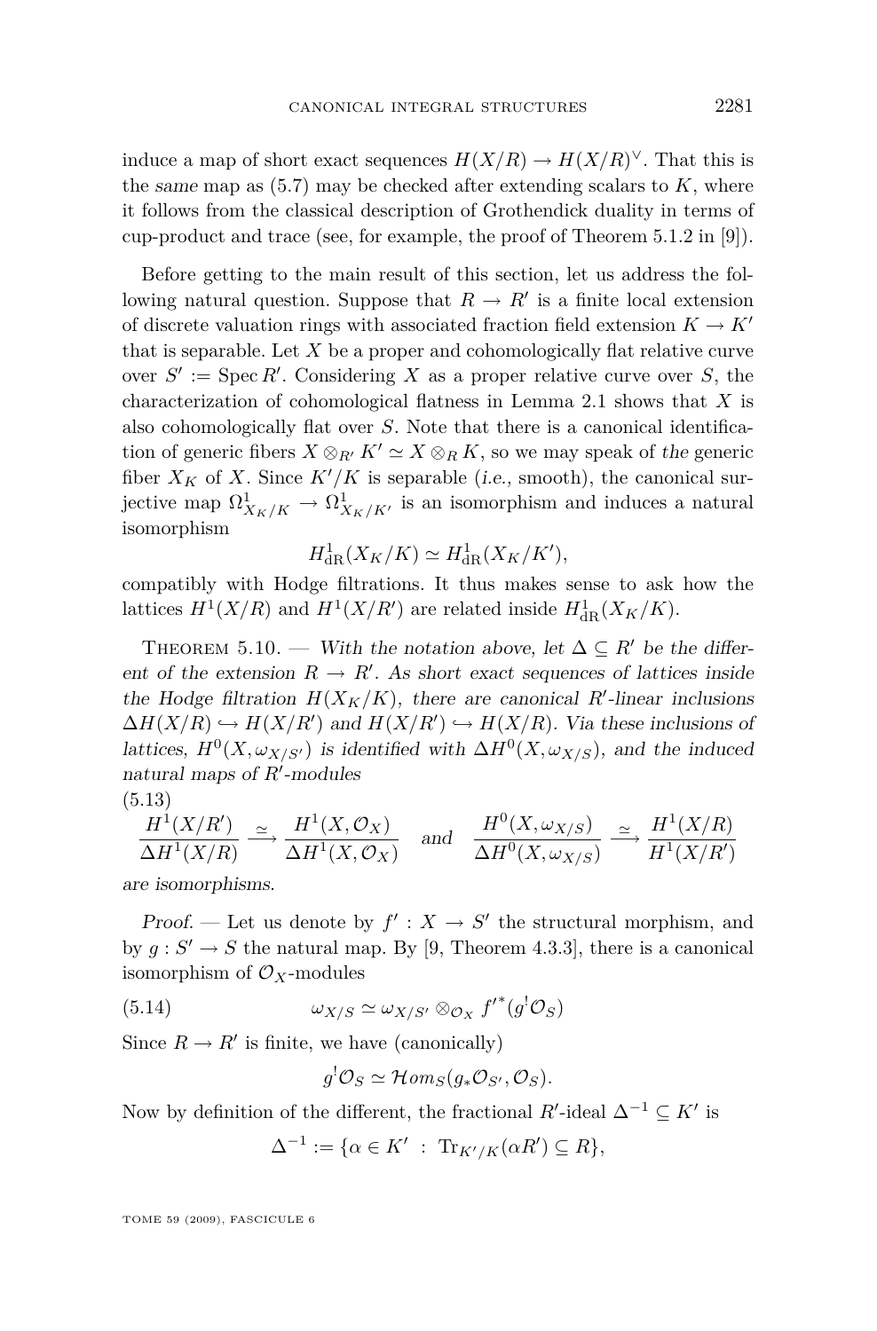induce a map of short exact sequences $H(X/R) \to H(X/R)^\vee$. That this is the *same* map as (5.7) may be checked after extending scalars to $K$, where it follows from the classical description of Grothendick duality in terms of cup-product and trace (see, for example, the proof of Theorem 5.1.2 in [9]).

Before getting to the main result of this section, let us address the following natural question. Suppose that $R \to R'$ is a finite local extension of discrete valuation rings with associated fraction field extension $K \to K'$ that is separable. Let $X$ be a proper and cohomologically flat relative curve over $S' := \operatorname{Spec} R'$. Considering $X$ as a proper relative curve over $S$, the characterization of cohomological flatness in Lemma 2.1 shows that $X$ is also cohomologically flat over $S$. Note that there is a canonical identification of generic fibers $X \otimes_{R'} K' \simeq X \otimes_R K$, so we may speak of *the* generic fiber $X_K$ of $X$. Since $K'/K$ is separable (*i.e.*, smooth), the canonical surjective map $\Omega^1_{X_K/K} \to \Omega^1_{X_K/K'}$ is an isomorphism and induces a natural isomorphism

$$H^1_{\mathrm{dR}}(X_K/K) \simeq H^1_{\mathrm{dR}}(X_K/K'),$$

compatibly with Hodge filtrations. It thus makes sense to ask how the lattices $H^1(X/R)$ and $H^1(X/R')$ are related inside $H^1_{\mathrm{dR}}(X_K/K)$.

Theorem 5.10. — *With the notation above, let $\Delta \subseteq R'$ be the different of the extension $R \to R'$. As short exact sequences of lattices inside the Hodge filtration $H(X_K/K)$, there are canonical $R'$-linear inclusions $\Delta H(X/R) \hookrightarrow H(X/R')$ and $H(X/R') \hookrightarrow H(X/R)$. Via these inclusions of lattices, $H^0(X, \omega_{X/S'})$ is identified with $\Delta H^0(X, \omega_{X/S})$, and the induced natural maps of $R'$-modules*

$$\frac{H^1(X/R')}{\Delta H^1(X/R)} \xrightarrow{\simeq} \frac{H^1(X, \mathcal{O}_X)}{\Delta H^1(X, \mathcal{O}_X)} \quad \text{and} \quad \frac{H^0(X, \omega_{X/S})}{\Delta H^0(X, \omega_{X/S})} \xrightarrow{\simeq} \frac{H^1(X/R)}{H^1(X/R')} \tag{5.13}$$

*are isomorphisms.*

*Proof.* — Let us denote by $f' : X \to S'$ the structural morphism, and by $g : S' \to S$ the natural map. By [9, Theorem 4.3.3], there is a canonical isomorphism of $\mathcal{O}_X$-modules

$$\omega_{X/S} \simeq \omega_{X/S'} \otimes_{\mathcal{O}_X} {f'}^*(g^! \mathcal{O}_S) \tag{5.14}$$

Since $R \to R'$ is finite, we have (canonically)

$$g^! \mathcal{O}_S \simeq \mathcal{H}om_S(g_* \mathcal{O}_{S'}, \mathcal{O}_S).$$

Now by definition of the different, the fractional $R'$-ideal $\Delta^{-1} \subseteq K'$ is

$$\Delta^{-1} := \{\alpha \in K' \ : \ \operatorname{Tr}_{K'/K}(\alpha R') \subseteq R\},$$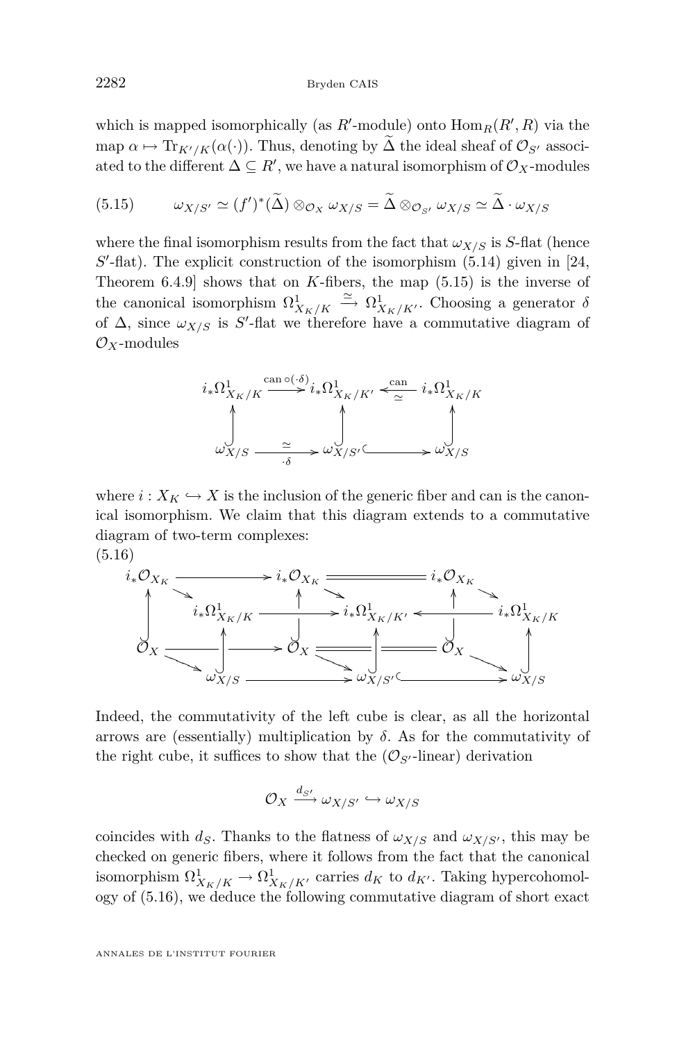which is mapped isomorphically (as $R'$-module) onto $\mathrm{Hom}_R(R', R)$ via the map $\alpha \mapsto \mathrm{Tr}_{K'/K}(\alpha(\cdot))$. Thus, denoting by $\widetilde{\Delta}$ the ideal sheaf of $\mathcal{O}_{S'}$ associated to the different $\Delta \subseteq R'$, we have a natural isomorphism of $\mathcal{O}_X$-modules

$$\omega_{X/S'} \simeq (f')^*(\widetilde{\Delta}) \otimes_{\mathcal{O}_X} \omega_{X/S} = \widetilde{\Delta} \otimes_{\mathcal{O}_{S'}} \omega_{X/S} \simeq \widetilde{\Delta} \cdot \omega_{X/S} \tag{5.15}$$

where the final isomorphism results from the fact that $\omega_{X/S}$ is $S$-flat (hence $S'$-flat). The explicit construction of the isomorphism (5.14) given in [24, Theorem 6.4.9] shows that on $K$-fibers, the map (5.15) is the inverse of the canonical isomorphism $\Omega^1_{X_K/K} \xrightarrow{\simeq} \Omega^1_{X_K/K'}$. Choosing a generator $\delta$ of $\Delta$, since $\omega_{X/S}$ is $S'$-flat we therefore have a commutative diagram of $\mathcal{O}_X$-modules

$$\begin{array}{ccccc}
i_*\Omega^1_{X_K/K} & \xrightarrow{\mathrm{can}\circ(\cdot\delta)} & i_*\Omega^1_{X_K/K'} & \xleftarrow[\simeq]{\mathrm{can}} & i_*\Omega^1_{X_K/K} \\
\uparrow & & \uparrow & & \uparrow \\
\omega_{X/S} & \xrightarrow[\cdot\delta]{\simeq} & \omega_{X/S'} & \hookrightarrow & \omega_{X/S}
\end{array}$$

where $i : X_K \hookrightarrow X$ is the inclusion of the generic fiber and can is the canonical isomorphism. We claim that this diagram extends to a commutative diagram of two-term complexes:

(5.16)
$$\begin{array}{ccccc}
i_*\mathcal{O}_{X_K} & \longrightarrow & i_*\mathcal{O}_{X_K} & = & i_*\mathcal{O}_{X_K} \\
\downarrow & & \downarrow & & \downarrow \\
i_*\Omega^1_{X_K/K} & \longrightarrow & i_*\Omega^1_{X_K/K'} & \longleftarrow & i_*\Omega^1_{X_K/K} \\
& & & & \\
\mathcal{O}_X & \longrightarrow & \mathcal{O}_X & = & \mathcal{O}_X \\
\downarrow & & \downarrow & & \downarrow \\
\omega_{X/S} & \longrightarrow & \omega_{X/S'} & \hookrightarrow & \omega_{X/S}
\end{array}$$

(with vertical inclusions from the bottom complexes $\mathcal{O}_X \to \omega$ into the top complexes $i_*\mathcal{O}_{X_K} \to i_*\Omega^1$.)

Indeed, the commutativity of the left cube is clear, as all the horizontal arrows are (essentially) multiplication by $\delta$. As for the commutativity of the right cube, it suffices to show that the ($\mathcal{O}_{S'}$-linear) derivation

$$\mathcal{O}_X \xrightarrow{d_{S'}} \omega_{X/S'} \hookrightarrow \omega_{X/S}$$

coincides with $d_S$. Thanks to the flatness of $\omega_{X/S}$ and $\omega_{X/S'}$, this may be checked on generic fibers, where it follows from the fact that the canonical isomorphism $\Omega^1_{X_K/K} \to \Omega^1_{X_K/K'}$ carries $d_K$ to $d_{K'}$. Taking hypercohomology of (5.16), we deduce the following commutative diagram of short exact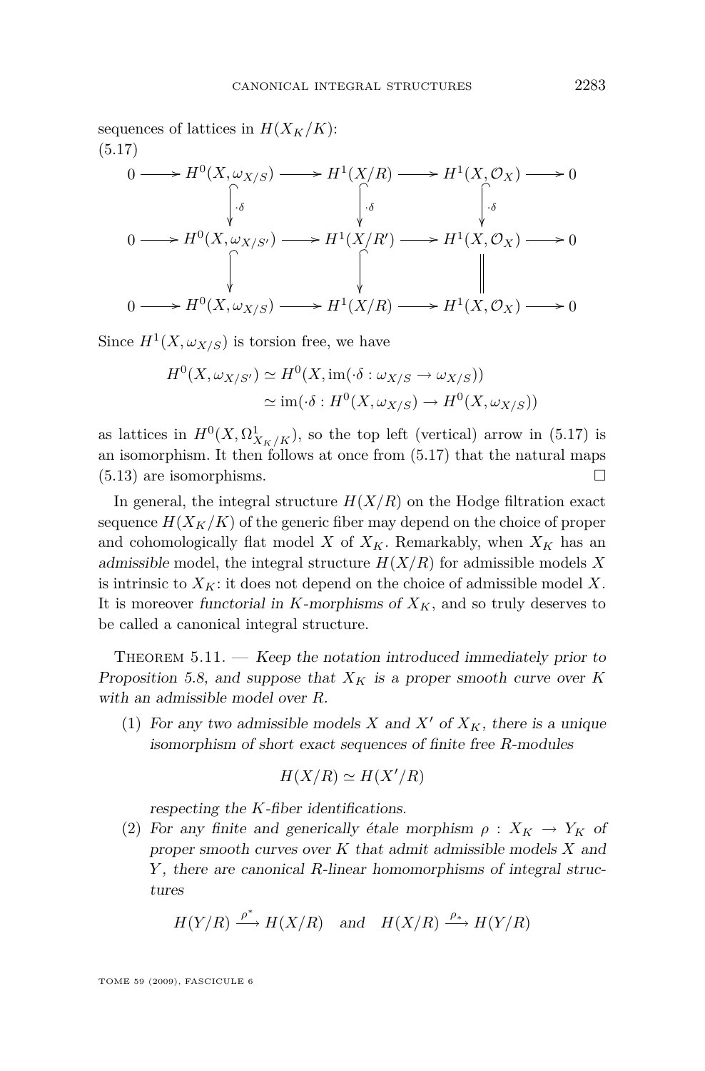sequences of lattices in $H(X_K/K)$:

(5.17)

$$
\begin{array}{ccccccccc}
0 & \longrightarrow & H^0(X,\omega_{X/S}) & \longrightarrow & H^1(X/R) & \longrightarrow & H^1(X,\mathcal{O}_X) & \longrightarrow & 0 \\
 & & \Big\downarrow{\cdot\delta} & & \Big\downarrow{\cdot\delta} & & \Big\downarrow{\cdot\delta} & & \\
0 & \longrightarrow & H^0(X,\omega_{X/S'}) & \longrightarrow & H^1(X/R') & \longrightarrow & H^1(X,\mathcal{O}_X) & \longrightarrow & 0 \\
 & & \Big\downarrow & & \Big\downarrow & & \Big\| & & \\
0 & \longrightarrow & H^0(X,\omega_{X/S}) & \longrightarrow & H^1(X/R) & \longrightarrow & H^1(X,\mathcal{O}_X) & \longrightarrow & 0
\end{array}
$$

Since $H^1(X,\omega_{X/S})$ is torsion free, we have

$$
\begin{aligned}
H^0(X,\omega_{X/S'}) &\simeq H^0(X,\operatorname{im}(\cdot\delta : \omega_{X/S} \to \omega_{X/S})) \\
&\simeq \operatorname{im}(\cdot\delta : H^0(X,\omega_{X/S}) \to H^0(X,\omega_{X/S}))
\end{aligned}
$$

as lattices in $H^0(X,\Omega^1_{X_K/K})$, so the top left (vertical) arrow in (5.17) is an isomorphism. It then follows at once from (5.17) that the natural maps (5.13) are isomorphisms. □

In general, the integral structure $H(X/R)$ on the Hodge filtration exact sequence $H(X_K/K)$ of the generic fiber may depend on the choice of proper and cohomologically flat model $X$ of $X_K$. Remarkably, when $X_K$ has an *admissible* model, the integral structure $H(X/R)$ for admissible models $X$ is intrinsic to $X_K$: it does not depend on the choice of admissible model $X$. It is moreover *functorial in $K$-morphisms of $X_K$*, and so truly deserves to be called a canonical integral structure.

Theorem 5.11. — *Keep the notation introduced immediately prior to Proposition 5.8, and suppose that $X_K$ is a proper smooth curve over $K$ with an admissible model over $R$.*

(1) *For any two admissible models $X$ and $X'$ of $X_K$, there is a unique isomorphism of short exact sequences of finite free $R$-modules*

$$H(X/R) \simeq H(X'/R)$$

*respecting the $K$-fiber identifications.*

(2) *For any finite and generically étale morphism $\rho : X_K \to Y_K$ of proper smooth curves over $K$ that admit admissible models $X$ and $Y$, there are canonical $R$-linear homomorphisms of integral structures*

$$H(Y/R) \xrightarrow{\rho^*} H(X/R) \quad \text{and} \quad H(X/R) \xrightarrow{\rho_*} H(Y/R)$$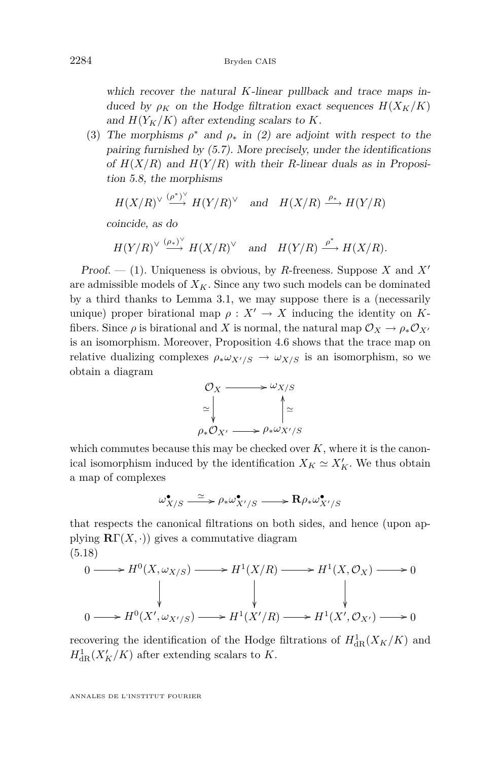*which recover the natural $K$-linear pullback and trace maps induced by $\rho_K$ on the Hodge filtration exact sequences $H(X_K/K)$ and $H(Y_K/K)$ after extending scalars to $K$.*

(3) *The morphisms $\rho^*$ and $\rho_*$ in (2) are adjoint with respect to the pairing furnished by (5.7). More precisely, under the identifications of $H(X/R)$ and $H(Y/R)$ with their $R$-linear duals as in Proposition 5.8, the morphisms*

$$H(X/R)^\vee \xrightarrow{(\rho^*)^\vee} H(Y/R)^\vee \quad \text{and} \quad H(X/R) \xrightarrow{\rho_*} H(Y/R)$$

*coincide, as do*

$$H(Y/R)^\vee \xrightarrow{(\rho_*)^\vee} H(X/R)^\vee \quad \text{and} \quad H(Y/R) \xrightarrow{\rho^*} H(X/R).$$

*Proof.* — (1). Uniqueness is obvious, by $R$-freeness. Suppose $X$ and $X'$ are admissible models of $X_K$. Since any two such models can be dominated by a third thanks to Lemma 3.1, we may suppose there is a (necessarily unique) proper birational map $\rho : X' \to X$ inducing the identity on $K$-fibers. Since $\rho$ is birational and $X$ is normal, the natural map $\mathcal{O}_X \to \rho_*\mathcal{O}_{X'}$ is an isomorphism. Moreover, Proposition 4.6 shows that the trace map on relative dualizing complexes $\rho_*\omega_{X'/S} \to \omega_{X/S}$ is an isomorphism, so we obtain a diagram

$$\begin{array}{ccc} \mathcal{O}_X & \longrightarrow & \omega_{X/S} \\ \simeq\downarrow & & \uparrow\simeq \\ \rho_*\mathcal{O}_{X'} & \longrightarrow & \rho_*\omega_{X'/S} \end{array}$$

which commutes because this may be checked over $K$, where it is the canonical isomorphism induced by the identification $X_K \simeq X'_K$. We thus obtain a map of complexes

$$\omega^\bullet_{X/S} \xrightarrow{\simeq} \rho_*\omega^\bullet_{X'/S} \longrightarrow \mathbf{R}\rho_*\omega^\bullet_{X'/S}$$

that respects the canonical filtrations on both sides, and hence (upon applying $\mathbf{R}\Gamma(X,\cdot)$) gives a commutative diagram

(5.18)
$$\begin{array}{ccccccccc} 0 & \longrightarrow & H^0(X,\omega_{X/S}) & \longrightarrow & H^1(X/R) & \longrightarrow & H^1(X,\mathcal{O}_X) & \longrightarrow & 0 \\ & & \downarrow & & \downarrow & & \downarrow & & \\ 0 & \longrightarrow & H^0(X',\omega_{X'/S}) & \longrightarrow & H^1(X'/R) & \longrightarrow & H^1(X',\mathcal{O}_{X'}) & \longrightarrow & 0 \end{array}$$

recovering the identification of the Hodge filtrations of $H^1_{\mathrm{dR}}(X_K/K)$ and $H^1_{\mathrm{dR}}(X'_K/K)$ after extending scalars to $K$.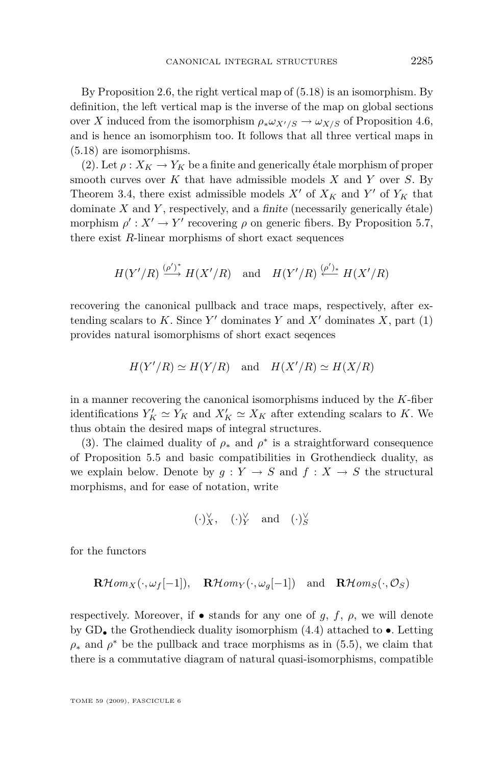By Proposition 2.6, the right vertical map of (5.18) is an isomorphism. By definition, the left vertical map is the inverse of the map on global sections over $X$ induced from the isomorphism $\rho_*\omega_{X'/S} \to \omega_{X/S}$ of Proposition 4.6, and is hence an isomorphism too. It follows that all three vertical maps in (5.18) are isomorphisms.

(2). Let $\rho : X_K \to Y_K$ be a finite and generically étale morphism of proper smooth curves over $K$ that have admissible models $X$ and $Y$ over $S$. By Theorem 3.4, there exist admissible models $X'$ of $X_K$ and $Y'$ of $Y_K$ that dominate $X$ and $Y$, respectively, and a *finite* (necessarily generically étale) morphism $\rho' : X' \to Y'$ recovering $\rho$ on generic fibers. By Proposition 5.7, there exist $R$-linear morphisms of short exact sequences

$$H(Y'/R) \xrightarrow{(\rho')^*} H(X'/R) \quad \text{and} \quad H(Y'/R) \xleftarrow{(\rho')_*} H(X'/R)$$

recovering the canonical pullback and trace maps, respectively, after extending scalars to $K$. Since $Y'$ dominates $Y$ and $X'$ dominates $X$, part (1) provides natural isomorphisms of short exact seqences

$$H(Y'/R) \simeq H(Y/R) \quad \text{and} \quad H(X'/R) \simeq H(X/R)$$

in a manner recovering the canonical isomorphisms induced by the $K$-fiber identifications $Y'_K \simeq Y_K$ and $X'_K \simeq X_K$ after extending scalars to $K$. We thus obtain the desired maps of integral structures.

(3). The claimed duality of $\rho_*$ and $\rho^*$ is a straightforward consequence of Proposition 5.5 and basic compatibilities in Grothendieck duality, as we explain below. Denote by $g : Y \to S$ and $f : X \to S$ the structural morphisms, and for ease of notation, write

$$(\cdot)^\vee_X, \quad (\cdot)^\vee_Y \quad \text{and} \quad (\cdot)^\vee_S$$

for the functors

$$\mathbf{R}\mathcal{H}om_X(\cdot, \omega_f[-1]), \quad \mathbf{R}\mathcal{H}om_Y(\cdot, \omega_g[-1]) \quad \text{and} \quad \mathbf{R}\mathcal{H}om_S(\cdot, \mathcal{O}_S)$$

respectively. Moreover, if $\bullet$ stands for any one of $g$, $f$, $\rho$, we will denote by $\mathrm{GD}_\bullet$ the Grothendieck duality isomorphism (4.4) attached to $\bullet$. Letting $\rho_*$ and $\rho^*$ be the pullback and trace morphisms as in (5.5), we claim that there is a commutative diagram of natural quasi-isomorphisms, compatible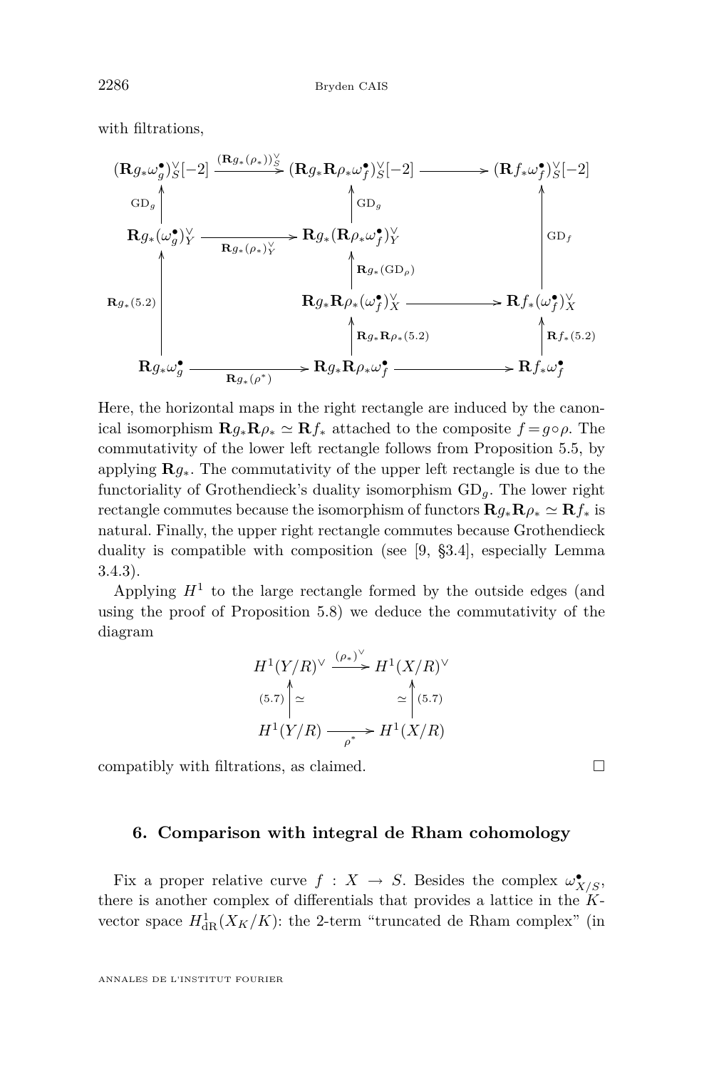with filtrations,

$$
\begin{array}{ccccc}
(\mathbf{R}g_*\omega_g^\bullet)_S^\vee[-2] & \xrightarrow{(\mathbf{R}g_*(\rho_*))_S^\vee} & (\mathbf{R}g_*\mathbf{R}\rho_*\omega_f^\bullet)_S^\vee[-2] & \longrightarrow & (\mathbf{R}f_*\omega_f^\bullet)_S^\vee[-2] \\
\uparrow {\scriptstyle \mathrm{GD}_g} & & \uparrow {\scriptstyle \mathrm{GD}_g} & & \\
\mathbf{R}g_*(\omega_g^\bullet)_Y^\vee & \xrightarrow[\mathbf{R}g_*(\rho_*)_Y^\vee]{} & \mathbf{R}g_*(\mathbf{R}\rho_*\omega_f^\bullet)_Y^\vee & & \uparrow {\scriptstyle \mathrm{GD}_f} \\
& & \uparrow {\scriptstyle \mathbf{R}g_*(\mathrm{GD}_\rho)} & & \\
\uparrow {\scriptstyle \mathbf{R}g_*(5.2)} & & \mathbf{R}g_*\mathbf{R}\rho_*(\omega_f^\bullet)_X^\vee & \longrightarrow & \mathbf{R}f_*(\omega_f^\bullet)_X^\vee \\
& & \uparrow {\scriptstyle \mathbf{R}g_*\mathbf{R}\rho_*(5.2)} & & \uparrow {\scriptstyle \mathbf{R}f_*(5.2)} \\
\mathbf{R}g_*\omega_g^\bullet & \xrightarrow[\mathbf{R}g_*(\rho^*)]{} & \mathbf{R}g_*\mathbf{R}\rho_*\omega_f^\bullet & \longrightarrow & \mathbf{R}f_*\omega_f^\bullet
\end{array}
$$

Here, the horizontal maps in the right rectangle are induced by the canonical isomorphism $\mathbf{R}g_*\mathbf{R}\rho_* \simeq \mathbf{R}f_*$ attached to the composite $f = g\circ\rho$. The commutativity of the lower left rectangle follows from Proposition 5.5, by applying $\mathbf{R}g_*$. The commutativity of the upper left rectangle is due to the functoriality of Grothendieck's duality isomorphism $\mathrm{GD}_g$. The lower right rectangle commutes because the isomorphism of functors $\mathbf{R}g_*\mathbf{R}\rho_* \simeq \mathbf{R}f_*$ is natural. Finally, the upper right rectangle commutes because Grothendieck duality is compatible with composition (see [9, §3.4], especially Lemma 3.4.3).

Applying $H^1$ to the large rectangle formed by the outside edges (and using the proof of Proposition 5.8) we deduce the commutativity of the diagram

$$
\begin{array}{ccc}
H^1(Y/R)^\vee & \xrightarrow{(\rho_*)^\vee} & H^1(X/R)^\vee \\
{\scriptstyle (5.7)}\uparrow \simeq & & \simeq \uparrow {\scriptstyle (5.7)} \\
H^1(Y/R) & \xrightarrow[\rho^*]{} & H^1(X/R)
\end{array}
$$

compatibly with filtrations, as claimed. $\square$

## 6. Comparison with integral de Rham cohomology

Fix a proper relative curve $f : X \to S$. Besides the complex $\omega_{X/S}^\bullet$, there is another complex of differentials that provides a lattice in the $K$-vector space $H^1_{\mathrm{dR}}(X_K/K)$: the 2-term "truncated de Rham complex" (in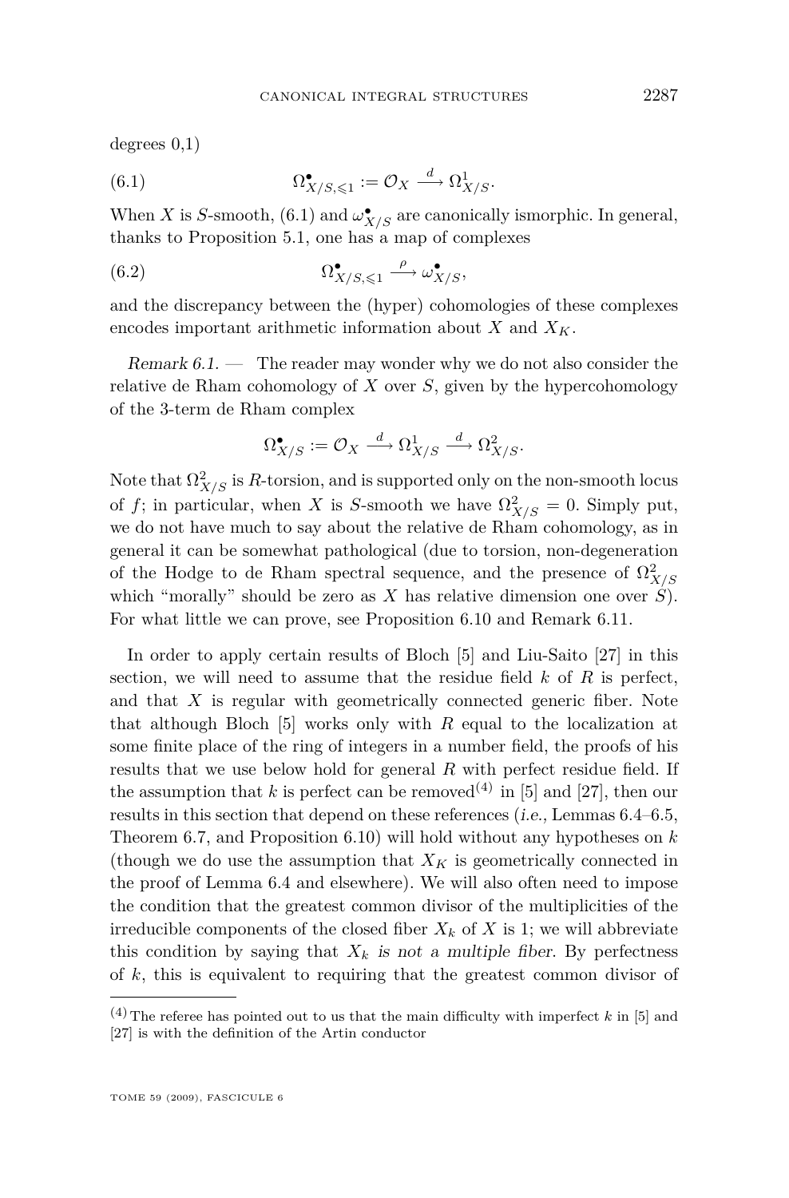degrees 0,1)

$$\Omega^\bullet_{X/S,\leqslant 1} := \mathcal{O}_X \xrightarrow{\ d\ } \Omega^1_{X/S}. \tag{6.1}$$

When $X$ is $S$-smooth, (6.1) and $\omega^\bullet_{X/S}$ are canonically ismorphic. In general, thanks to Proposition 5.1, one has a map of complexes

$$\Omega^\bullet_{X/S,\leqslant 1} \xrightarrow{\ \rho\ } \omega^\bullet_{X/S}, \tag{6.2}$$

and the discrepancy between the (hyper) cohomologies of these complexes encodes important arithmetic information about $X$ and $X_K$.

*Remark 6.1.* — The reader may wonder why we do not also consider the relative de Rham cohomology of $X$ over $S$, given by the hypercohomology of the 3-term de Rham complex

$$\Omega^\bullet_{X/S} := \mathcal{O}_X \xrightarrow{\ d\ } \Omega^1_{X/S} \xrightarrow{\ d\ } \Omega^2_{X/S}.$$

Note that $\Omega^2_{X/S}$ is $R$-torsion, and is supported only on the non-smooth locus of $f$; in particular, when $X$ is $S$-smooth we have $\Omega^2_{X/S} = 0$. Simply put, we do not have much to say about the relative de Rham cohomology, as in general it can be somewhat pathological (due to torsion, non-degeneration of the Hodge to de Rham spectral sequence, and the presence of $\Omega^2_{X/S}$ which "morally" should be zero as $X$ has relative dimension one over $S$). For what little we can prove, see Proposition 6.10 and Remark 6.11.

In order to apply certain results of Bloch [5] and Liu-Saito [27] in this section, we will need to assume that the residue field $k$ of $R$ is perfect, and that $X$ is regular with geometrically connected generic fiber. Note that although Bloch [5] works only with $R$ equal to the localization at some finite place of the ring of integers in a number field, the proofs of his results that we use below hold for general $R$ with perfect residue field. If the assumption that $k$ is perfect can be removed[4] in [5] and [27], then our results in this section that depend on these references (*i.e.,* Lemmas 6.4–6.5, Theorem 6.7, and Proposition 6.10) will hold without any hypotheses on $k$ (though we do use the assumption that $X_K$ is geometrically connected in the proof of Lemma 6.4 and elsewhere). We will also often need to impose the condition that the greatest common divisor of the multiplicities of the irreducible components of the closed fiber $X_k$ of $X$ is 1; we will abbreviate this condition by saying that *$X_k$ is not a multiple fiber*. By perfectness of $k$, this is equivalent to requiring that the greatest common divisor of

[4] The referee has pointed out to us that the main difficulty with imperfect $k$ in [5] and [27] is with the definition of the Artin conductor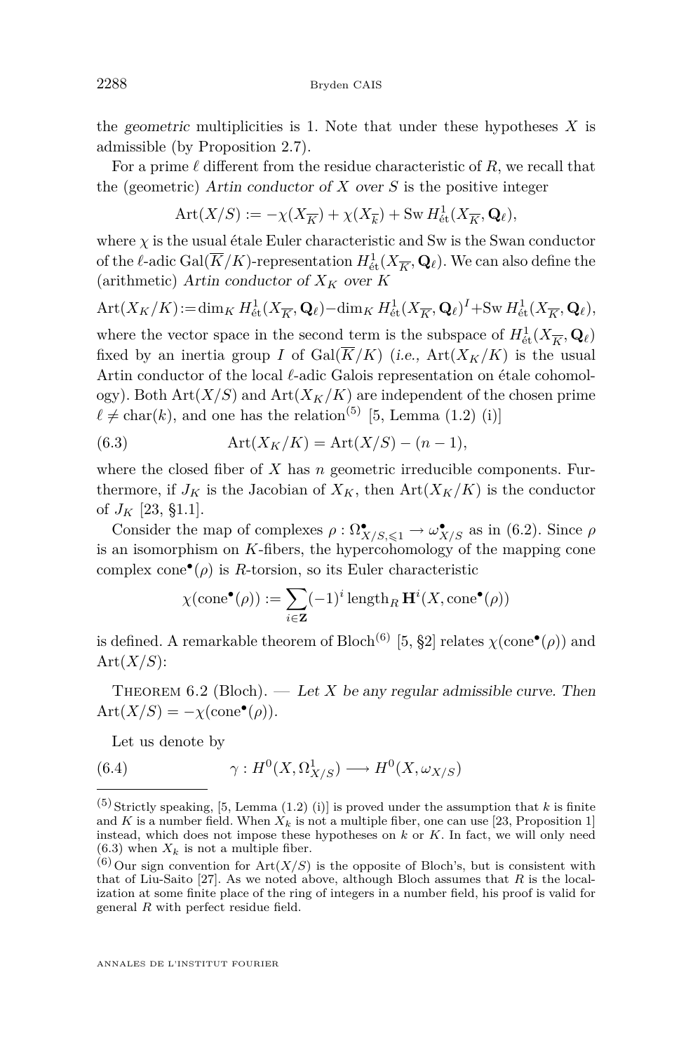the *geometric* multiplicities is 1. Note that under these hypotheses $X$ is admissible (by Proposition 2.7).

For a prime $\ell$ different from the residue characteristic of $R$, we recall that the (geometric) *Artin conductor of $X$ over $S$* is the positive integer

$$\operatorname{Art}(X/S) := -\chi(X_{\overline{K}}) + \chi(X_{\overline{k}}) + \operatorname{Sw} H^1_{\text{ét}}(X_{\overline{K}}, \mathbf{Q}_\ell),$$

where $\chi$ is the usual étale Euler characteristic and Sw is the Swan conductor of the $\ell$-adic $\operatorname{Gal}(\overline{K}/K)$-representation $H^1_{\text{ét}}(X_{\overline{K}}, \mathbf{Q}_\ell)$. We can also define the (arithmetic) *Artin conductor of $X_K$ over $K$*

$$\operatorname{Art}(X_K/K) := \dim_K H^1_{\text{ét}}(X_{\overline{K}}, \mathbf{Q}_\ell) - \dim_K H^1_{\text{ét}}(X_{\overline{K}}, \mathbf{Q}_\ell)^I + \operatorname{Sw} H^1_{\text{ét}}(X_{\overline{K}}, \mathbf{Q}_\ell),$$

where the vector space in the second term is the subspace of $H^1_{\text{ét}}(X_{\overline{K}}, \mathbf{Q}_\ell)$ fixed by an inertia group $I$ of $\operatorname{Gal}(\overline{K}/K)$ (*i.e.*, $\operatorname{Art}(X_K/K)$ is the usual Artin conductor of the local $\ell$-adic Galois representation on étale cohomology). Both $\operatorname{Art}(X/S)$ and $\operatorname{Art}(X_K/K)$ are independent of the chosen prime $\ell \neq \operatorname{char}(k)$, and one has the relation(5) [5, Lemma (1.2) (i)]

$$\operatorname{Art}(X_K/K) = \operatorname{Art}(X/S) - (n-1), \tag{6.3}$$

where the closed fiber of $X$ has $n$ geometric irreducible components. Furthermore, if $J_K$ is the Jacobian of $X_K$, then $\operatorname{Art}(X_K/K)$ is the conductor of $J_K$ [23, §1.1].

Consider the map of complexes $\rho : \Omega^\bullet_{X/S,\leqslant 1} \to \omega^\bullet_{X/S}$ as in (6.2). Since $\rho$ is an isomorphism on $K$-fibers, the hypercohomology of the mapping cone complex $\operatorname{cone}^\bullet(\rho)$ is $R$-torsion, so its Euler characteristic

$$\chi(\operatorname{cone}^\bullet(\rho)) := \sum_{i \in \mathbf{Z}} (-1)^i \operatorname{length}_R \mathbf{H}^i(X, \operatorname{cone}^\bullet(\rho))$$

is defined. A remarkable theorem of Bloch(6) [5, §2] relates $\chi(\operatorname{cone}^\bullet(\rho))$ and $\operatorname{Art}(X/S)$:

Theorem 6.2 (Bloch). — *Let $X$ be any regular admissible curve. Then* $\operatorname{Art}(X/S) = -\chi(\operatorname{cone}^\bullet(\rho))$.

Let us denote by

$$\gamma : H^0(X, \Omega^1_{X/S}) \longrightarrow H^0(X, \omega_{X/S}) \tag{6.4}$$

---

(5) Strictly speaking, [5, Lemma (1.2) (i)] is proved under the assumption that $k$ is finite and $K$ is a number field. When $X_k$ is not a multiple fiber, one can use [23, Proposition 1] instead, which does not impose these hypotheses on $k$ or $K$. In fact, we will only need (6.3) when $X_k$ is not a multiple fiber.

(6) Our sign convention for $\operatorname{Art}(X/S)$ is the opposite of Bloch's, but is consistent with that of Liu-Saito [27]. As we noted above, although Bloch assumes that $R$ is the localization at some finite place of the ring of integers in a number field, his proof is valid for general $R$ with perfect residue field.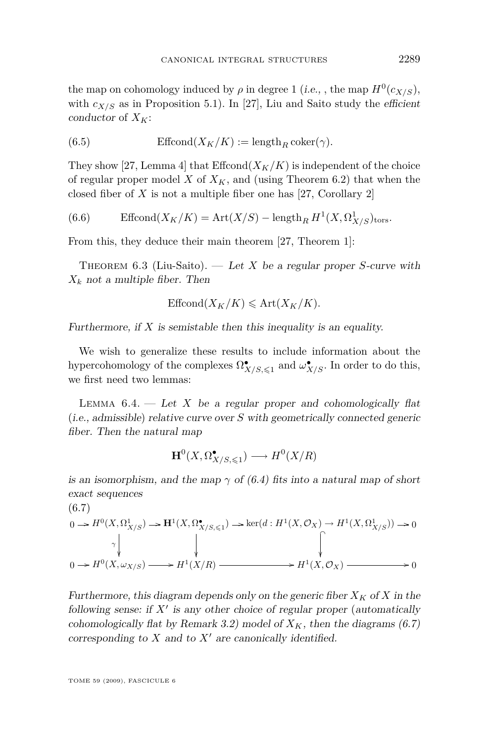the map on cohomology induced by $\rho$ in degree 1 (*i.e.*, , the map $H^0(c_{X/S})$, with $c_{X/S}$ as in Proposition 5.1). In [27], Liu and Saito study the *efficient conductor* of $X_K$:

$$\text{Effcond}(X_K/K) := \text{length}_R \operatorname{coker}(\gamma). \tag{6.5}$$

They show [27, Lemma 4] that $\text{Effcond}(X_K/K)$ is independent of the choice of regular proper model $X$ of $X_K$, and (using Theorem 6.2) that when the closed fiber of $X$ is not a multiple fiber one has [27, Corollary 2]

$$\text{Effcond}(X_K/K) = \text{Art}(X/S) - \text{length}_R H^1(X, \Omega^1_{X/S})_{\text{tors}}. \tag{6.6}$$

From this, they deduce their main theorem [27, Theorem 1]:

Theorem 6.3 (Liu-Saito). — *Let $X$ be a regular proper $S$-curve with $X_k$ not a multiple fiber. Then*

$$\text{Effcond}(X_K/K) \leqslant \text{Art}(X_K/K).$$

*Furthermore, if $X$ is semistable then this inequality is an equality.*

We wish to generalize these results to include information about the hypercohomology of the complexes $\Omega^\bullet_{X/S,\leqslant 1}$ and $\omega^\bullet_{X/S}$. In order to do this, we first need two lemmas:

Lemma 6.4. — *Let $X$ be a regular proper and cohomologically flat (i.e., admissible) relative curve over $S$ with geometrically connected generic fiber. Then the natural map*

$$\mathbf{H}^0(X, \Omega^\bullet_{X/S,\leqslant 1}) \longrightarrow H^0(X/R)$$

*is an isomorphism, and the map $\gamma$ of (6.4) fits into a natural map of short exact sequences*

(6.7)

$$\begin{array}{ccccccccc}
0 \to & H^0(X, \Omega^1_{X/S}) & \to & \mathbf{H}^1(X, \Omega^\bullet_{X/S,\leqslant 1}) & \to & \ker(d : H^1(X, \mathcal{O}_X) \to H^1(X, \Omega^1_{X/S})) & \to 0 \\
& \downarrow{\scriptstyle\gamma} & & \downarrow & & \downarrow & \\
0 \to & H^0(X, \omega_{X/S}) & \to & H^1(X/R) & \to & H^1(X, \mathcal{O}_X) & \to 0
\end{array}$$

*Furthermore, this diagram depends only on the generic fiber $X_K$ of $X$ in the following sense: if $X'$ is any other choice of regular proper (automatically cohomologically flat by Remark 3.2) model of $X_K$, then the diagrams (6.7) corresponding to $X$ and to $X'$ are canonically identified.*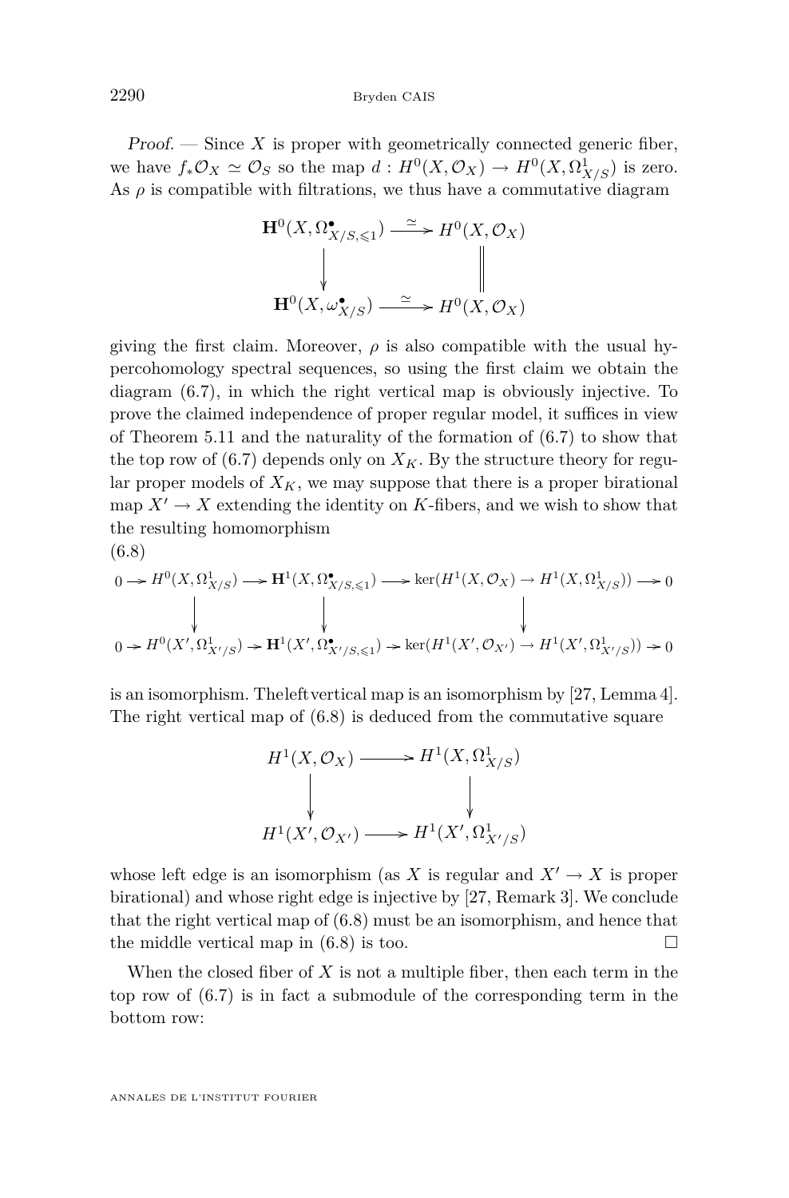*Proof*. — Since $X$ is proper with geometrically connected generic fiber, we have $f_*\mathcal{O}_X \simeq \mathcal{O}_S$ so the map $d : H^0(X, \mathcal{O}_X) \to H^0(X, \Omega^1_{X/S})$ is zero. As $\rho$ is compatible with filtrations, we thus have a commutative diagram

$$\begin{array}{ccc}
\mathbf{H}^0(X, \Omega^\bullet_{X/S,\leqslant 1}) & \xrightarrow{\simeq} & H^0(X, \mathcal{O}_X) \\
\downarrow & & \Big\| \\
\mathbf{H}^0(X, \omega^\bullet_{X/S}) & \xrightarrow{\simeq} & H^0(X, \mathcal{O}_X)
\end{array}$$

giving the first claim. Moreover, $\rho$ is also compatible with the usual hypercohomology spectral sequences, so using the first claim we obtain the diagram (6.7), in which the right vertical map is obviously injective. To prove the claimed independence of proper regular model, it suffices in view of Theorem 5.11 and the naturality of the formation of (6.7) to show that the top row of (6.7) depends only on $X_K$. By the structure theory for regular proper models of $X_K$, we may suppose that there is a proper birational map $X' \to X$ extending the identity on $K$-fibers, and we wish to show that the resulting homomorphism

(6.8)

$$\begin{array}{ccccccccc}
0 \to & H^0(X, \Omega^1_{X/S}) & \to & \mathbf{H}^1(X, \Omega^\bullet_{X/S,\leqslant 1}) & \to & \ker(H^1(X, \mathcal{O}_X) \to H^1(X, \Omega^1_{X/S})) & \to 0 \\
& \downarrow & & \downarrow & & \downarrow & \\
0 \to & H^0(X', \Omega^1_{X'/S}) & \to & \mathbf{H}^1(X', \Omega^\bullet_{X'/S,\leqslant 1}) & \to & \ker(H^1(X', \mathcal{O}_{X'}) \to H^1(X', \Omega^1_{X'/S})) & \to 0
\end{array}$$

is an isomorphism. The left vertical map is an isomorphism by [27, Lemma 4]. The right vertical map of (6.8) is deduced from the commutative square

$$\begin{array}{ccc}
H^1(X, \mathcal{O}_X) & \longrightarrow & H^1(X, \Omega^1_{X/S}) \\
\downarrow & & \downarrow \\
H^1(X', \mathcal{O}_{X'}) & \longrightarrow & H^1(X', \Omega^1_{X'/S})
\end{array}$$

whose left edge is an isomorphism (as $X$ is regular and $X' \to X$ is proper birational) and whose right edge is injective by [27, Remark 3]. We conclude that the right vertical map of (6.8) must be an isomorphism, and hence that the middle vertical map in (6.8) is too. $\square$

When the closed fiber of $X$ is not a multiple fiber, then each term in the top row of (6.7) is in fact a submodule of the corresponding term in the bottom row: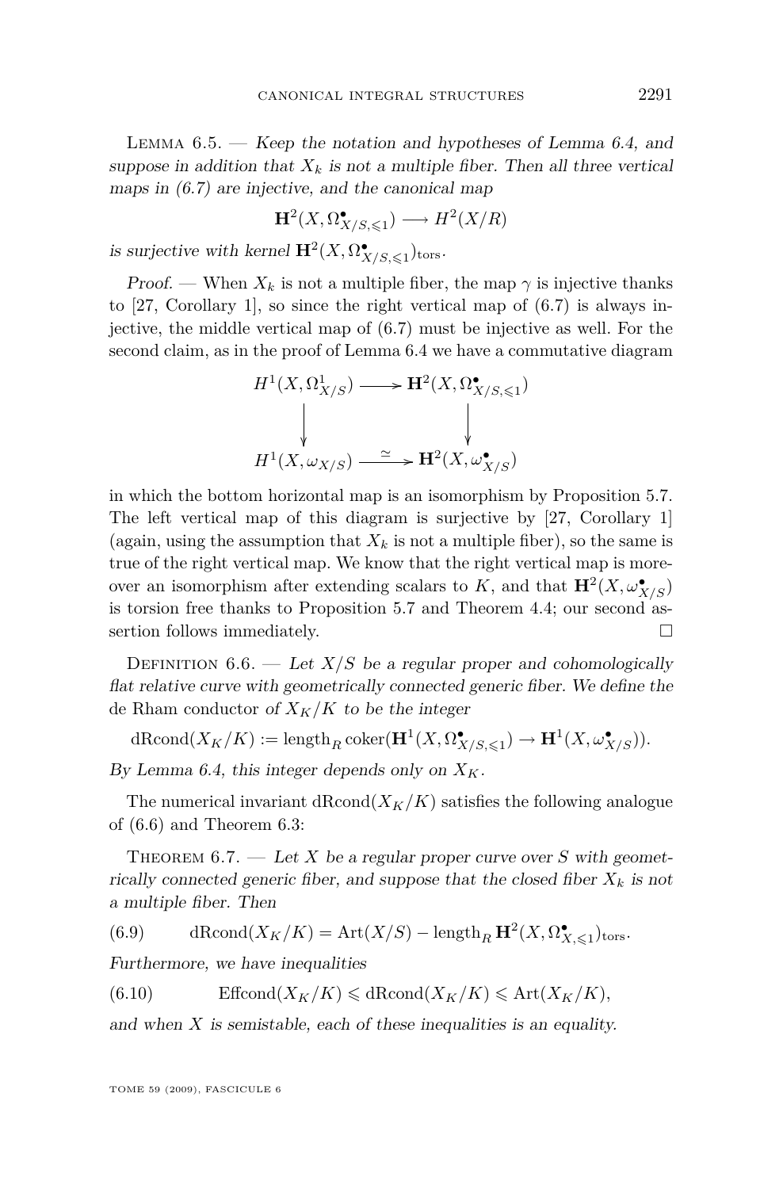Lemma 6.5. — *Keep the notation and hypotheses of Lemma 6.4, and suppose in addition that $X_k$ is not a multiple fiber. Then all three vertical maps in (6.7) are injective, and the canonical map*

$$\mathbf{H}^2(X, \Omega^\bullet_{X/S,\leqslant 1}) \longrightarrow H^2(X/R)$$

*is surjective with kernel $\mathbf{H}^2(X, \Omega^\bullet_{X/S,\leqslant 1})_{\mathrm{tors}}$.*

*Proof.* — When $X_k$ is not a multiple fiber, the map $\gamma$ is injective thanks to [27, Corollary 1], so since the right vertical map of (6.7) is always injective, the middle vertical map of (6.7) must be injective as well. For the second claim, as in the proof of Lemma 6.4 we have a commutative diagram

$$\begin{array}{ccc}
H^1(X, \Omega^1_{X/S}) & \longrightarrow & \mathbf{H}^2(X, \Omega^\bullet_{X/S,\leqslant 1}) \\
\big\downarrow & & \big\downarrow \\
H^1(X, \omega_{X/S}) & \xrightarrow{\ \simeq\ } & \mathbf{H}^2(X, \omega^\bullet_{X/S})
\end{array}$$

in which the bottom horizontal map is an isomorphism by Proposition 5.7. The left vertical map of this diagram is surjective by [27, Corollary 1] (again, using the assumption that $X_k$ is not a multiple fiber), so the same is true of the right vertical map. We know that the right vertical map is moreover an isomorphism after extending scalars to $K$, and that $\mathbf{H}^2(X, \omega^\bullet_{X/S})$ is torsion free thanks to Proposition 5.7 and Theorem 4.4; our second assertion follows immediately. $\square$

Definition 6.6. — *Let $X/S$ be a regular proper and cohomologically flat relative curve with geometrically connected generic fiber. We define the* de Rham conductor *of $X_K/K$ to be the integer*

$$\mathrm{dRcond}(X_K/K) := \mathrm{length}_R \operatorname{coker}(\mathbf{H}^1(X, \Omega^\bullet_{X/S,\leqslant 1}) \to \mathbf{H}^1(X, \omega^\bullet_{X/S})).$$

*By Lemma 6.4, this integer depends only on $X_K$.*

The numerical invariant $\mathrm{dRcond}(X_K/K)$ satisfies the following analogue of (6.6) and Theorem 6.3:

Theorem 6.7. — *Let $X$ be a regular proper curve over $S$ with geometrically connected generic fiber, and suppose that the closed fiber $X_k$ is not a multiple fiber. Then*

$$\mathrm{dRcond}(X_K/K) = \mathrm{Art}(X/S) - \mathrm{length}_R \, \mathbf{H}^2(X, \Omega^\bullet_{X,\leqslant 1})_{\mathrm{tors}}. \tag{6.9}$$

*Furthermore, we have inequalities*

$$\mathrm{Effcond}(X_K/K) \leqslant \mathrm{dRcond}(X_K/K) \leqslant \mathrm{Art}(X_K/K), \tag{6.10}$$

*and when $X$ is semistable, each of these inequalities is an equality.*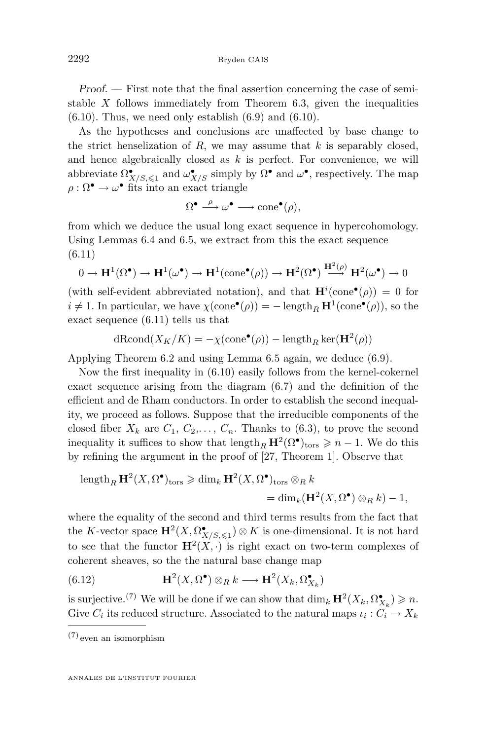*Proof.* — First note that the final assertion concerning the case of semistable $X$ follows immediately from Theorem 6.3, given the inequalities (6.10). Thus, we need only establish (6.9) and (6.10).

As the hypotheses and conclusions are unaffected by base change to the strict henselization of $R$, we may assume that $k$ is separably closed, and hence algebraically closed as $k$ is perfect. For convenience, we will abbreviate $\Omega^\bullet_{X/S,\leqslant 1}$ and $\omega^\bullet_{X/S}$ simply by $\Omega^\bullet$ and $\omega^\bullet$, respectively. The map $\rho : \Omega^\bullet \to \omega^\bullet$ fits into an exact triangle

$$\Omega^\bullet \xrightarrow{\ \rho\ } \omega^\bullet \longrightarrow \mathrm{cone}^\bullet(\rho),$$

from which we deduce the usual long exact sequence in hypercohomology. Using Lemmas 6.4 and 6.5, we extract from this the exact sequence (6.11)

$$0 \to \mathbf{H}^1(\Omega^\bullet) \to \mathbf{H}^1(\omega^\bullet) \to \mathbf{H}^1(\mathrm{cone}^\bullet(\rho)) \to \mathbf{H}^2(\Omega^\bullet) \xrightarrow{\mathbf{H}^2(\rho)} \mathbf{H}^2(\omega^\bullet) \to 0$$

(with self-evident abbreviated notation), and that $\mathbf{H}^i(\mathrm{cone}^\bullet(\rho)) = 0$ for $i \neq 1$. In particular, we have $\chi(\mathrm{cone}^\bullet(\rho)) = -\operatorname{length}_R \mathbf{H}^1(\mathrm{cone}^\bullet(\rho))$, so the exact sequence (6.11) tells us that

$$\mathrm{dRcond}(X_K/K) = -\chi(\mathrm{cone}^\bullet(\rho)) - \operatorname{length}_R \ker(\mathbf{H}^2(\rho))$$

Applying Theorem 6.2 and using Lemma 6.5 again, we deduce (6.9).

Now the first inequality in (6.10) easily follows from the kernel-cokernel exact sequence arising from the diagram (6.7) and the definition of the efficient and de Rham conductors. In order to establish the second inequality, we proceed as follows. Suppose that the irreducible components of the closed fiber $X_k$ are $C_1, C_2, \ldots, C_n$. Thanks to (6.3), to prove the second inequality it suffices to show that $\operatorname{length}_R \mathbf{H}^2(\Omega^\bullet)_{\mathrm{tors}} \geqslant n-1$. We do this by refining the argument in the proof of [27, Theorem 1]. Observe that

$$\begin{aligned}\operatorname{length}_R \mathbf{H}^2(X, \Omega^\bullet)_{\mathrm{tors}} &\geqslant \dim_k \mathbf{H}^2(X, \Omega^\bullet)_{\mathrm{tors}} \otimes_R k \\ &= \dim_k(\mathbf{H}^2(X, \Omega^\bullet) \otimes_R k) - 1,\end{aligned}$$

where the equality of the second and third terms results from the fact that the $K$-vector space $\mathbf{H}^2(X, \Omega^\bullet_{X/S,\leqslant 1}) \otimes K$ is one-dimensional. It is not hard to see that the functor $\mathbf{H}^2(X, \cdot)$ is right exact on two-term complexes of coherent sheaves, so the the natural base change map

$$\mathbf{H}^2(X, \Omega^\bullet) \otimes_R k \longrightarrow \mathbf{H}^2(X_k, \Omega^\bullet_{X_k}) \tag{6.12}$$

is surjective.[7] We will be done if we can show that $\dim_k \mathbf{H}^2(X_k, \Omega^\bullet_{X_k}) \geqslant n$. Give $C_i$ its reduced structure. Associated to the natural maps $\iota_i : C_i \to X_k$

[7] even an isomorphism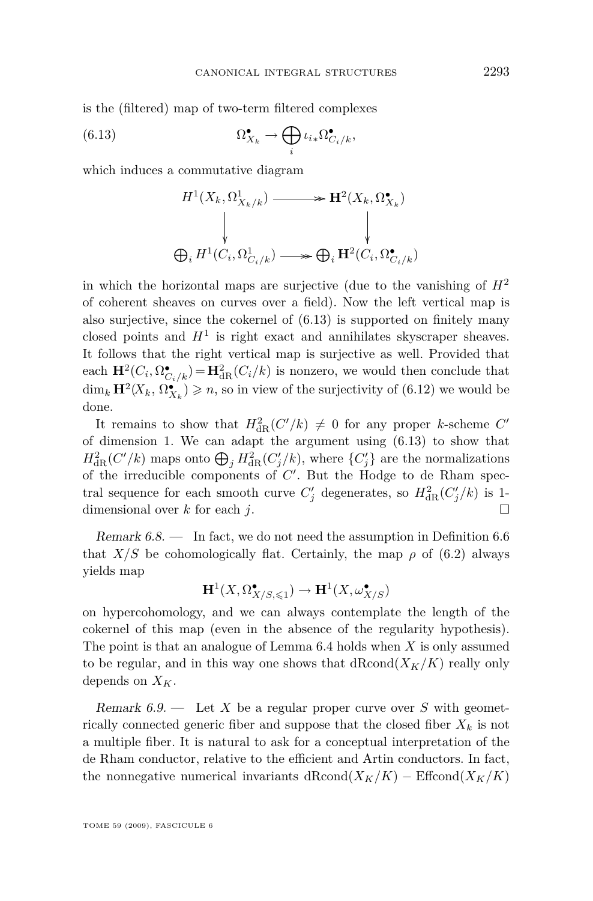is the (filtered) map of two-term filtered complexes

$$\Omega^\bullet_{X_k} \to \bigoplus_i \iota_{i*}\Omega^\bullet_{C_i/k}, \tag{6.13}$$

which induces a commutative diagram

$$\begin{array}{ccc} H^1(X_k, \Omega^1_{X_k/k}) & \twoheadrightarrow & \mathbf{H}^2(X_k, \Omega^\bullet_{X_k}) \\ \downarrow & & \downarrow \\ \bigoplus_i H^1(C_i, \Omega^1_{C_i/k}) & \twoheadrightarrow & \bigoplus_i \mathbf{H}^2(C_i, \Omega^\bullet_{C_i/k}) \end{array}$$

in which the horizontal maps are surjective (due to the vanishing of $H^2$ of coherent sheaves on curves over a field). Now the left vertical map is also surjective, since the cokernel of (6.13) is supported on finitely many closed points and $H^1$ is right exact and annihilates skyscraper sheaves. It follows that the right vertical map is surjective as well. Provided that each $\mathbf{H}^2(C_i, \Omega^\bullet_{C_i/k}) = \mathbf{H}^2_{\mathrm{dR}}(C_i/k)$ is nonzero, we would then conclude that $\dim_k \mathbf{H}^2(X_k, \Omega^\bullet_{X_k}) \geqslant n$, so in view of the surjectivity of (6.12) we would be done.

It remains to show that $H^2_{\mathrm{dR}}(C'/k) \neq 0$ for any proper $k$-scheme $C'$ of dimension 1. We can adapt the argument using (6.13) to show that $H^2_{\mathrm{dR}}(C'/k)$ maps onto $\bigoplus_j H^2_{\mathrm{dR}}(C'_j/k)$, where $\{C'_j\}$ are the normalizations of the irreducible components of $C'$. But the Hodge to de Rham spectral sequence for each smooth curve $C'_j$ degenerates, so $H^2_{\mathrm{dR}}(C'_j/k)$ is 1-dimensional over $k$ for each $j$. □

*Remark 6.8.* — In fact, we do not need the assumption in Definition 6.6 that $X/S$ be cohomologically flat. Certainly, the map $\rho$ of (6.2) always yields map

$$\mathbf{H}^1(X, \Omega^\bullet_{X/S,\leqslant 1}) \to \mathbf{H}^1(X, \omega^\bullet_{X/S})$$

on hypercohomology, and we can always contemplate the length of the cokernel of this map (even in the absence of the regularity hypothesis). The point is that an analogue of Lemma 6.4 holds when $X$ is only assumed to be regular, and in this way one shows that $\mathrm{dRcond}(X_K/K)$ really only depends on $X_K$.

*Remark 6.9.* — Let $X$ be a regular proper curve over $S$ with geometrically connected generic fiber and suppose that the closed fiber $X_k$ is not a multiple fiber. It is natural to ask for a conceptual interpretation of the de Rham conductor, relative to the efficient and Artin conductors. In fact, the nonnegative numerical invariants $\mathrm{dRcond}(X_K/K) - \mathrm{Effcond}(X_K/K)$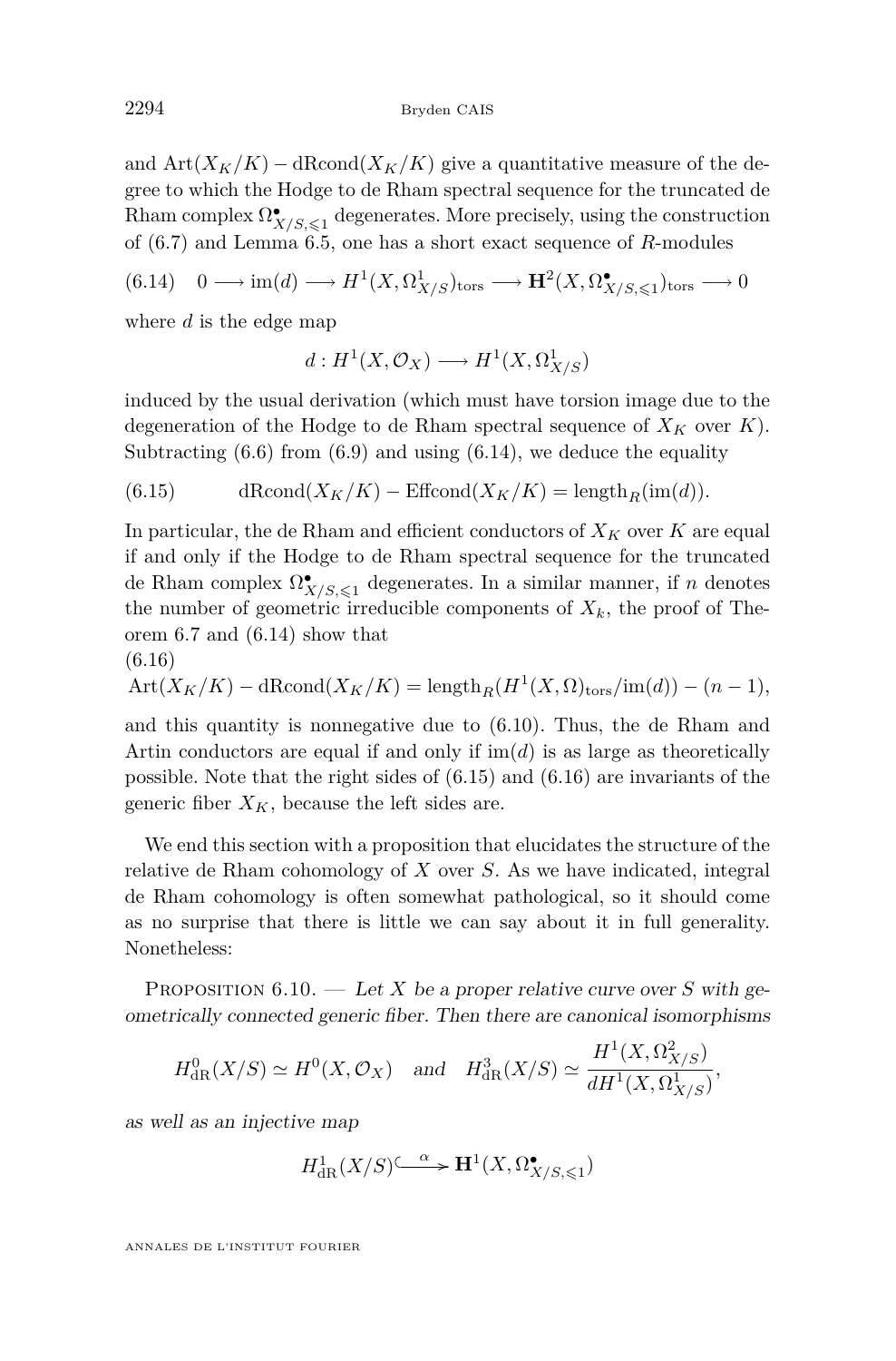and $\mathrm{Art}(X_K/K) - \mathrm{dRcond}(X_K/K)$ give a quantitative measure of the degree to which the Hodge to de Rham spectral sequence for the truncated de Rham complex $\Omega^\bullet_{X/S,\leqslant 1}$ degenerates. More precisely, using the construction of (6.7) and Lemma 6.5, one has a short exact sequence of $R$-modules

$$0 \longrightarrow \mathrm{im}(d) \longrightarrow H^1(X,\Omega^1_{X/S})_{\mathrm{tors}} \longrightarrow \mathbf{H}^2(X,\Omega^\bullet_{X/S,\leqslant 1})_{\mathrm{tors}} \longrightarrow 0 \tag{6.14}$$

where $d$ is the edge map

$$d : H^1(X,\mathcal{O}_X) \longrightarrow H^1(X,\Omega^1_{X/S})$$

induced by the usual derivation (which must have torsion image due to the degeneration of the Hodge to de Rham spectral sequence of $X_K$ over $K$). Subtracting (6.6) from (6.9) and using (6.14), we deduce the equality

$$\mathrm{dRcond}(X_K/K) - \mathrm{Effcond}(X_K/K) = \mathrm{length}_R(\mathrm{im}(d)). \tag{6.15}$$

In particular, the de Rham and efficient conductors of $X_K$ over $K$ are equal if and only if the Hodge to de Rham spectral sequence for the truncated de Rham complex $\Omega^\bullet_{X/S,\leqslant 1}$ degenerates. In a similar manner, if $n$ denotes the number of geometric irreducible components of $X_k$, the proof of Theorem 6.7 and (6.14) show that

$$\mathrm{Art}(X_K/K) - \mathrm{dRcond}(X_K/K) = \mathrm{length}_R(H^1(X,\Omega)_{\mathrm{tors}}/\mathrm{im}(d)) - (n-1), \tag{6.16}$$

and this quantity is nonnegative due to (6.10). Thus, the de Rham and Artin conductors are equal if and only if $\mathrm{im}(d)$ is as large as theoretically possible. Note that the right sides of (6.15) and (6.16) are invariants of the generic fiber $X_K$, because the left sides are.

We end this section with a proposition that elucidates the structure of the relative de Rham cohomology of $X$ over $S$. As we have indicated, integral de Rham cohomology is often somewhat pathological, so it should come as no surprise that there is little we can say about it in full generality. Nonetheless:

Proposition 6.10. — *Let $X$ be a proper relative curve over $S$ with geometrically connected generic fiber. Then there are canonical isomorphisms*

$$H^0_{\mathrm{dR}}(X/S) \simeq H^0(X,\mathcal{O}_X) \quad \text{and} \quad H^3_{\mathrm{dR}}(X/S) \simeq \frac{H^1(X,\Omega^2_{X/S})}{dH^1(X,\Omega^1_{X/S})},$$

*as well as an injective map*

$$H^1_{\mathrm{dR}}(X/S) \overset{\alpha}{\hookrightarrow} \mathbf{H}^1(X,\Omega^\bullet_{X/S,\leqslant 1})$$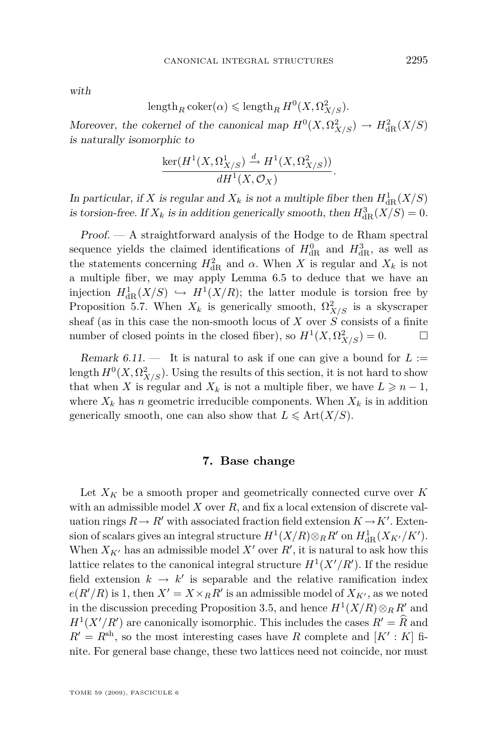*with*

$$\operatorname{length}_R \operatorname{coker}(\alpha) \leqslant \operatorname{length}_R H^0(X, \Omega^2_{X/S}).$$

*Moreover, the cokernel of the canonical map $H^0(X, \Omega^2_{X/S}) \to H^2_{\mathrm{dR}}(X/S)$ is naturally isomorphic to*

$$\frac{\ker(H^1(X, \Omega^1_{X/S}) \xrightarrow{d} H^1(X, \Omega^2_{X/S}))}{dH^1(X, \mathcal{O}_X)}.$$

*In particular, if $X$ is regular and $X_k$ is not a multiple fiber then $H^1_{\mathrm{dR}}(X/S)$ is torsion-free. If $X_k$ is in addition generically smooth, then $H^3_{\mathrm{dR}}(X/S) = 0$.*

*Proof.* — A straightforward analysis of the Hodge to de Rham spectral sequence yields the claimed identifications of $H^0_{\mathrm{dR}}$ and $H^3_{\mathrm{dR}}$, as well as the statements concerning $H^2_{\mathrm{dR}}$ and $\alpha$. When $X$ is regular and $X_k$ is not a multiple fiber, we may apply Lemma 6.5 to deduce that we have an injection $H^1_{\mathrm{dR}}(X/S) \hookrightarrow H^1(X/R)$; the latter module is torsion free by Proposition 5.7. When $X_k$ is generically smooth, $\Omega^2_{X/S}$ is a skyscraper sheaf (as in this case the non-smooth locus of $X$ over $S$ consists of a finite number of closed points in the closed fiber), so $H^1(X, \Omega^2_{X/S}) = 0$. □

*Remark 6.11.* — It is natural to ask if one can give a bound for $L := \operatorname{length} H^0(X, \Omega^2_{X/S})$. Using the results of this section, it is not hard to show that when $X$ is regular and $X_k$ is not a multiple fiber, we have $L \geqslant n - 1$, where $X_k$ has $n$ geometric irreducible components. When $X_k$ is in addition generically smooth, one can also show that $L \leqslant \operatorname{Art}(X/S)$.

## 7. Base change

Let $X_K$ be a smooth proper and geometrically connected curve over $K$ with an admissible model $X$ over $R$, and fix a local extension of discrete valuation rings $R \to R'$ with associated fraction field extension $K \to K'$. Extension of scalars gives an integral structure $H^1(X/R) \otimes_R R'$ on $H^1_{\mathrm{dR}}(X_{K'}/K')$. When $X_{K'}$ has an admissible model $X'$ over $R'$, it is natural to ask how this lattice relates to the canonical integral structure $H^1(X'/R')$. If the residue field extension $k \to k'$ is separable and the relative ramification index $e(R'/R)$ is 1, then $X' = X \times_R R'$ is an admissible model of $X_{K'}$, as we noted in the discussion preceding Proposition 3.5, and hence $H^1(X/R) \otimes_R R'$ and $H^1(X'/R')$ are canonically isomorphic. This includes the cases $R' = \widehat{R}$ and $R' = R^{\mathrm{sh}}$, so the most interesting cases have $R$ complete and $[K' : K]$ finite. For general base change, these two lattices need not coincide, nor must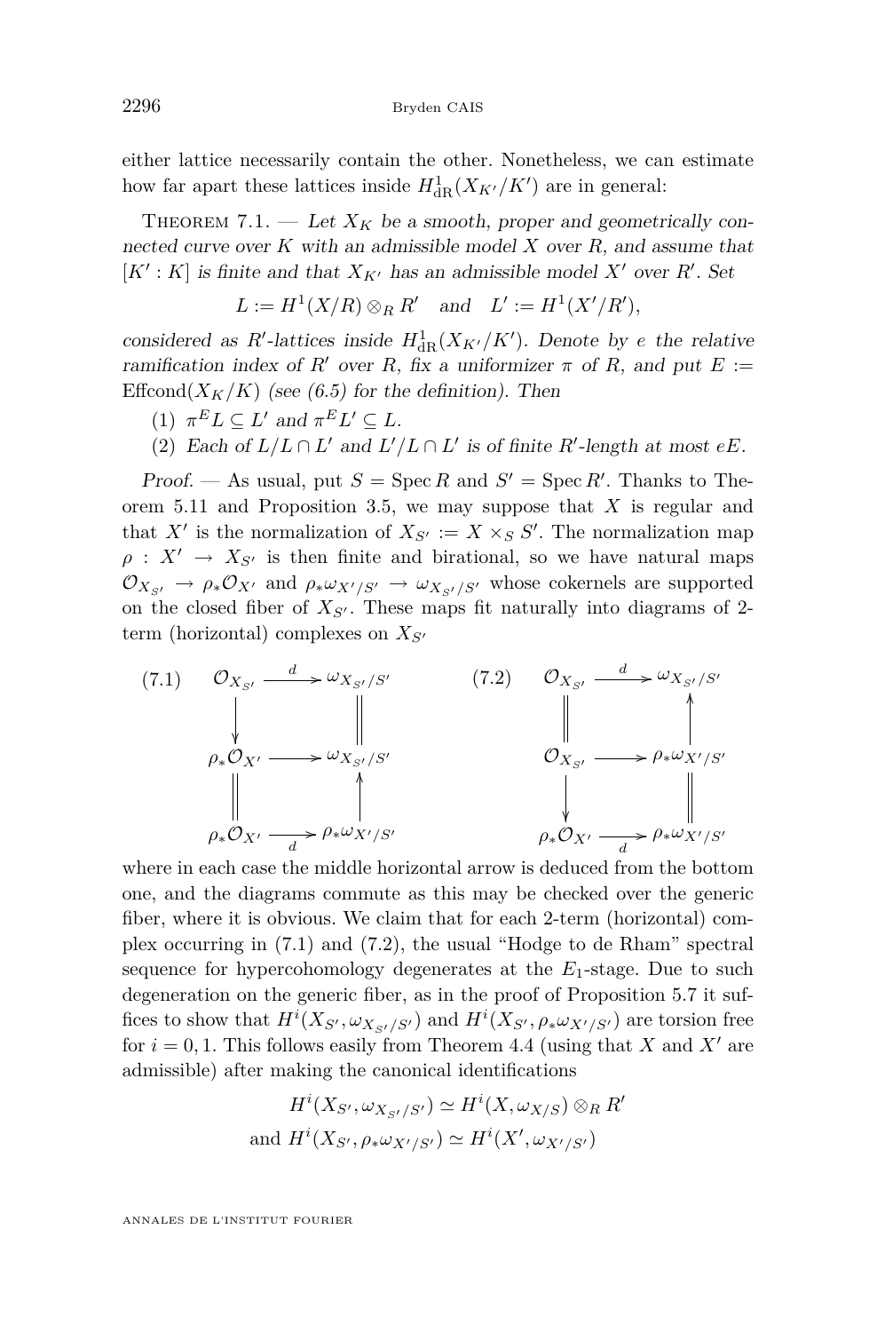either lattice necessarily contain the other. Nonetheless, we can estimate how far apart these lattices inside $H^1_{\mathrm{dR}}(X_{K'}/K')$ are in general:

Theorem 7.1. — *Let $X_K$ be a smooth, proper and geometrically connected curve over $K$ with an admissible model $X$ over $R$, and assume that $[K':K]$ is finite and that $X_{K'}$ has an admissible model $X'$ over $R'$. Set*

$$L := H^1(X/R)\otimes_R R' \quad \text{and} \quad L' := H^1(X'/R'),$$

*considered as $R'$-lattices inside $H^1_{\mathrm{dR}}(X_{K'}/K')$. Denote by $e$ the relative ramification index of $R'$ over $R$, fix a uniformizer $\pi$ of $R$, and put $E := \mathrm{Effcond}(X_K/K)$ (see (6.5) for the definition). Then*

1. *$\pi^E L \subseteq L'$ and $\pi^E L' \subseteq L$.*
2. *Each of $L/L\cap L'$ and $L'/L\cap L'$ is of finite $R'$-length at most $eE$.*

*Proof.* — As usual, put $S = \operatorname{Spec} R$ and $S' = \operatorname{Spec} R'$. Thanks to Theorem 5.11 and Proposition 3.5, we may suppose that $X$ is regular and that $X'$ is the normalization of $X_{S'} := X\times_S S'$. The normalization map $\rho : X' \to X_{S'}$ is then finite and birational, so we have natural maps $\mathcal{O}_{X_{S'}} \to \rho_*\mathcal{O}_{X'}$ and $\rho_*\omega_{X'/S'} \to \omega_{X_{S'}/S'}$ whose cokernels are supported on the closed fiber of $X_{S'}$. These maps fit naturally into diagrams of 2-term (horizontal) complexes on $X_{S'}$

$$(7.1)\quad \begin{array}{ccc} \mathcal{O}_{X_{S'}} & \xrightarrow{d} & \omega_{X_{S'}/S'} \\ \downarrow & & \| \\ \rho_*\mathcal{O}_{X'} & \longrightarrow & \omega_{X_{S'}/S'} \\ \| & & \uparrow \\ \rho_*\mathcal{O}_{X'} & \xrightarrow[d]{} & \rho_*\omega_{X'/S'} \end{array} \qquad\qquad (7.2)\quad \begin{array}{ccc} \mathcal{O}_{X_{S'}} & \xrightarrow{d} & \omega_{X_{S'}/S'} \\ \| & & \uparrow \\ \mathcal{O}_{X_{S'}} & \longrightarrow & \rho_*\omega_{X'/S'} \\ \downarrow & & \| \\ \rho_*\mathcal{O}_{X'} & \xrightarrow[d]{} & \rho_*\omega_{X'/S'} \end{array}$$

where in each case the middle horizontal arrow is deduced from the bottom one, and the diagrams commute as this may be checked over the generic fiber, where it is obvious. We claim that for each 2-term (horizontal) complex occurring in (7.1) and (7.2), the usual "Hodge to de Rham" spectral sequence for hypercohomology degenerates at the $E_1$-stage. Due to such degeneration on the generic fiber, as in the proof of Proposition 5.7 it suffices to show that $H^i(X_{S'},\omega_{X_{S'}/S'})$ and $H^i(X_{S'},\rho_*\omega_{X'/S'})$ are torsion free for $i=0,1$. This follows easily from Theorem 4.4 (using that $X$ and $X'$ are admissible) after making the canonical identifications

$$H^i(X_{S'},\omega_{X_{S'}/S'}) \simeq H^i(X,\omega_{X/S})\otimes_R R'$$
$$\text{and } H^i(X_{S'},\rho_*\omega_{X'/S'}) \simeq H^i(X',\omega_{X'/S'})$$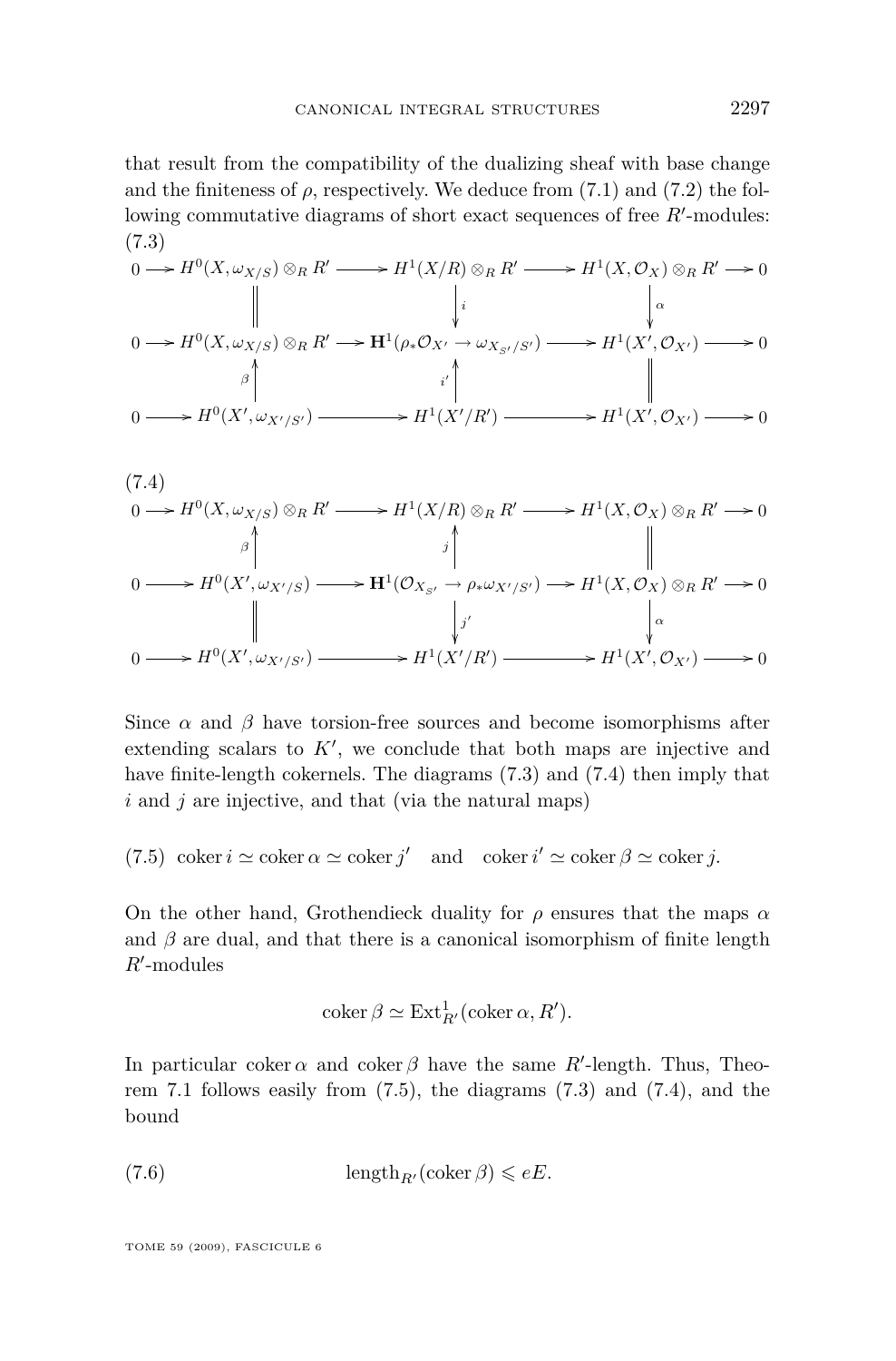that result from the compatibility of the dualizing sheaf with base change and the finiteness of $\rho$, respectively. We deduce from (7.1) and (7.2) the following commutative diagrams of short exact sequences of free $R'$-modules:

(7.3)

$$\begin{array}{ccccccccc}
0 \to & H^0(X,\omega_{X/S})\otimes_R R' & \to & H^1(X/R)\otimes_R R' & \to & H^1(X,\mathcal{O}_X)\otimes_R R' & \to 0 \\
& \| & & \downarrow i & & \downarrow \alpha & \\
0 \to & H^0(X,\omega_{X/S})\otimes_R R' & \to & \mathbf{H}^1(\rho_*\mathcal{O}_{X'} \to \omega_{X_{S'}/S'}) & \to & H^1(X',\mathcal{O}_{X'}) & \to 0 \\
& \uparrow \beta & & \uparrow i' & & \| & \\
0 \to & H^0(X',\omega_{X'/S'}) & \to & H^1(X'/R') & \to & H^1(X',\mathcal{O}_{X'}) & \to 0
\end{array}$$

(7.4)

$$\begin{array}{ccccccccc}
0 \to & H^0(X,\omega_{X/S})\otimes_R R' & \to & H^1(X/R)\otimes_R R' & \to & H^1(X,\mathcal{O}_X)\otimes_R R' & \to 0 \\
& \uparrow \beta & & \uparrow j & & \| & \\
0 \to & H^0(X',\omega_{X'/S}) & \to & \mathbf{H}^1(\mathcal{O}_{X_{S'}} \to \rho_*\omega_{X'/S'}) & \to & H^1(X,\mathcal{O}_X)\otimes_R R' & \to 0 \\
& \| & & \downarrow j' & & \downarrow \alpha & \\
0 \to & H^0(X',\omega_{X'/S'}) & \to & H^1(X'/R') & \to & H^1(X',\mathcal{O}_{X'}) & \to 0
\end{array}$$

Since $\alpha$ and $\beta$ have torsion-free sources and become isomorphisms after extending scalars to $K'$, we conclude that both maps are injective and have finite-length cokernels. The diagrams (7.3) and (7.4) then imply that $i$ and $j$ are injective, and that (via the natural maps)

(7.5) $\operatorname{coker} i \simeq \operatorname{coker} \alpha \simeq \operatorname{coker} j'$ and $\operatorname{coker} i' \simeq \operatorname{coker} \beta \simeq \operatorname{coker} j$.

On the other hand, Grothendieck duality for $\rho$ ensures that the maps $\alpha$ and $\beta$ are dual, and that there is a canonical isomorphism of finite length $R'$-modules

$$\operatorname{coker} \beta \simeq \operatorname{Ext}^1_{R'}(\operatorname{coker} \alpha, R').$$

In particular $\operatorname{coker} \alpha$ and $\operatorname{coker} \beta$ have the same $R'$-length. Thus, Theorem 7.1 follows easily from (7.5), the diagrams (7.3) and (7.4), and the bound

$$\operatorname{length}_{R'}(\operatorname{coker} \beta) \leqslant eE. \tag{7.6}$$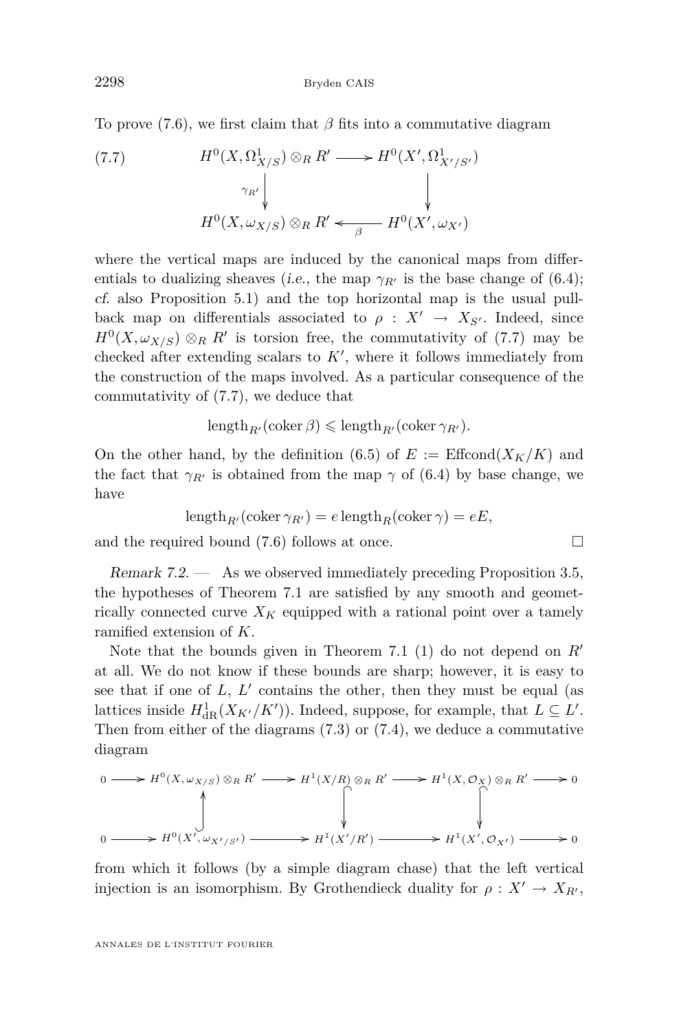To prove (7.6), we first claim that $\beta$ fits into a commutative diagram

$$\begin{array}{ccc} H^0(X,\Omega^1_{X/S})\otimes_R R' & \longrightarrow & H^0(X',\Omega^1_{X'/S'}) \\ {\scriptstyle\gamma_{R'}}\big\downarrow & & \big\downarrow \\ H^0(X,\omega_{X/S})\otimes_R R' & \underset{\beta}{\longleftarrow} & H^0(X',\omega_{X'}) \end{array} \tag{7.7}$$

where the vertical maps are induced by the canonical maps from differentials to dualizing sheaves (*i.e.*, the map $\gamma_{R'}$ is the base change of (6.4); *cf.* also Proposition 5.1) and the top horizontal map is the usual pullback map on differentials associated to $\rho : X' \to X_{S'}$. Indeed, since $H^0(X,\omega_{X/S})\otimes_R R'$ is torsion free, the commutativity of (7.7) may be checked after extending scalars to $K'$, where it follows immediately from the construction of the maps involved. As a particular consequence of the commutativity of (7.7), we deduce that

$$\operatorname{length}_{R'}(\operatorname{coker}\beta) \leqslant \operatorname{length}_{R'}(\operatorname{coker}\gamma_{R'}).$$

On the other hand, by the definition (6.5) of $E := \operatorname{Effcond}(X_K/K)$ and the fact that $\gamma_{R'}$ is obtained from the map $\gamma$ of (6.4) by base change, we have

$$\operatorname{length}_{R'}(\operatorname{coker}\gamma_{R'}) = e\operatorname{length}_R(\operatorname{coker}\gamma) = eE,$$

and the required bound (7.6) follows at once. □

*Remark 7.2.* — As we observed immediately preceding Proposition 3.5, the hypotheses of Theorem 7.1 are satisfied by any smooth and geometrically connected curve $X_K$ equipped with a rational point over a tamely ramified extension of $K$.

Note that the bounds given in Theorem 7.1 (1) do not depend on $R'$ at all. We do not know if these bounds are sharp; however, it is easy to see that if one of $L$, $L'$ contains the other, then they must be equal (as lattices inside $H^1_{\mathrm{dR}}(X_{K'}/K')$). Indeed, suppose, for example, that $L \subseteq L'$. Then from either of the diagrams (7.3) or (7.4), we deduce a commutative diagram

$$\begin{array}{ccccccccc} 0 & \longrightarrow & H^0(X,\omega_{X/S})\otimes_R R' & \longrightarrow & H^1(X/R)\otimes_R R' & \longrightarrow & H^1(X,\mathcal{O}_X)\otimes_R R' & \longrightarrow & 0 \\ & & \big\uparrow & & \big\downarrow & & \big\downarrow & & \\ 0 & \longrightarrow & H^0(X',\omega_{X'/S'}) & \longrightarrow & H^1(X'/R') & \longrightarrow & H^1(X',\mathcal{O}_{X'}) & \longrightarrow & 0 \end{array}$$

from which it follows (by a simple diagram chase) that the left vertical injection is an isomorphism. By Grothendieck duality for $\rho : X' \to X_{R'}$,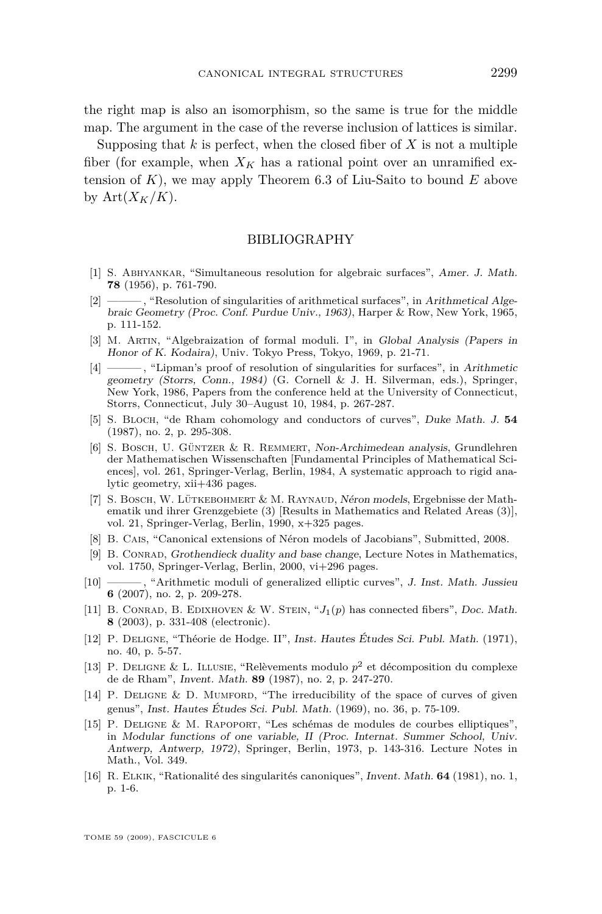the right map is also an isomorphism, so the same is true for the middle map. The argument in the case of the reverse inclusion of lattices is similar.

Supposing that $k$ is perfect, when the closed fiber of $X$ is not a multiple fiber (for example, when $X_K$ has a rational point over an unramified extension of $K$), we may apply Theorem 6.3 of Liu-Saito to bound $E$ above by $\mathrm{Art}(X_K/K)$.

## BIBLIOGRAPHY

[1] S. Abhyankar, "Simultaneous resolution for algebraic surfaces", *Amer. J. Math.* **78** (1956), p. 761-790.

[2] ———, "Resolution of singularities of arithmetical surfaces", in *Arithmetical Algebraic Geometry (Proc. Conf. Purdue Univ., 1963)*, Harper & Row, New York, 1965, p. 111-152.

[3] M. Artin, "Algebraization of formal moduli. I", in *Global Analysis (Papers in Honor of K. Kodaira)*, Univ. Tokyo Press, Tokyo, 1969, p. 21-71.

[4] ———, "Lipman's proof of resolution of singularities for surfaces", in *Arithmetic geometry (Storrs, Conn., 1984)* (G. Cornell & J. H. Silverman, eds.), Springer, New York, 1986, Papers from the conference held at the University of Connecticut, Storrs, Connecticut, July 30–August 10, 1984, p. 267-287.

[5] S. Bloch, "de Rham cohomology and conductors of curves", *Duke Math. J.* **54** (1987), no. 2, p. 295-308.

[6] S. Bosch, U. Güntzer & R. Remmert, *Non-Archimedean analysis*, Grundlehren der Mathematischen Wissenschaften [Fundamental Principles of Mathematical Sciences], vol. 261, Springer-Verlag, Berlin, 1984, A systematic approach to rigid analytic geometry, xii+436 pages.

[7] S. Bosch, W. Lütkebohmert & M. Raynaud, *Néron models*, Ergebnisse der Mathematik und ihrer Grenzgebiete (3) [Results in Mathematics and Related Areas (3)], vol. 21, Springer-Verlag, Berlin, 1990, x+325 pages.

[8] B. Cais, "Canonical extensions of Néron models of Jacobians", Submitted, 2008.

[9] B. Conrad, *Grothendieck duality and base change*, Lecture Notes in Mathematics, vol. 1750, Springer-Verlag, Berlin, 2000, vi+296 pages.

[10] ———, "Arithmetic moduli of generalized elliptic curves", *J. Inst. Math. Jussieu* **6** (2007), no. 2, p. 209-278.

[11] B. Conrad, B. Edixhoven & W. Stein, "$J_1(p)$ has connected fibers", *Doc. Math.* **8** (2003), p. 331-408 (electronic).

[12] P. Deligne, "Théorie de Hodge. II", *Inst. Hautes Études Sci. Publ. Math.* (1971), no. 40, p. 5-57.

[13] P. Deligne & L. Illusie, "Relèvements modulo $p^2$ et décomposition du complexe de de Rham", *Invent. Math.* **89** (1987), no. 2, p. 247-270.

[14] P. Deligne & D. Mumford, "The irreducibility of the space of curves of given genus", *Inst. Hautes Études Sci. Publ. Math.* (1969), no. 36, p. 75-109.

[15] P. Deligne & M. Rapoport, "Les schémas de modules de courbes elliptiques", in *Modular functions of one variable, II (Proc. Internat. Summer School, Univ. Antwerp, Antwerp, 1972)*, Springer, Berlin, 1973, p. 143-316. Lecture Notes in Math., Vol. 349.

[16] R. Elkik, "Rationalité des singularités canoniques", *Invent. Math.* **64** (1981), no. 1, p. 1-6.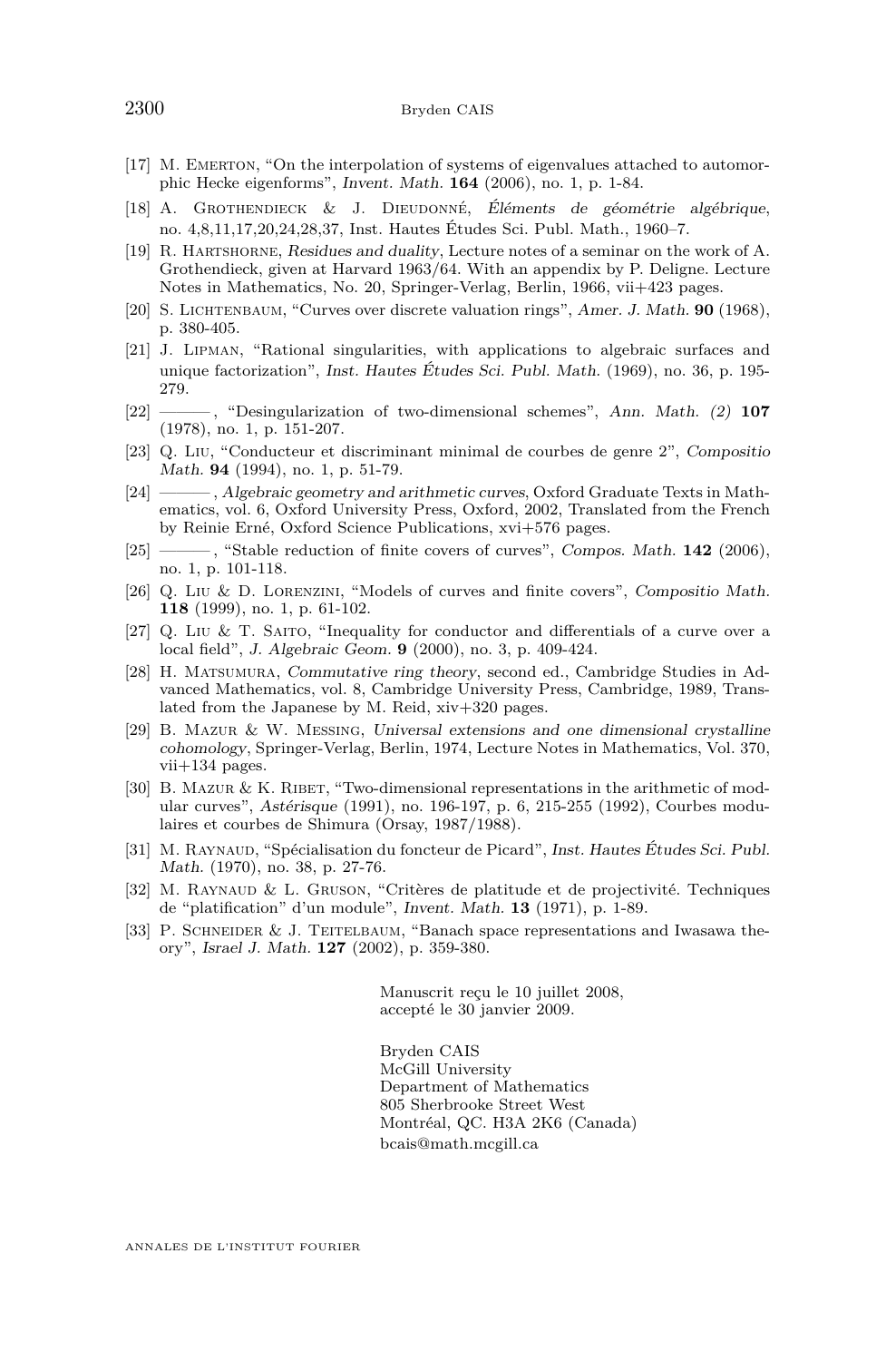[17] M. Emerton, "On the interpolation of systems of eigenvalues attached to automorphic Hecke eigenforms", *Invent. Math.* **164** (2006), no. 1, p. 1-84.

[18] A. Grothendieck & J. Dieudonné, *Éléments de géométrie algébrique*, no. 4,8,11,17,20,24,28,37, Inst. Hautes Études Sci. Publ. Math., 1960–7.

[19] R. Hartshorne, *Residues and duality*, Lecture notes of a seminar on the work of A. Grothendieck, given at Harvard 1963/64. With an appendix by P. Deligne. Lecture Notes in Mathematics, No. 20, Springer-Verlag, Berlin, 1966, vii+423 pages.

[20] S. Lichtenbaum, "Curves over discrete valuation rings", *Amer. J. Math.* **90** (1968), p. 380-405.

[21] J. Lipman, "Rational singularities, with applications to algebraic surfaces and unique factorization", *Inst. Hautes Études Sci. Publ. Math.* (1969), no. 36, p. 195-279.

[22] ———, "Desingularization of two-dimensional schemes", *Ann. Math. (2)* **107** (1978), no. 1, p. 151-207.

[23] Q. Liu, "Conducteur et discriminant minimal de courbes de genre 2", *Compositio Math.* **94** (1994), no. 1, p. 51-79.

[24] ———, *Algebraic geometry and arithmetic curves*, Oxford Graduate Texts in Mathematics, vol. 6, Oxford University Press, Oxford, 2002, Translated from the French by Reinie Erné, Oxford Science Publications, xvi+576 pages.

[25] ———, "Stable reduction of finite covers of curves", *Compos. Math.* **142** (2006), no. 1, p. 101-118.

[26] Q. Liu & D. Lorenzini, "Models of curves and finite covers", *Compositio Math.* **118** (1999), no. 1, p. 61-102.

[27] Q. Liu & T. Saito, "Inequality for conductor and differentials of a curve over a local field", *J. Algebraic Geom.* **9** (2000), no. 3, p. 409-424.

[28] H. Matsumura, *Commutative ring theory*, second ed., Cambridge Studies in Advanced Mathematics, vol. 8, Cambridge University Press, Cambridge, 1989, Translated from the Japanese by M. Reid, xiv+320 pages.

[29] B. Mazur & W. Messing, *Universal extensions and one dimensional crystalline cohomology*, Springer-Verlag, Berlin, 1974, Lecture Notes in Mathematics, Vol. 370, vii+134 pages.

[30] B. Mazur & K. Ribet, "Two-dimensional representations in the arithmetic of modular curves", *Astérisque* (1991), no. 196-197, p. 6, 215-255 (1992), Courbes modulaires et courbes de Shimura (Orsay, 1987/1988).

[31] M. Raynaud, "Spécialisation du foncteur de Picard", *Inst. Hautes Études Sci. Publ. Math.* (1970), no. 38, p. 27-76.

[32] M. Raynaud & L. Gruson, "Critères de platitude et de projectivité. Techniques de "platification" d'un module", *Invent. Math.* **13** (1971), p. 1-89.

[33] P. Schneider & J. Teitelbaum, "Banach space representations and Iwasawa theory", *Israel J. Math.* **127** (2002), p. 359-380.

Manuscrit reçu le 10 juillet 2008,
accepté le 30 janvier 2009.

Bryden CAIS
McGill University
Department of Mathematics
805 Sherbrooke Street West
Montréal, QC. H3A 2K6 (Canada)
bcais@math.mcgill.ca